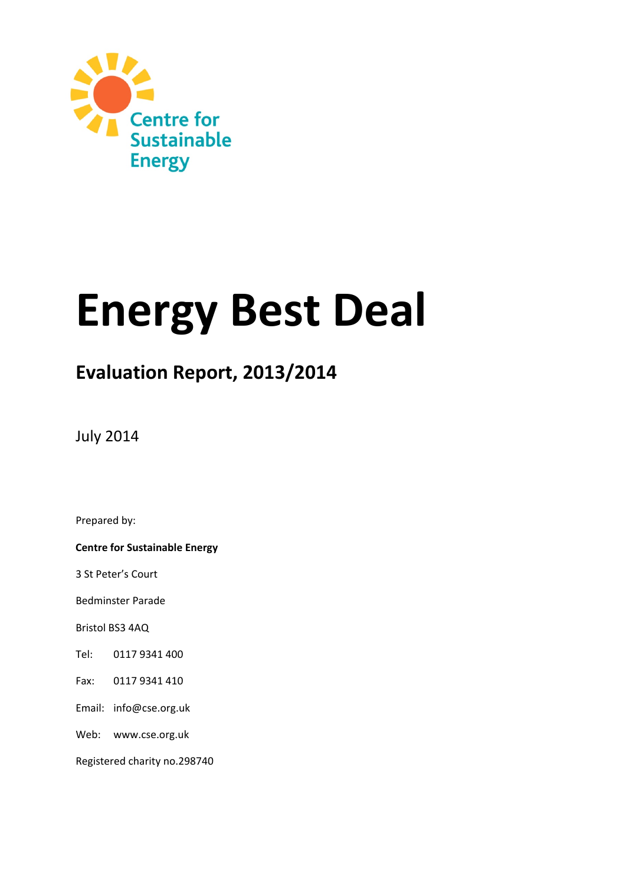Centre for Sustainable Energy

# Energy Best Deal

## Evaluation Report, 2013/2014

July 2014

Prepared by:

**Centre for Sustainable Energy**

3 St Peter's Court

Bedminster Parade

Bristol BS3 4AQ

Tel: 0117 9341 400

Fax: 0117 9341 410

Email: info@cse.org.uk

Web: www.cse.org.uk

Registered charity no.298740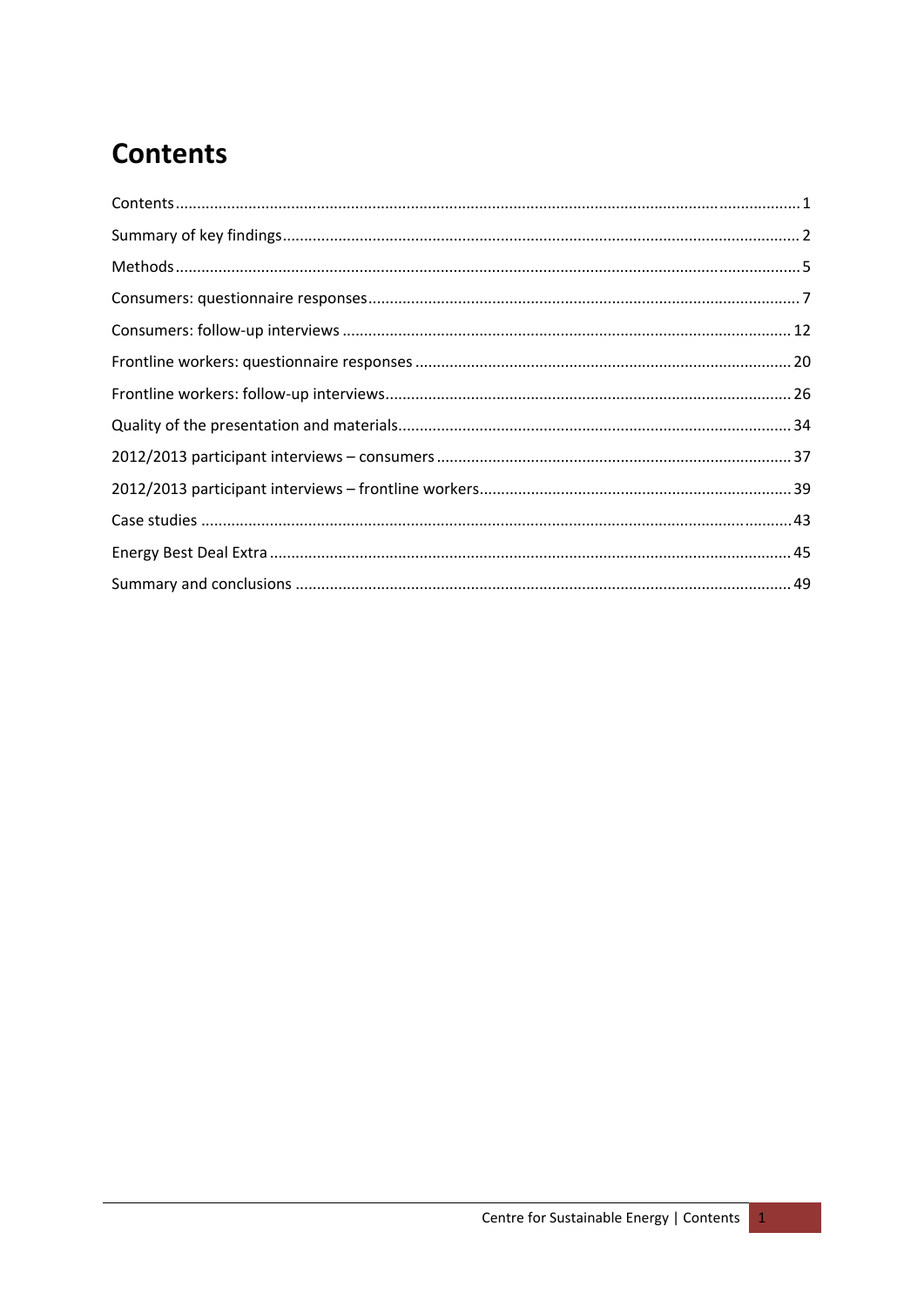# Contents

| | |
|---|---|
| Contents | 1 |
| Summary of key findings | 2 |
| Methods | 5 |
| Consumers: questionnaire responses | 7 |
| Consumers: follow-up interviews | 12 |
| Frontline workers: questionnaire responses | 20 |
| Frontline workers: follow-up interviews | 26 |
| Quality of the presentation and materials | 34 |
| 2012/2013 participant interviews – consumers | 37 |
| 2012/2013 participant interviews – frontline workers | 39 |
| Case studies | 43 |
| Energy Best Deal Extra | 45 |
| Summary and conclusions | 49 |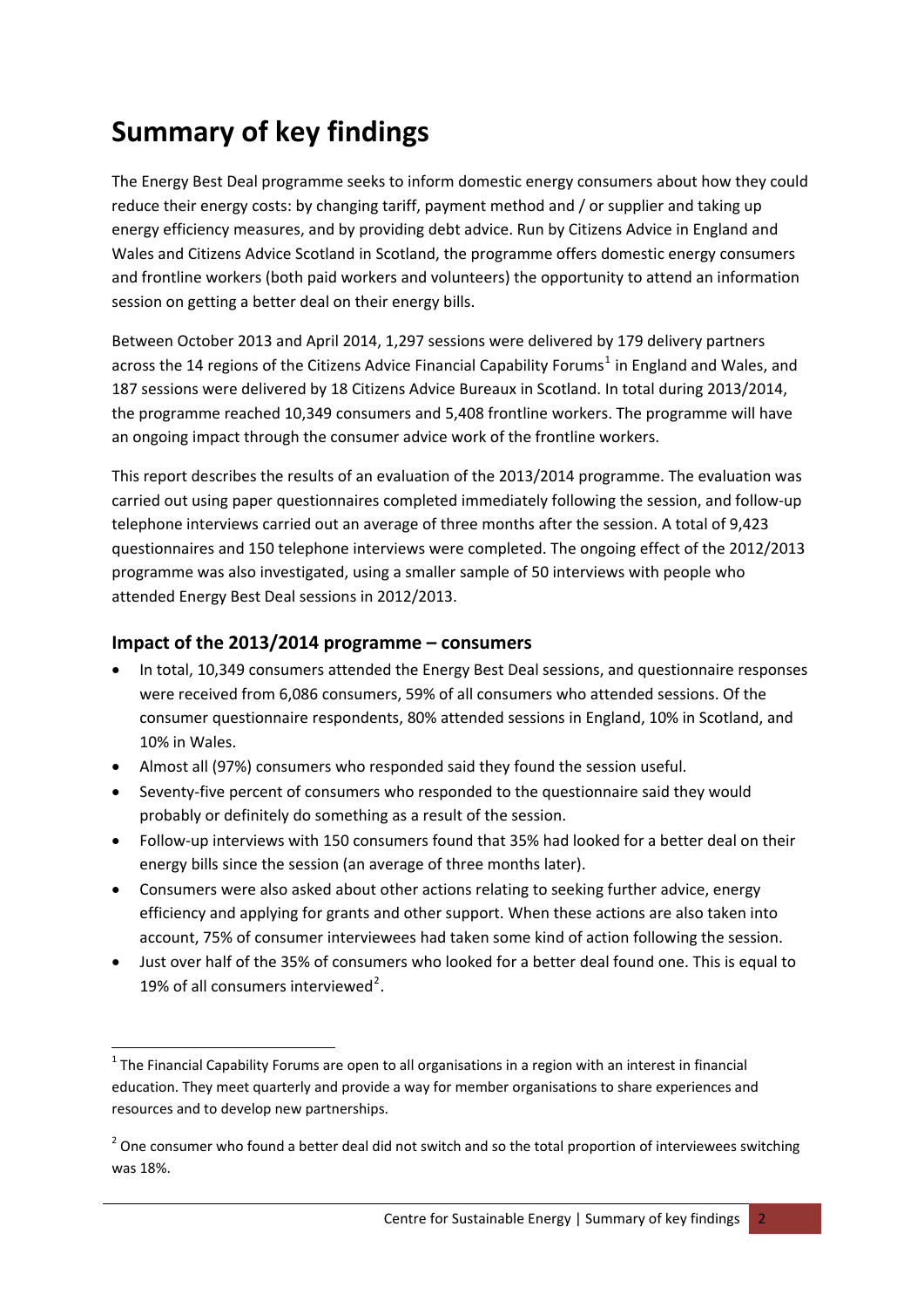# Summary of key findings

The Energy Best Deal programme seeks to inform domestic energy consumers about how they could reduce their energy costs: by changing tariff, payment method and / or supplier and taking up energy efficiency measures, and by providing debt advice. Run by Citizens Advice in England and Wales and Citizens Advice Scotland in Scotland, the programme offers domestic energy consumers and frontline workers (both paid workers and volunteers) the opportunity to attend an information session on getting a better deal on their energy bills.

Between October 2013 and April 2014, 1,297 sessions were delivered by 179 delivery partners across the 14 regions of the Citizens Advice Financial Capability Forums[1] in England and Wales, and 187 sessions were delivered by 18 Citizens Advice Bureaux in Scotland. In total during 2013/2014, the programme reached 10,349 consumers and 5,408 frontline workers. The programme will have an ongoing impact through the consumer advice work of the frontline workers.

This report describes the results of an evaluation of the 2013/2014 programme. The evaluation was carried out using paper questionnaires completed immediately following the session, and follow-up telephone interviews carried out an average of three months after the session. A total of 9,423 questionnaires and 150 telephone interviews were completed. The ongoing effect of the 2012/2013 programme was also investigated, using a smaller sample of 50 interviews with people who attended Energy Best Deal sessions in 2012/2013.

## Impact of the 2013/2014 programme – consumers

- In total, 10,349 consumers attended the Energy Best Deal sessions, and questionnaire responses were received from 6,086 consumers, 59% of all consumers who attended sessions. Of the consumer questionnaire respondents, 80% attended sessions in England, 10% in Scotland, and 10% in Wales.
- Almost all (97%) consumers who responded said they found the session useful.
- Seventy-five percent of consumers who responded to the questionnaire said they would probably or definitely do something as a result of the session.
- Follow-up interviews with 150 consumers found that 35% had looked for a better deal on their energy bills since the session (an average of three months later).
- Consumers were also asked about other actions relating to seeking further advice, energy efficiency and applying for grants and other support. When these actions are also taken into account, 75% of consumer interviewees had taken some kind of action following the session.
- Just over half of the 35% of consumers who looked for a better deal found one. This is equal to 19% of all consumers interviewed[2].

---

[1] The Financial Capability Forums are open to all organisations in a region with an interest in financial education. They meet quarterly and provide a way for member organisations to share experiences and resources and to develop new partnerships.

[2] One consumer who found a better deal did not switch and so the total proportion of interviewees switching was 18%.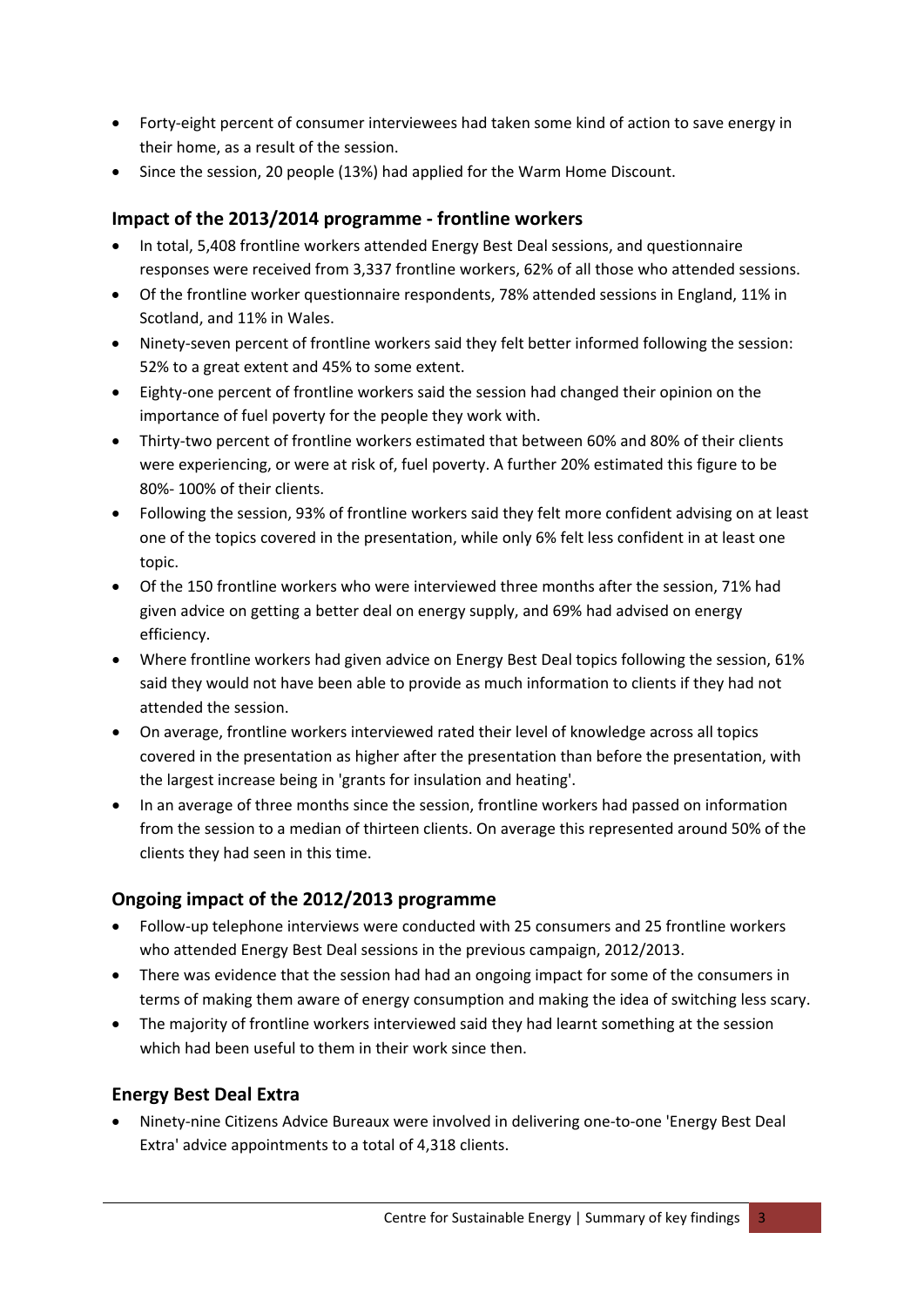- Forty-eight percent of consumer interviewees had taken some kind of action to save energy in their home, as a result of the session.
- Since the session, 20 people (13%) had applied for the Warm Home Discount.

### Impact of the 2013/2014 programme - frontline workers

- In total, 5,408 frontline workers attended Energy Best Deal sessions, and questionnaire responses were received from 3,337 frontline workers, 62% of all those who attended sessions.
- Of the frontline worker questionnaire respondents, 78% attended sessions in England, 11% in Scotland, and 11% in Wales.
- Ninety-seven percent of frontline workers said they felt better informed following the session: 52% to a great extent and 45% to some extent.
- Eighty-one percent of frontline workers said the session had changed their opinion on the importance of fuel poverty for the people they work with.
- Thirty-two percent of frontline workers estimated that between 60% and 80% of their clients were experiencing, or were at risk of, fuel poverty. A further 20% estimated this figure to be 80%- 100% of their clients.
- Following the session, 93% of frontline workers said they felt more confident advising on at least one of the topics covered in the presentation, while only 6% felt less confident in at least one topic.
- Of the 150 frontline workers who were interviewed three months after the session, 71% had given advice on getting a better deal on energy supply, and 69% had advised on energy efficiency.
- Where frontline workers had given advice on Energy Best Deal topics following the session, 61% said they would not have been able to provide as much information to clients if they had not attended the session.
- On average, frontline workers interviewed rated their level of knowledge across all topics covered in the presentation as higher after the presentation than before the presentation, with the largest increase being in 'grants for insulation and heating'.
- In an average of three months since the session, frontline workers had passed on information from the session to a median of thirteen clients. On average this represented around 50% of the clients they had seen in this time.

### Ongoing impact of the 2012/2013 programme

- Follow-up telephone interviews were conducted with 25 consumers and 25 frontline workers who attended Energy Best Deal sessions in the previous campaign, 2012/2013.
- There was evidence that the session had had an ongoing impact for some of the consumers in terms of making them aware of energy consumption and making the idea of switching less scary.
- The majority of frontline workers interviewed said they had learnt something at the session which had been useful to them in their work since then.

### Energy Best Deal Extra

- Ninety-nine Citizens Advice Bureaux were involved in delivering one-to-one 'Energy Best Deal Extra' advice appointments to a total of 4,318 clients.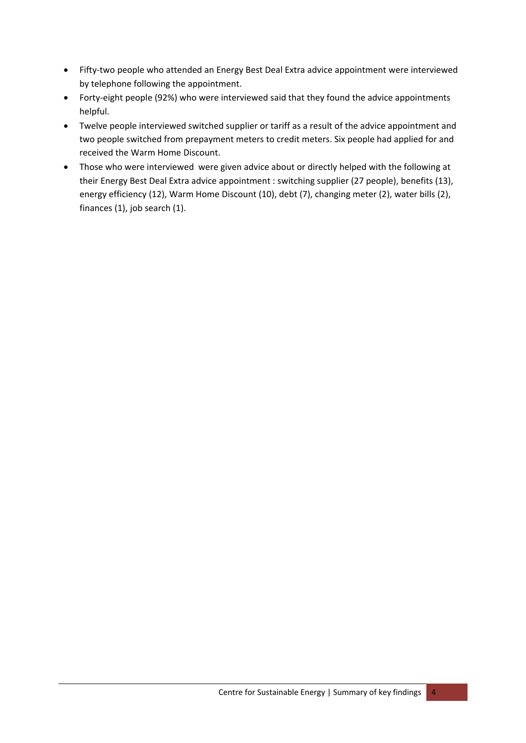- Fifty-two people who attended an Energy Best Deal Extra advice appointment were interviewed by telephone following the appointment.
- Forty-eight people (92%) who were interviewed said that they found the advice appointments helpful.
- Twelve people interviewed switched supplier or tariff as a result of the advice appointment and two people switched from prepayment meters to credit meters. Six people had applied for and received the Warm Home Discount.
- Those who were interviewed were given advice about or directly helped with the following at their Energy Best Deal Extra advice appointment : switching supplier (27 people), benefits (13), energy efficiency (12), Warm Home Discount (10), debt (7), changing meter (2), water bills (2), finances (1), job search (1).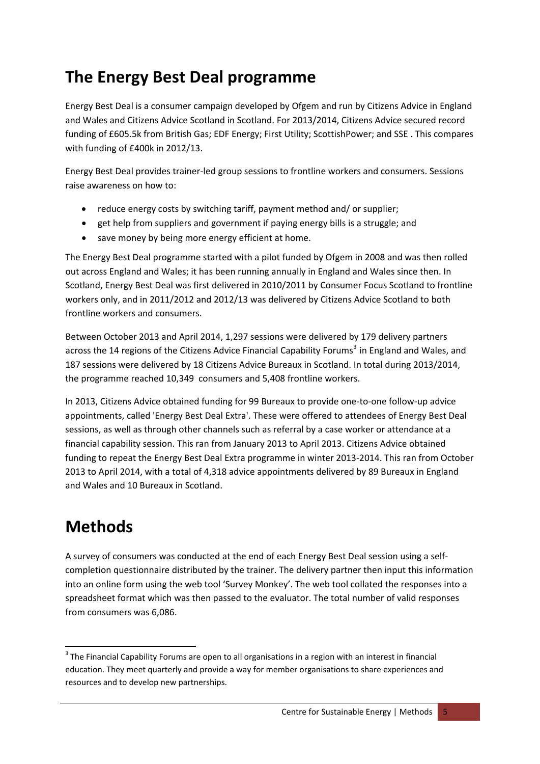# The Energy Best Deal programme

Energy Best Deal is a consumer campaign developed by Ofgem and run by Citizens Advice in England and Wales and Citizens Advice Scotland in Scotland. For 2013/2014, Citizens Advice secured record funding of £605.5k from British Gas; EDF Energy; First Utility; ScottishPower; and SSE . This compares with funding of £400k in 2012/13.

Energy Best Deal provides trainer-led group sessions to frontline workers and consumers. Sessions raise awareness on how to:

- reduce energy costs by switching tariff, payment method and/ or supplier;
- get help from suppliers and government if paying energy bills is a struggle; and
- save money by being more energy efficient at home.

The Energy Best Deal programme started with a pilot funded by Ofgem in 2008 and was then rolled out across England and Wales; it has been running annually in England and Wales since then. In Scotland, Energy Best Deal was first delivered in 2010/2011 by Consumer Focus Scotland to frontline workers only, and in 2011/2012 and 2012/13 was delivered by Citizens Advice Scotland to both frontline workers and consumers.

Between October 2013 and April 2014, 1,297 sessions were delivered by 179 delivery partners across the 14 regions of the Citizens Advice Financial Capability Forums[3] in England and Wales, and 187 sessions were delivered by 18 Citizens Advice Bureaux in Scotland. In total during 2013/2014, the programme reached 10,349 consumers and 5,408 frontline workers.

In 2013, Citizens Advice obtained funding for 99 Bureaux to provide one-to-one follow-up advice appointments, called 'Energy Best Deal Extra'. These were offered to attendees of Energy Best Deal sessions, as well as through other channels such as referral by a case worker or attendance at a financial capability session. This ran from January 2013 to April 2013. Citizens Advice obtained funding to repeat the Energy Best Deal Extra programme in winter 2013-2014. This ran from October 2013 to April 2014, with a total of 4,318 advice appointments delivered by 89 Bureaux in England and Wales and 10 Bureaux in Scotland.

# Methods

A survey of consumers was conducted at the end of each Energy Best Deal session using a self-completion questionnaire distributed by the trainer. The delivery partner then input this information into an online form using the web tool 'Survey Monkey'. The web tool collated the responses into a spreadsheet format which was then passed to the evaluator. The total number of valid responses from consumers was 6,086.

[3] The Financial Capability Forums are open to all organisations in a region with an interest in financial education. They meet quarterly and provide a way for member organisations to share experiences and resources and to develop new partnerships.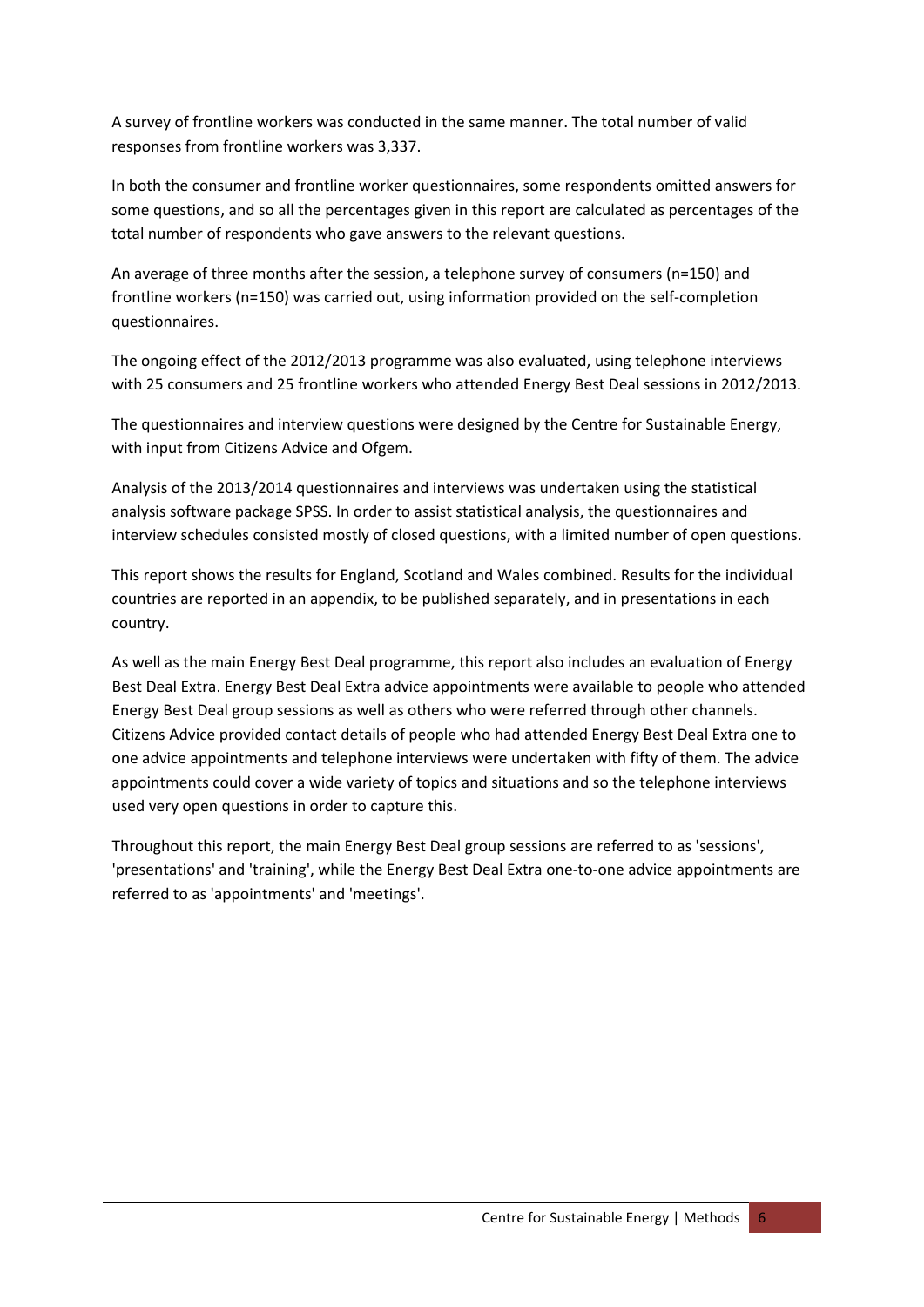A survey of frontline workers was conducted in the same manner. The total number of valid responses from frontline workers was 3,337.

In both the consumer and frontline worker questionnaires, some respondents omitted answers for some questions, and so all the percentages given in this report are calculated as percentages of the total number of respondents who gave answers to the relevant questions.

An average of three months after the session, a telephone survey of consumers (n=150) and frontline workers (n=150) was carried out, using information provided on the self-completion questionnaires.

The ongoing effect of the 2012/2013 programme was also evaluated, using telephone interviews with 25 consumers and 25 frontline workers who attended Energy Best Deal sessions in 2012/2013.

The questionnaires and interview questions were designed by the Centre for Sustainable Energy, with input from Citizens Advice and Ofgem.

Analysis of the 2013/2014 questionnaires and interviews was undertaken using the statistical analysis software package SPSS. In order to assist statistical analysis, the questionnaires and interview schedules consisted mostly of closed questions, with a limited number of open questions.

This report shows the results for England, Scotland and Wales combined. Results for the individual countries are reported in an appendix, to be published separately, and in presentations in each country.

As well as the main Energy Best Deal programme, this report also includes an evaluation of Energy Best Deal Extra. Energy Best Deal Extra advice appointments were available to people who attended Energy Best Deal group sessions as well as others who were referred through other channels. Citizens Advice provided contact details of people who had attended Energy Best Deal Extra one to one advice appointments and telephone interviews were undertaken with fifty of them. The advice appointments could cover a wide variety of topics and situations and so the telephone interviews used very open questions in order to capture this.

Throughout this report, the main Energy Best Deal group sessions are referred to as 'sessions', 'presentations' and 'training', while the Energy Best Deal Extra one-to-one advice appointments are referred to as 'appointments' and 'meetings'.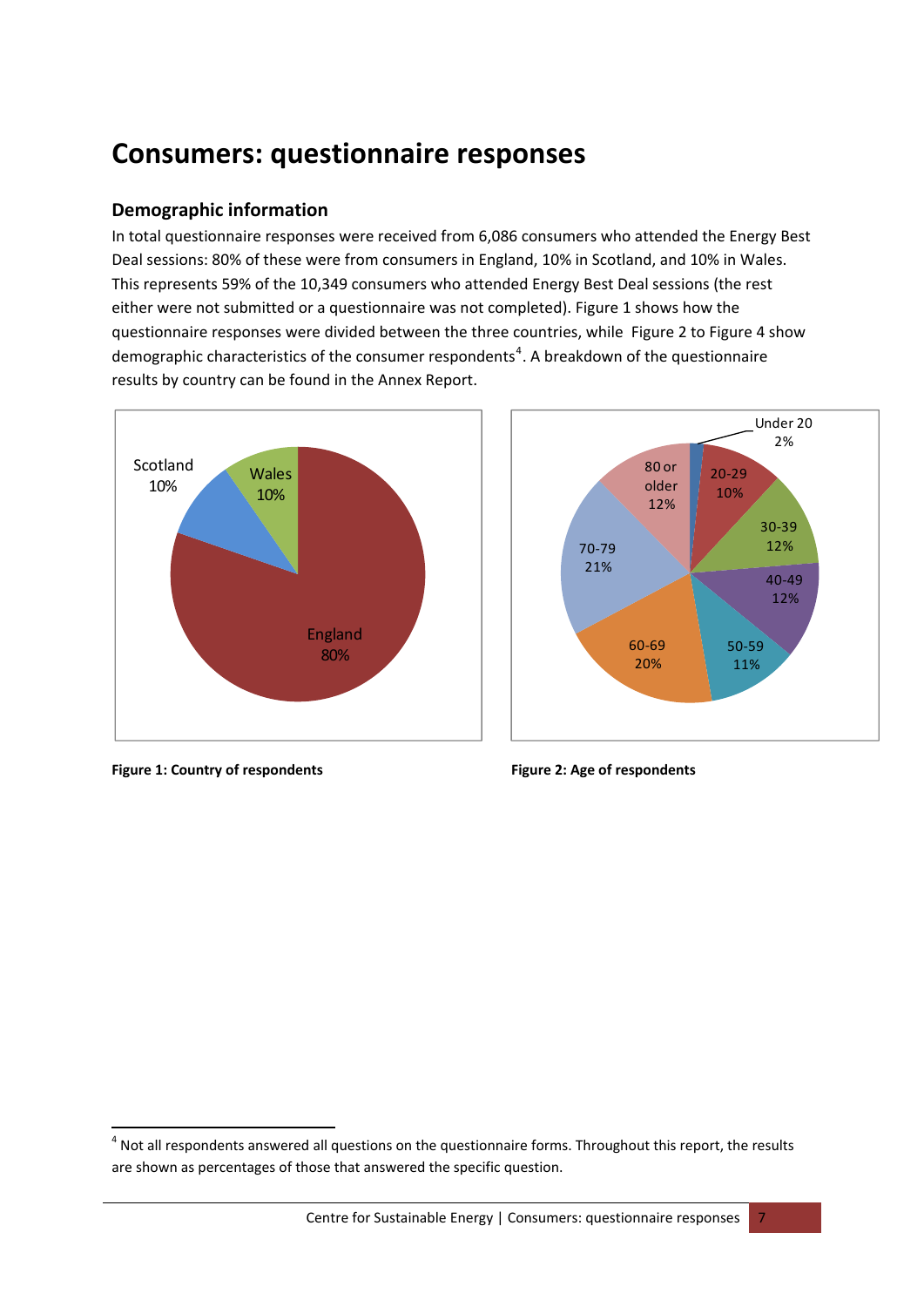# Consumers: questionnaire responses

## Demographic information

In total questionnaire responses were received from 6,086 consumers who attended the Energy Best Deal sessions: 80% of these were from consumers in England, 10% in Scotland, and 10% in Wales. This represents 59% of the 10,349 consumers who attended Energy Best Deal sessions (the rest either were not submitted or a questionnaire was not completed). Figure 1 shows how the questionnaire responses were divided between the three countries, while Figure 2 to Figure 4 show demographic characteristics of the consumer respondents[4]. A breakdown of the questionnaire results by country can be found in the Annex Report.

**Figure 1: Country of respondents**

**Figure 2: Age of respondents**

[4] Not all respondents answered all questions on the questionnaire forms. Throughout this report, the results are shown as percentages of those that answered the specific question.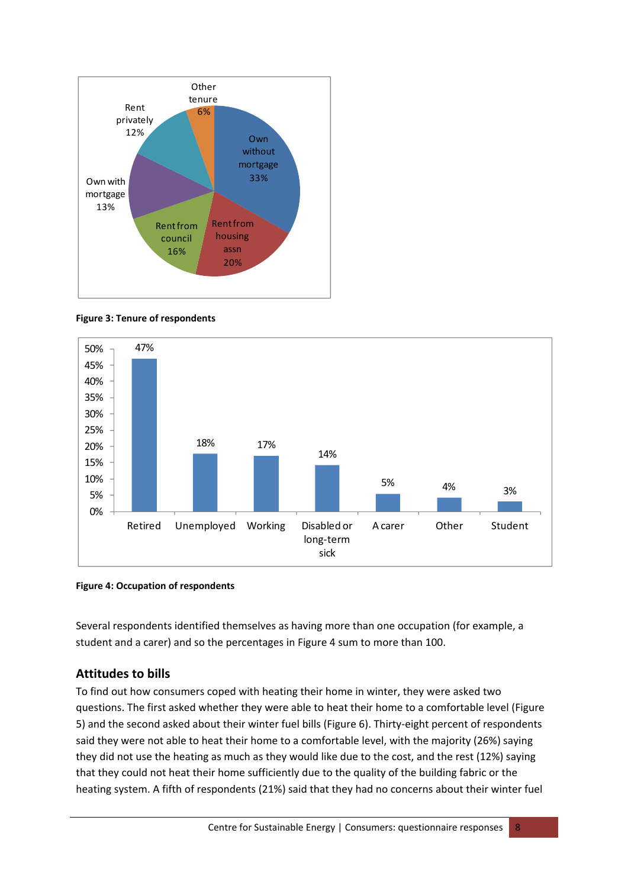| Tenure | Percentage |
| --- | --- |
| Own without mortgage | 33% |
| Rent from housing assn | 20% |
| Rent from council | 16% |
| Own with mortgage | 13% |
| Rent privately | 12% |
| Other tenure | 6% |

**Figure 3: Tenure of respondents**

| Occupation | Percentage |
| --- | --- |
| Retired | 47% |
| Unemployed | 18% |
| Working | 17% |
| Disabled or long-term sick | 14% |
| A carer | 5% |
| Other | 4% |
| Student | 3% |

**Figure 4: Occupation of respondents**

Several respondents identified themselves as having more than one occupation (for example, a student and a carer) and so the percentages in Figure 4 sum to more than 100.

## Attitudes to bills

To find out how consumers coped with heating their home in winter, they were asked two questions. The first asked whether they were able to heat their home to a comfortable level (Figure 5) and the second asked about their winter fuel bills (Figure 6). Thirty-eight percent of respondents said they were not able to heat their home to a comfortable level, with the majority (26%) saying they did not use the heating as much as they would like due to the cost, and the rest (12%) saying that they could not heat their home sufficiently due to the quality of the building fabric or the heating system. A fifth of respondents (21%) said that they had no concerns about their winter fuel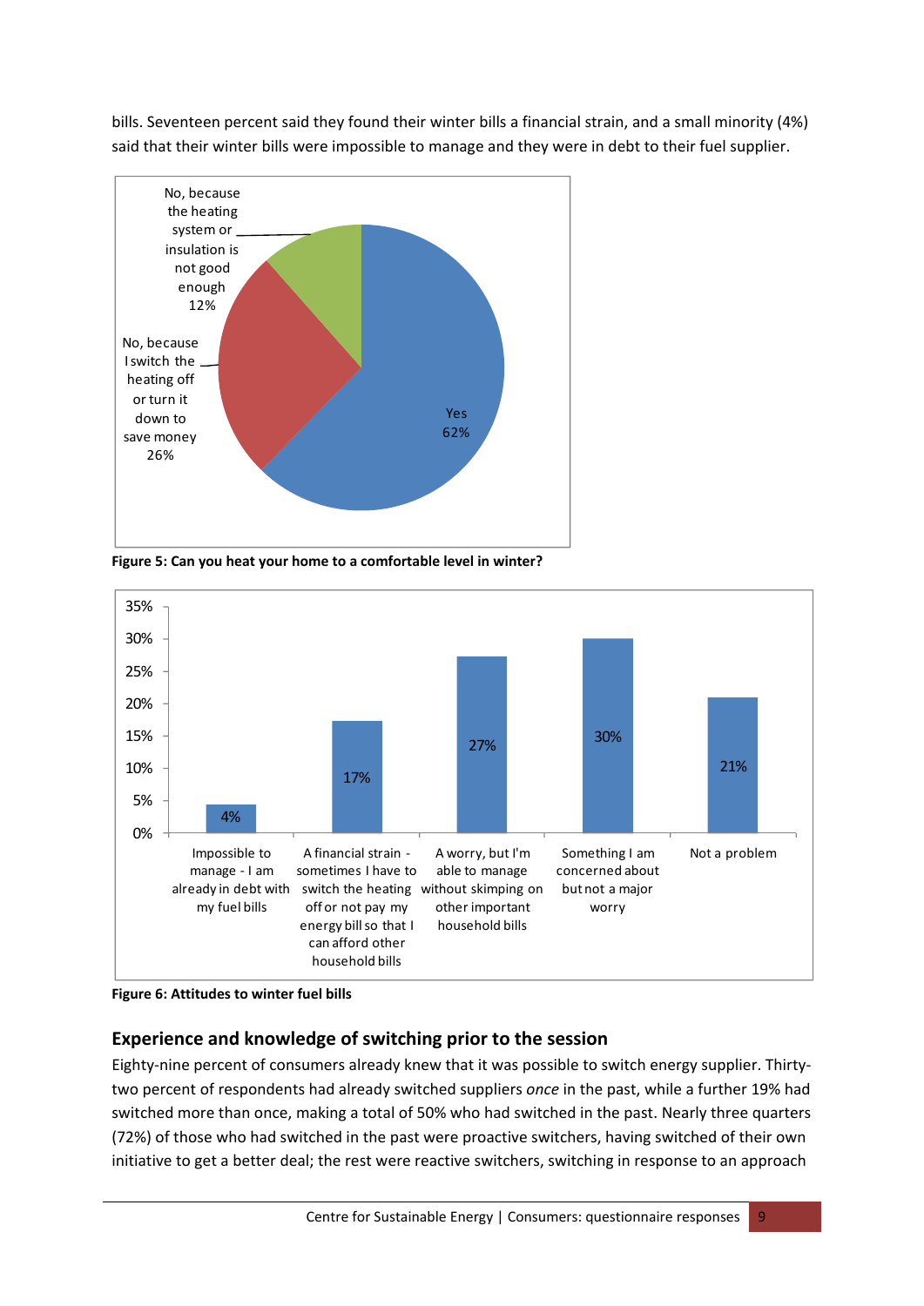bills. Seventeen percent said they found their winter bills a financial strain, and a small minority (4%) said that their winter bills were impossible to manage and they were in debt to their fuel supplier.

| Response | Percentage |
| --- | --- |
| Yes | 62% |
| No, because I switch the heating off or turn it down to save money | 26% |
| No, because the heating system or insulation is not good enough | 12% |

**Figure 5: Can you heat your home to a comfortable level in winter?**

| Response | Percentage |
| --- | --- |
| Impossible to manage - I am already in debt with my fuel bills | 4% |
| A financial strain - sometimes I have to switch the heating off or not pay my energy bill so that I can afford other household bills | 17% |
| A worry, but I'm able to manage without skimping on other important household bills | 27% |
| Something I am concerned about but not a major worry | 30% |
| Not a problem | 21% |

**Figure 6: Attitudes to winter fuel bills**

## Experience and knowledge of switching prior to the session

Eighty-nine percent of consumers already knew that it was possible to switch energy supplier. Thirty-two percent of respondents had already switched suppliers *once* in the past, while a further 19% had switched more than once, making a total of 50% who had switched in the past. Nearly three quarters (72%) of those who had switched in the past were proactive switchers, having switched of their own initiative to get a better deal; the rest were reactive switchers, switching in response to an approach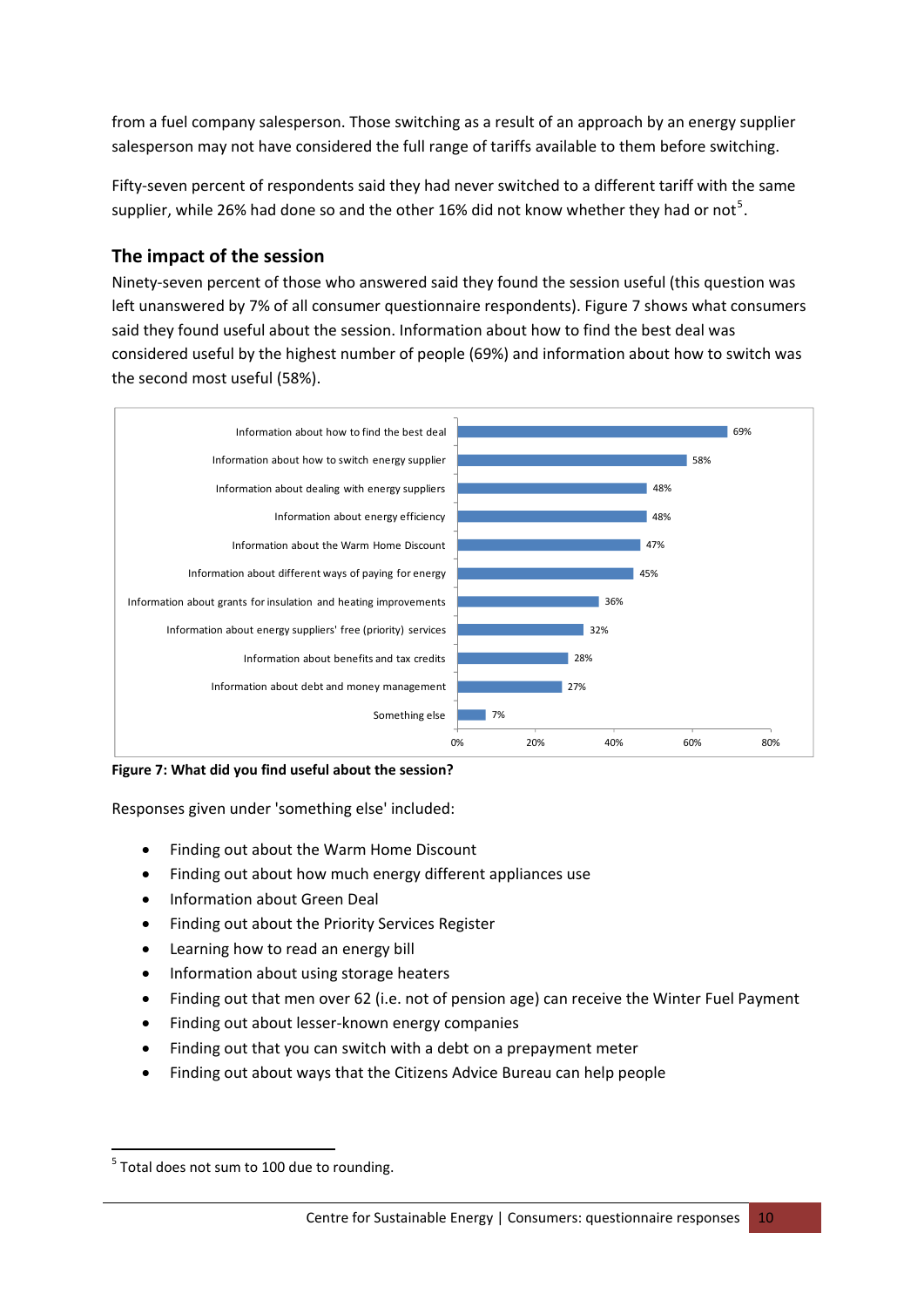from a fuel company salesperson. Those switching as a result of an approach by an energy supplier salesperson may not have considered the full range of tariffs available to them before switching.

Fifty-seven percent of respondents said they had never switched to a different tariff with the same supplier, while 26% had done so and the other 16% did not know whether they had or not[5].

## The impact of the session

Ninety-seven percent of those who answered said they found the session useful (this question was left unanswered by 7% of all consumer questionnaire respondents). Figure 7 shows what consumers said they found useful about the session. Information about how to find the best deal was considered useful by the highest number of people (69%) and information about how to switch was the second most useful (58%).

| Response | Percentage |
|---|---|
| Information about how to find the best deal | 69% |
| Information about how to switch energy supplier | 58% |
| Information about dealing with energy suppliers | 48% |
| Information about energy efficiency | 48% |
| Information about the Warm Home Discount | 47% |
| Information about different ways of paying for energy | 45% |
| Information about grants for insulation and heating improvements | 36% |
| Information about energy suppliers' free (priority) services | 32% |
| Information about benefits and tax credits | 28% |
| Information about debt and money management | 27% |
| Something else | 7% |

**Figure 7: What did you find useful about the session?**

Responses given under 'something else' included:

- Finding out about the Warm Home Discount
- Finding out about how much energy different appliances use
- Information about Green Deal
- Finding out about the Priority Services Register
- Learning how to read an energy bill
- Information about using storage heaters
- Finding out that men over 62 (i.e. not of pension age) can receive the Winter Fuel Payment
- Finding out about lesser-known energy companies
- Finding out that you can switch with a debt on a prepayment meter
- Finding out about ways that the Citizens Advice Bureau can help people

[5] Total does not sum to 100 due to rounding.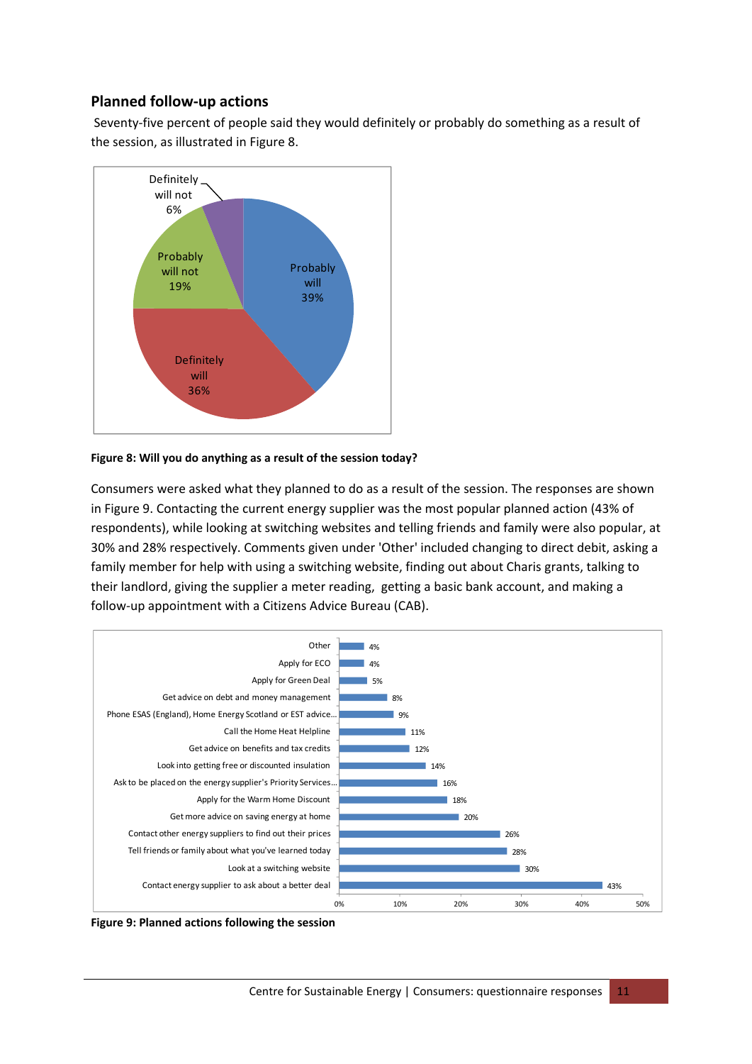## Planned follow-up actions

Seventy-five percent of people said they would definitely or probably do something as a result of the session, as illustrated in Figure 8.

**Figure 8: Will you do anything as a result of the session today?**

Consumers were asked what they planned to do as a result of the session. The responses are shown in Figure 9. Contacting the current energy supplier was the most popular planned action (43% of respondents), while looking at switching websites and telling friends and family were also popular, at 30% and 28% respectively. Comments given under 'Other' included changing to direct debit, asking a family member for help with using a switching website, finding out about Charis grants, talking to their landlord, giving the supplier a meter reading, getting a basic bank account, and making a follow-up appointment with a Citizens Advice Bureau (CAB).

**Figure 9: Planned actions following the session**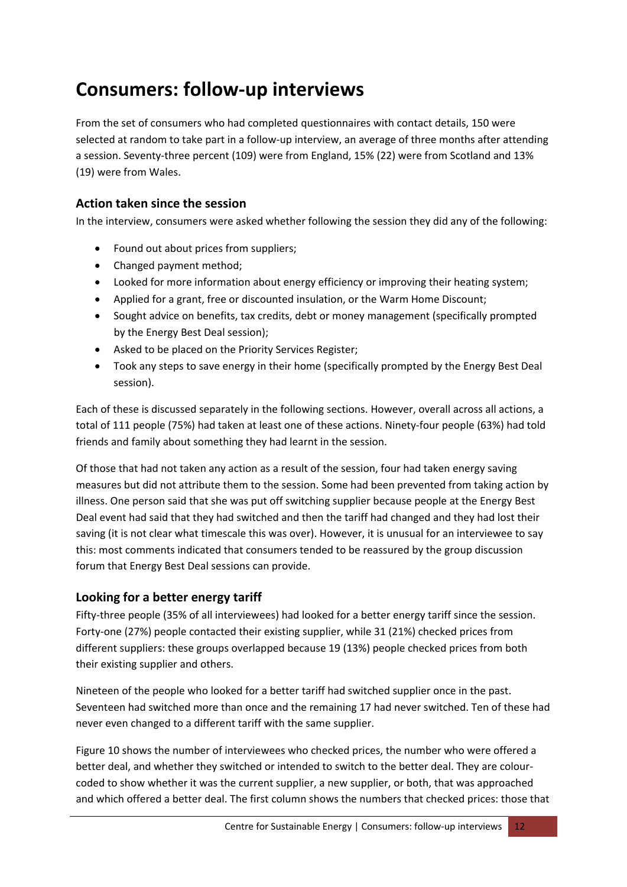# Consumers: follow-up interviews

From the set of consumers who had completed questionnaires with contact details, 150 were selected at random to take part in a follow-up interview, an average of three months after attending a session. Seventy-three percent (109) were from England, 15% (22) were from Scotland and 13% (19) were from Wales.

## Action taken since the session

In the interview, consumers were asked whether following the session they did any of the following:

- Found out about prices from suppliers;
- Changed payment method;
- Looked for more information about energy efficiency or improving their heating system;
- Applied for a grant, free or discounted insulation, or the Warm Home Discount;
- Sought advice on benefits, tax credits, debt or money management (specifically prompted by the Energy Best Deal session);
- Asked to be placed on the Priority Services Register;
- Took any steps to save energy in their home (specifically prompted by the Energy Best Deal session).

Each of these is discussed separately in the following sections. However, overall across all actions, a total of 111 people (75%) had taken at least one of these actions. Ninety-four people (63%) had told friends and family about something they had learnt in the session.

Of those that had not taken any action as a result of the session, four had taken energy saving measures but did not attribute them to the session. Some had been prevented from taking action by illness. One person said that she was put off switching supplier because people at the Energy Best Deal event had said that they had switched and then the tariff had changed and they had lost their saving (it is not clear what timescale this was over). However, it is unusual for an interviewee to say this: most comments indicated that consumers tended to be reassured by the group discussion forum that Energy Best Deal sessions can provide.

## Looking for a better energy tariff

Fifty-three people (35% of all interviewees) had looked for a better energy tariff since the session. Forty-one (27%) people contacted their existing supplier, while 31 (21%) checked prices from different suppliers: these groups overlapped because 19 (13%) people checked prices from both their existing supplier and others.

Nineteen of the people who looked for a better tariff had switched supplier once in the past. Seventeen had switched more than once and the remaining 17 had never switched. Ten of these had never even changed to a different tariff with the same supplier.

Figure 10 shows the number of interviewees who checked prices, the number who were offered a better deal, and whether they switched or intended to switch to the better deal. They are colour-coded to show whether it was the current supplier, a new supplier, or both, that was approached and which offered a better deal. The first column shows the numbers that checked prices: those that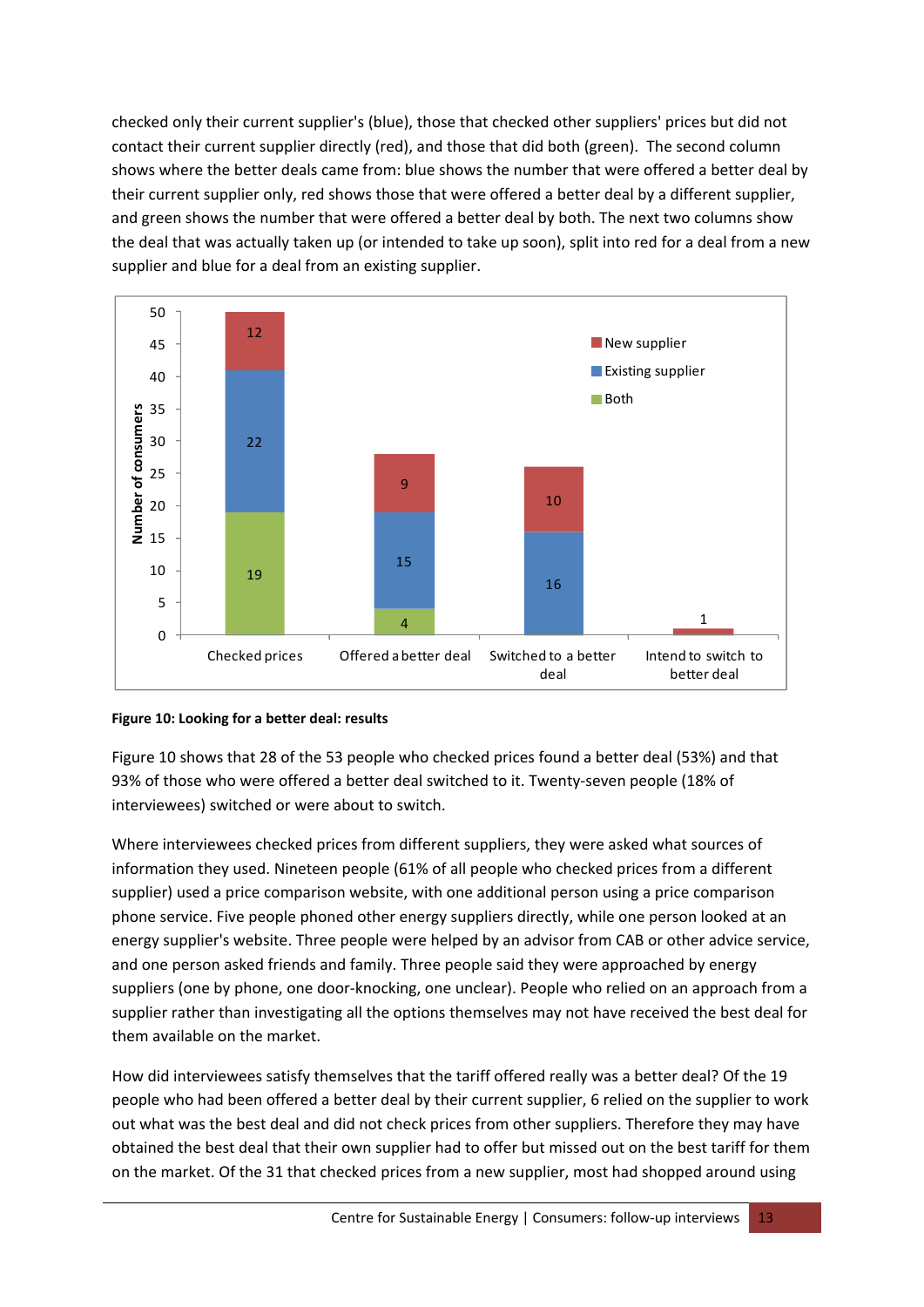checked only their current supplier's (blue), those that checked other suppliers' prices but did not contact their current supplier directly (red), and those that did both (green). The second column shows where the better deals came from: blue shows the number that were offered a better deal by their current supplier only, red shows those that were offered a better deal by a different supplier, and green shows the number that were offered a better deal by both. The next two columns show the deal that was actually taken up (or intended to take up soon), split into red for a deal from a new supplier and blue for a deal from an existing supplier.

**Figure 10: Looking for a better deal: results**

Figure 10 shows that 28 of the 53 people who checked prices found a better deal (53%) and that 93% of those who were offered a better deal switched to it. Twenty-seven people (18% of interviewees) switched or were about to switch.

Where interviewees checked prices from different suppliers, they were asked what sources of information they used. Nineteen people (61% of all people who checked prices from a different supplier) used a price comparison website, with one additional person using a price comparison phone service. Five people phoned other energy suppliers directly, while one person looked at an energy supplier's website. Three people were helped by an advisor from CAB or other advice service, and one person asked friends and family. Three people said they were approached by energy suppliers (one by phone, one door-knocking, one unclear). People who relied on an approach from a supplier rather than investigating all the options themselves may not have received the best deal for them available on the market.

How did interviewees satisfy themselves that the tariff offered really was a better deal? Of the 19 people who had been offered a better deal by their current supplier, 6 relied on the supplier to work out what was the best deal and did not check prices from other suppliers. Therefore they may have obtained the best deal that their own supplier had to offer but missed out on the best tariff for them on the market. Of the 31 that checked prices from a new supplier, most had shopped around using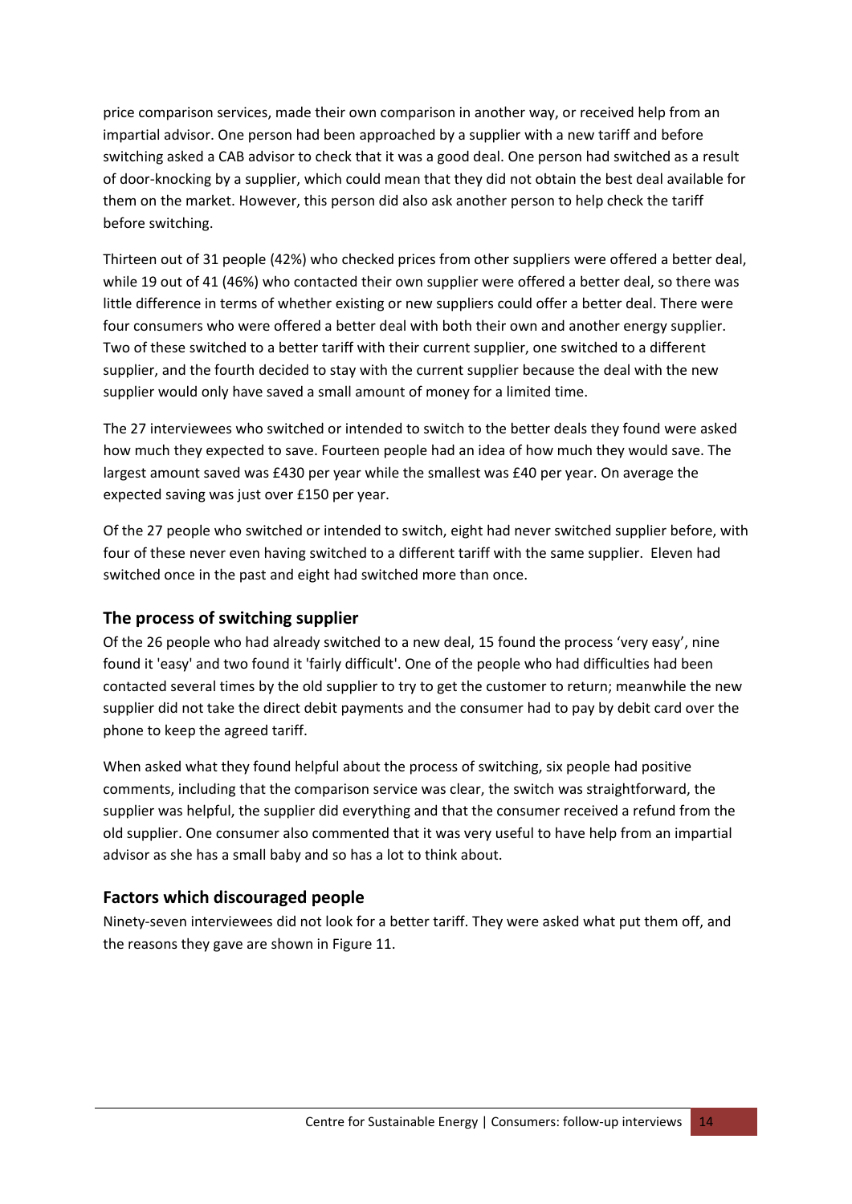price comparison services, made their own comparison in another way, or received help from an impartial advisor. One person had been approached by a supplier with a new tariff and before switching asked a CAB advisor to check that it was a good deal. One person had switched as a result of door-knocking by a supplier, which could mean that they did not obtain the best deal available for them on the market. However, this person did also ask another person to help check the tariff before switching.

Thirteen out of 31 people (42%) who checked prices from other suppliers were offered a better deal, while 19 out of 41 (46%) who contacted their own supplier were offered a better deal, so there was little difference in terms of whether existing or new suppliers could offer a better deal. There were four consumers who were offered a better deal with both their own and another energy supplier. Two of these switched to a better tariff with their current supplier, one switched to a different supplier, and the fourth decided to stay with the current supplier because the deal with the new supplier would only have saved a small amount of money for a limited time.

The 27 interviewees who switched or intended to switch to the better deals they found were asked how much they expected to save. Fourteen people had an idea of how much they would save. The largest amount saved was £430 per year while the smallest was £40 per year. On average the expected saving was just over £150 per year.

Of the 27 people who switched or intended to switch, eight had never switched supplier before, with four of these never even having switched to a different tariff with the same supplier. Eleven had switched once in the past and eight had switched more than once.

## The process of switching supplier

Of the 26 people who had already switched to a new deal, 15 found the process 'very easy', nine found it 'easy' and two found it 'fairly difficult'. One of the people who had difficulties had been contacted several times by the old supplier to try to get the customer to return; meanwhile the new supplier did not take the direct debit payments and the consumer had to pay by debit card over the phone to keep the agreed tariff.

When asked what they found helpful about the process of switching, six people had positive comments, including that the comparison service was clear, the switch was straightforward, the supplier was helpful, the supplier did everything and that the consumer received a refund from the old supplier. One consumer also commented that it was very useful to have help from an impartial advisor as she has a small baby and so has a lot to think about.

## Factors which discouraged people

Ninety-seven interviewees did not look for a better tariff. They were asked what put them off, and the reasons they gave are shown in Figure 11.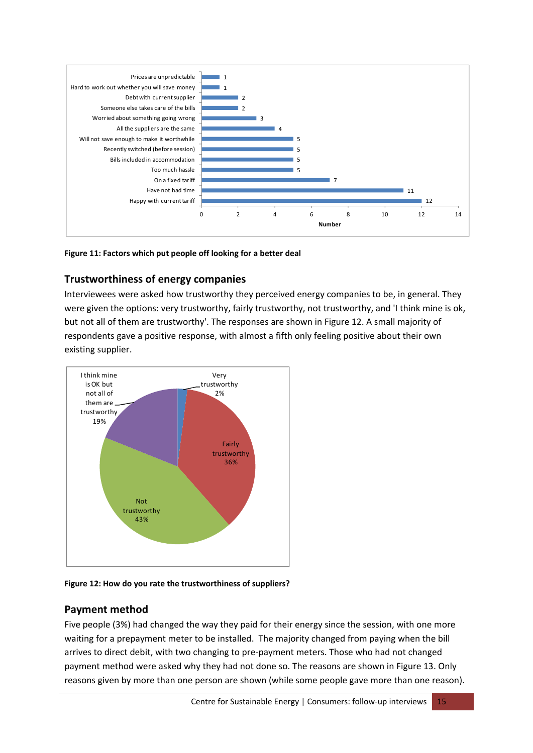| Factor | Number |
|---|---|
| Prices are unpredictable | 1 |
| Hard to work out whether you will save money | 1 |
| Debt with current supplier | 2 |
| Someone else takes care of the bills | 2 |
| Worried about something going wrong | 3 |
| All the suppliers are the same | 4 |
| Will not save enough to make it worthwhile | 5 |
| Recently switched (before session) | 5 |
| Bills included in accommodation | 5 |
| Too much hassle | 5 |
| On a fixed tariff | 7 |
| Have not had time | 11 |
| Happy with current tariff | 12 |

**Figure 11: Factors which put people off looking for a better deal**

## Trustworthiness of energy companies

Interviewees were asked how trustworthy they perceived energy companies to be, in general. They were given the options: very trustworthy, fairly trustworthy, not trustworthy, and 'I think mine is ok, but not all of them are trustworthy'. The responses are shown in Figure 12. A small majority of respondents gave a positive response, with almost a fifth only feeling positive about their own existing supplier.

| Response | Percentage |
|---|---|
| Very trustworthy | 2% |
| Fairly trustworthy | 36% |
| Not trustworthy | 43% |
| I think mine is OK but not all of them are trustworthy | 19% |

**Figure 12: How do you rate the trustworthiness of suppliers?**

## Payment method

Five people (3%) had changed the way they paid for their energy since the session, with one more waiting for a prepayment meter to be installed. The majority changed from paying when the bill arrives to direct debit, with two changing to pre-payment meters. Those who had not changed payment method were asked why they had not done so. The reasons are shown in Figure 13. Only reasons given by more than one person are shown (while some people gave more than one reason).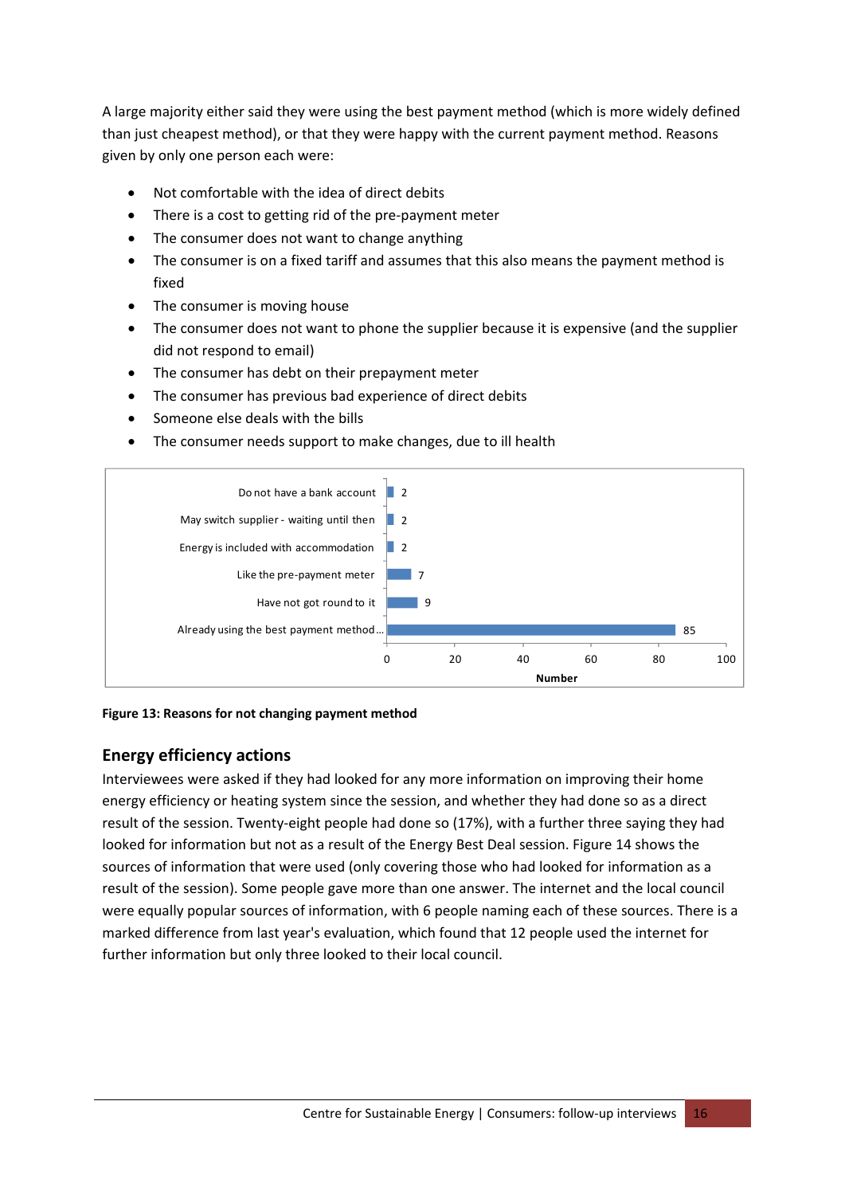A large majority either said they were using the best payment method (which is more widely defined than just cheapest method), or that they were happy with the current payment method. Reasons given by only one person each were:

- Not comfortable with the idea of direct debits
- There is a cost to getting rid of the pre-payment meter
- The consumer does not want to change anything
- The consumer is on a fixed tariff and assumes that this also means the payment method is fixed
- The consumer is moving house
- The consumer does not want to phone the supplier because it is expensive (and the supplier did not respond to email)
- The consumer has debt on their prepayment meter
- The consumer has previous bad experience of direct debits
- Someone else deals with the bills
- The consumer needs support to make changes, due to ill health

| Reason | Number |
|---|---|
| Do not have a bank account | 2 |
| May switch supplier - waiting until then | 2 |
| Energy is included with accommodation | 2 |
| Like the pre-payment meter | 7 |
| Have not got round to it | 9 |
| Already using the best payment method... | 85 |

**Figure 13: Reasons for not changing payment method**

## Energy efficiency actions

Interviewees were asked if they had looked for any more information on improving their home energy efficiency or heating system since the session, and whether they had done so as a direct result of the session. Twenty-eight people had done so (17%), with a further three saying they had looked for information but not as a result of the Energy Best Deal session. Figure 14 shows the sources of information that were used (only covering those who had looked for information as a result of the session). Some people gave more than one answer. The internet and the local council were equally popular sources of information, with 6 people naming each of these sources. There is a marked difference from last year's evaluation, which found that 12 people used the internet for further information but only three looked to their local council.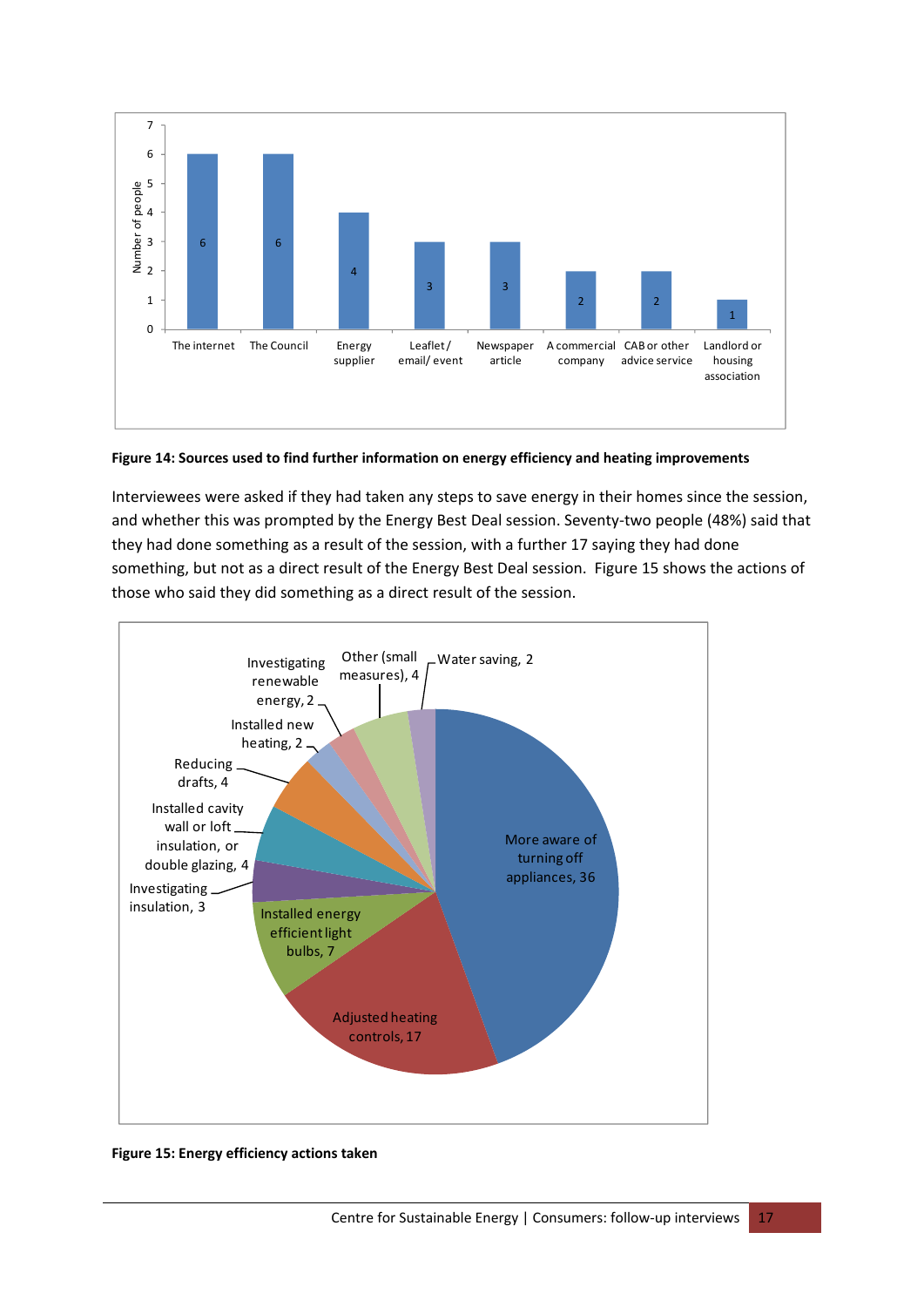Figure 14: Sources used to find further information on energy efficiency and heating improvements

| Source | Number of people |
|---|---|
| The internet | 6 |
| The Council | 6 |
| Energy supplier | 4 |
| Leaflet / email/ event | 3 |
| Newspaper article | 3 |
| A commercial company | 2 |
| CAB or other advice service | 2 |
| Landlord or housing association | 1 |

**Figure 14: Sources used to find further information on energy efficiency and heating improvements**

Interviewees were asked if they had taken any steps to save energy in their homes since the session, and whether this was prompted by the Energy Best Deal session. Seventy-two people (48%) said that they had done something as a result of the session, with a further 17 saying they had done something, but not as a direct result of the Energy Best Deal session. Figure 15 shows the actions of those who said they did something as a direct result of the session.

| Action | Number |
|---|---|
| More aware of turning off appliances | 36 |
| Adjusted heating controls | 17 |
| Installed energy efficient light bulbs | 7 |
| Investigating insulation | 3 |
| Installed cavity wall or loft insulation, or double glazing | 4 |
| Reducing drafts | 4 |
| Installed new heating | 2 |
| Investigating renewable energy | 2 |
| Other (small measures) | 4 |
| Water saving | 2 |

**Figure 15: Energy efficiency actions taken**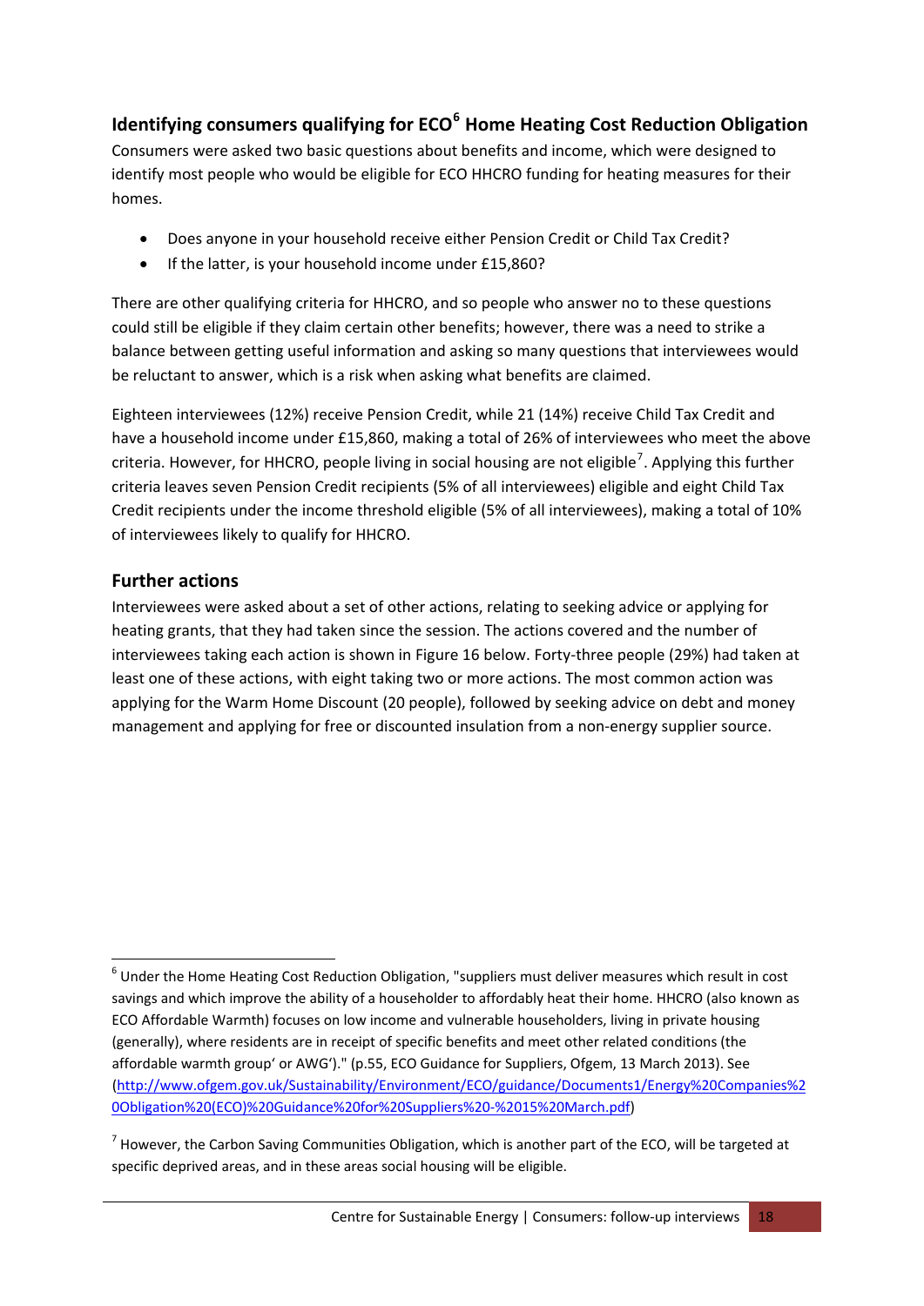## Identifying consumers qualifying for ECO[6] Home Heating Cost Reduction Obligation

Consumers were asked two basic questions about benefits and income, which were designed to identify most people who would be eligible for ECO HHCRO funding for heating measures for their homes.

- Does anyone in your household receive either Pension Credit or Child Tax Credit?
- If the latter, is your household income under £15,860?

There are other qualifying criteria for HHCRO, and so people who answer no to these questions could still be eligible if they claim certain other benefits; however, there was a need to strike a balance between getting useful information and asking so many questions that interviewees would be reluctant to answer, which is a risk when asking what benefits are claimed.

Eighteen interviewees (12%) receive Pension Credit, while 21 (14%) receive Child Tax Credit and have a household income under £15,860, making a total of 26% of interviewees who meet the above criteria. However, for HHCRO, people living in social housing are not eligible[7]. Applying this further criteria leaves seven Pension Credit recipients (5% of all interviewees) eligible and eight Child Tax Credit recipients under the income threshold eligible (5% of all interviewees), making a total of 10% of interviewees likely to qualify for HHCRO.

## Further actions

Interviewees were asked about a set of other actions, relating to seeking advice or applying for heating grants, that they had taken since the session. The actions covered and the number of interviewees taking each action is shown in Figure 16 below. Forty-three people (29%) had taken at least one of these actions, with eight taking two or more actions. The most common action was applying for the Warm Home Discount (20 people), followed by seeking advice on debt and money management and applying for free or discounted insulation from a non-energy supplier source.

---

[6] Under the Home Heating Cost Reduction Obligation, "suppliers must deliver measures which result in cost savings and which improve the ability of a householder to affordably heat their home. HHCRO (also known as ECO Affordable Warmth) focuses on low income and vulnerable householders, living in private housing (generally), where residents are in receipt of specific benefits and meet other related conditions (the affordable warmth group' or AWG')." (p.55, ECO Guidance for Suppliers, Ofgem, 13 March 2013). See (http://www.ofgem.gov.uk/Sustainability/Environment/ECO/guidance/Documents1/Energy%20Companies%20Obligation%20(ECO)%20Guidance%20for%20Suppliers%20-%2015%20March.pdf)

[7] However, the Carbon Saving Communities Obligation, which is another part of the ECO, will be targeted at specific deprived areas, and in these areas social housing will be eligible.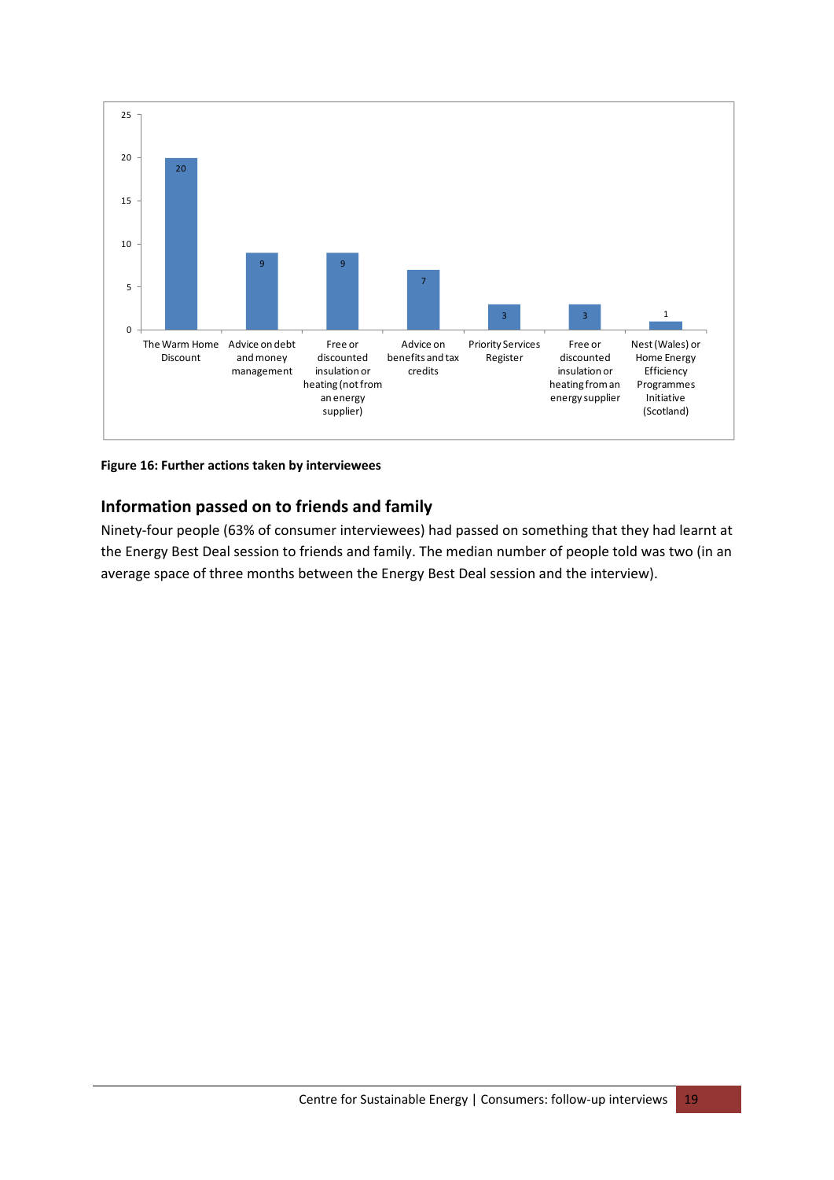| Action | Number |
| --- | --- |
| The Warm Home Discount | 20 |
| Advice on debt and money management | 9 |
| Free or discounted insulation or heating (not from an energy supplier) | 9 |
| Advice on benefits and tax credits | 7 |
| Priority Services Register | 3 |
| Free or discounted insulation or heating from an energy supplier | 3 |
| Nest (Wales) or Home Energy Efficiency Programmes Initiative (Scotland) | 1 |

**Figure 16: Further actions taken by interviewees**

## Information passed on to friends and family

Ninety-four people (63% of consumer interviewees) had passed on something that they had learnt at the Energy Best Deal session to friends and family. The median number of people told was two (in an average space of three months between the Energy Best Deal session and the interview).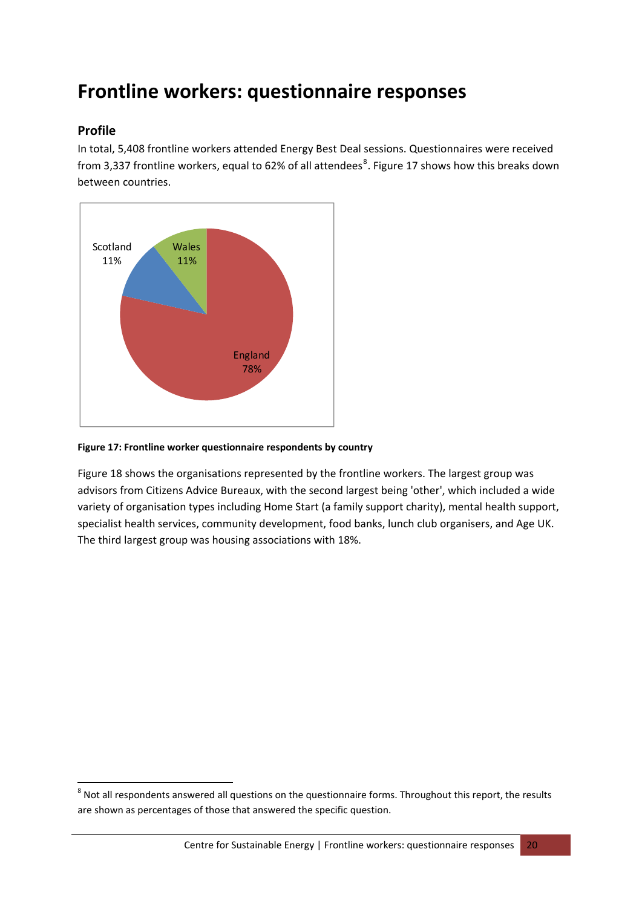# Frontline workers: questionnaire responses

## Profile

In total, 5,408 frontline workers attended Energy Best Deal sessions. Questionnaires were received from 3,337 frontline workers, equal to 62% of all attendees[8]. Figure 17 shows how this breaks down between countries.

**Figure 17: Frontline worker questionnaire respondents by country**

Figure 18 shows the organisations represented by the frontline workers. The largest group was advisors from Citizens Advice Bureaux, with the second largest being 'other', which included a wide variety of organisation types including Home Start (a family support charity), mental health support, specialist health services, community development, food banks, lunch club organisers, and Age UK. The third largest group was housing associations with 18%.

[8] Not all respondents answered all questions on the questionnaire forms. Throughout this report, the results are shown as percentages of those that answered the specific question.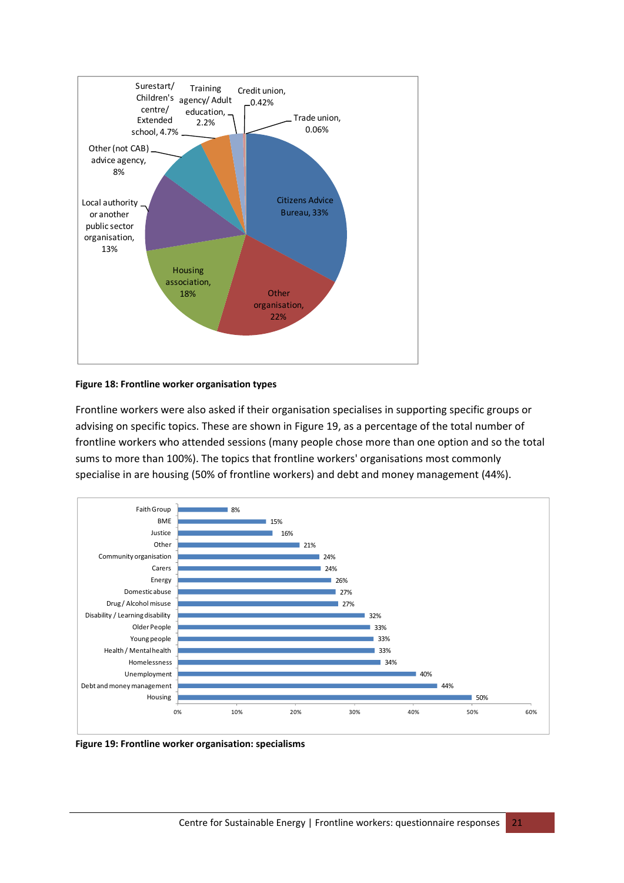**Figure 18: Frontline worker organisation types**

Frontline workers were also asked if their organisation specialises in supporting specific groups or advising on specific topics. These are shown in Figure 19, as a percentage of the total number of frontline workers who attended sessions (many people chose more than one option and so the total sums to more than 100%). The topics that frontline workers' organisations most commonly specialise in are housing (50% of frontline workers) and debt and money management (44%).

**Figure 19: Frontline worker organisation: specialisms**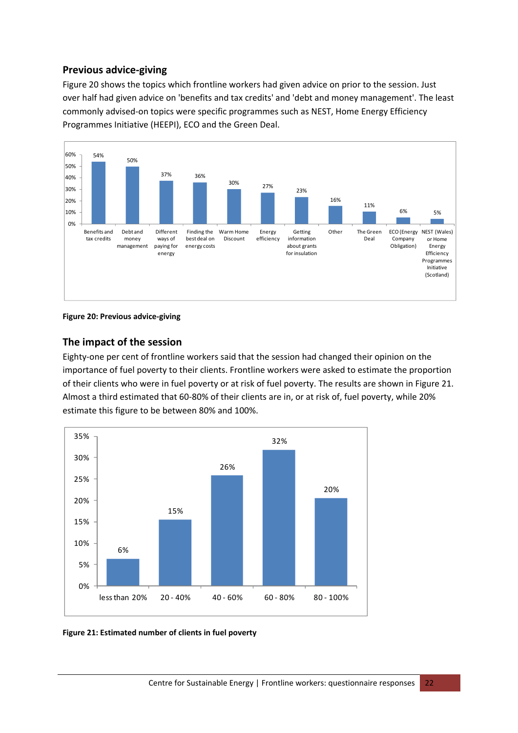## Previous advice-giving

Figure 20 shows the topics which frontline workers had given advice on prior to the session. Just over half had given advice on 'benefits and tax credits' and 'debt and money management'. The least commonly advised-on topics were specific programmes such as NEST, Home Energy Efficiency Programmes Initiative (HEEPI), ECO and the Green Deal.

| Topic | % |
|---|---|
| Benefits and tax credits | 54% |
| Debt and money management | 50% |
| Different ways of paying for energy | 37% |
| Finding the best deal on energy costs | 36% |
| Warm Home Discount | 30% |
| Energy efficiency | 27% |
| Getting information about grants for insulation | 23% |
| Other | 16% |
| The Green Deal | 11% |
| ECO (Energy Company Obligation) | 6% |
| NEST (Wales) or Home Energy Efficiency Programmes Initiative (Scotland) | 5% |

**Figure 20: Previous advice-giving**

## The impact of the session

Eighty-one per cent of frontline workers said that the session had changed their opinion on the importance of fuel poverty to their clients. Frontline workers were asked to estimate the proportion of their clients who were in fuel poverty or at risk of fuel poverty. The results are shown in Figure 21. Almost a third estimated that 60-80% of their clients are in, or at risk of, fuel poverty, while 20% estimate this figure to be between 80% and 100%.

| Estimated proportion of clients | % |
|---|---|
| less than 20% | 6% |
| 20 - 40% | 15% |
| 40 - 60% | 26% |
| 60 - 80% | 32% |
| 80 - 100% | 20% |

**Figure 21: Estimated number of clients in fuel poverty**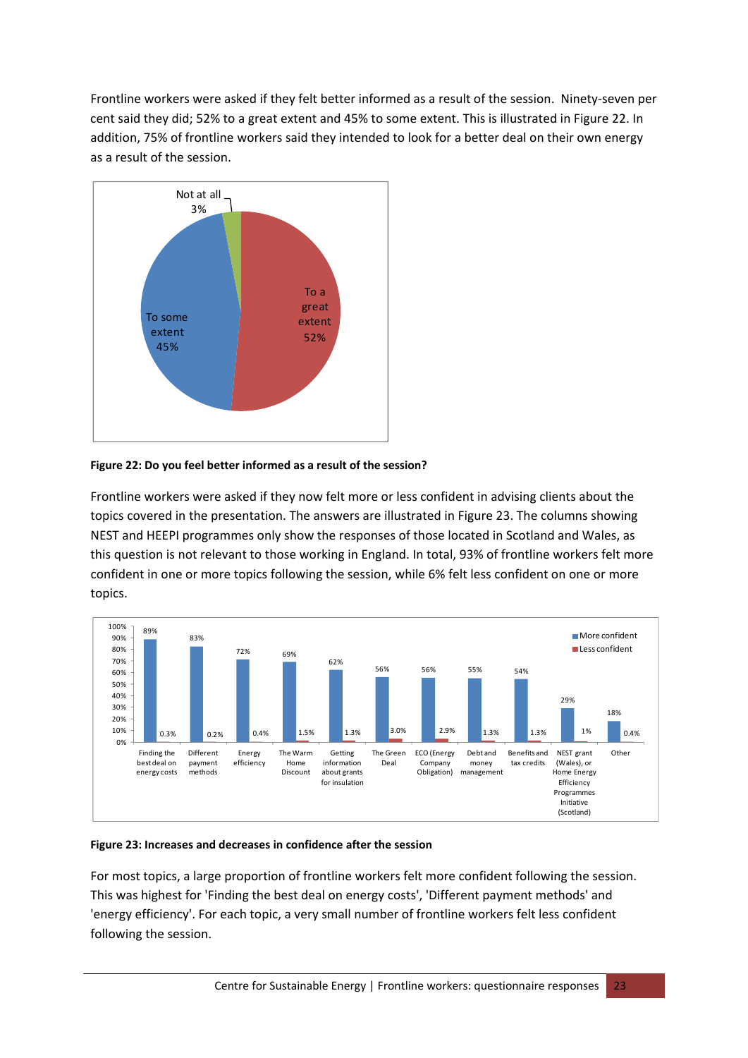Frontline workers were asked if they felt better informed as a result of the session. Ninety-seven per cent said they did; 52% to a great extent and 45% to some extent. This is illustrated in Figure 22. In addition, 75% of frontline workers said they intended to look for a better deal on their own energy as a result of the session.

**Figure 22: Do you feel better informed as a result of the session?**

Frontline workers were asked if they now felt more or less confident in advising clients about the topics covered in the presentation. The answers are illustrated in Figure 23. The columns showing NEST and HEEPI programmes only show the responses of those located in Scotland and Wales, as this question is not relevant to those working in England. In total, 93% of frontline workers felt more confident in one or more topics following the session, while 6% felt less confident on one or more topics.

**Figure 23: Increases and decreases in confidence after the session**

For most topics, a large proportion of frontline workers felt more confident following the session. This was highest for 'Finding the best deal on energy costs', 'Different payment methods' and 'energy efficiency'. For each topic, a very small number of frontline workers felt less confident following the session.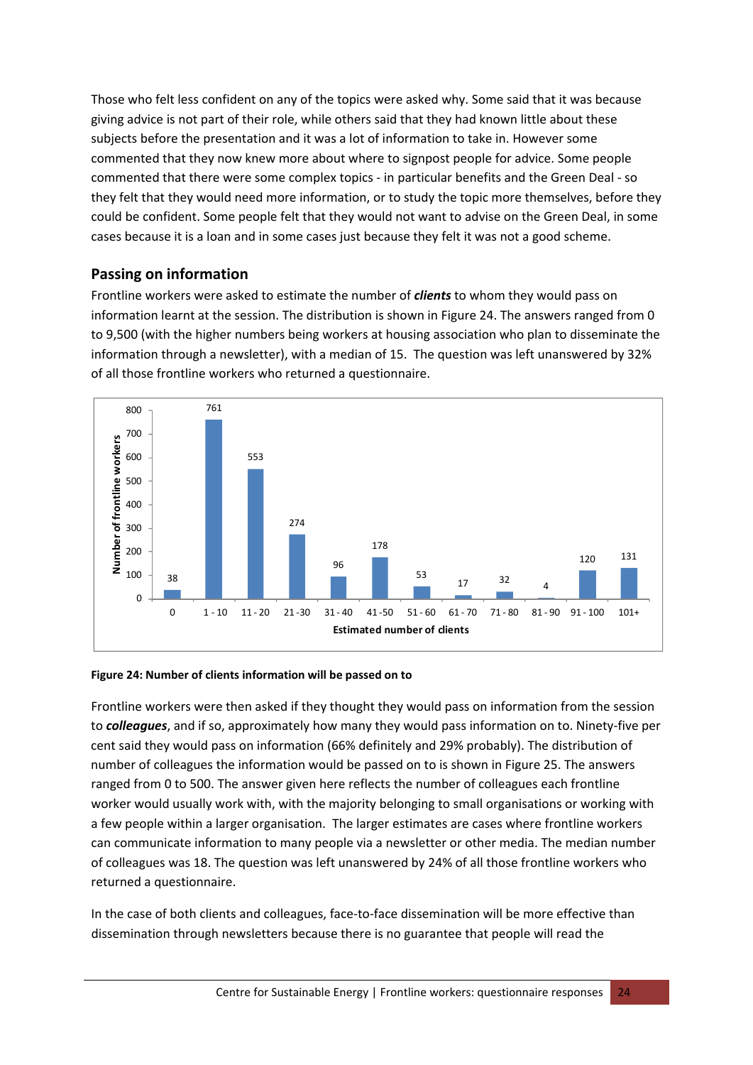Those who felt less confident on any of the topics were asked why. Some said that it was because giving advice is not part of their role, while others said that they had known little about these subjects before the presentation and it was a lot of information to take in. However some commented that they now knew more about where to signpost people for advice. Some people commented that there were some complex topics - in particular benefits and the Green Deal - so they felt that they would need more information, or to study the topic more themselves, before they could be confident. Some people felt that they would not want to advise on the Green Deal, in some cases because it is a loan and in some cases just because they felt it was not a good scheme.

## Passing on information

Frontline workers were asked to estimate the number of ***clients*** to whom they would pass on information learnt at the session. The distribution is shown in Figure 24. The answers ranged from 0 to 9,500 (with the higher numbers being workers at housing association who plan to disseminate the information through a newsletter), with a median of 15. The question was left unanswered by 32% of all those frontline workers who returned a questionnaire.

| Estimated number of clients | Number of frontline workers |
|---|---|
| 0 | 38 |
| 1 - 10 | 761 |
| 11 - 20 | 553 |
| 21 -30 | 274 |
| 31 - 40 | 96 |
| 41 -50 | 178 |
| 51 - 60 | 53 |
| 61 - 70 | 17 |
| 71 - 80 | 32 |
| 81 - 90 | 4 |
| 91 - 100 | 120 |
| 101+ | 131 |

**Figure 24: Number of clients information will be passed on to**

Frontline workers were then asked if they thought they would pass on information from the session to ***colleagues***, and if so, approximately how many they would pass information on to. Ninety-five per cent said they would pass on information (66% definitely and 29% probably). The distribution of number of colleagues the information would be passed on to is shown in Figure 25. The answers ranged from 0 to 500. The answer given here reflects the number of colleagues each frontline worker would usually work with, with the majority belonging to small organisations or working with a few people within a larger organisation. The larger estimates are cases where frontline workers can communicate information to many people via a newsletter or other media. The median number of colleagues was 18. The question was left unanswered by 24% of all those frontline workers who returned a questionnaire.

In the case of both clients and colleagues, face-to-face dissemination will be more effective than dissemination through newsletters because there is no guarantee that people will read the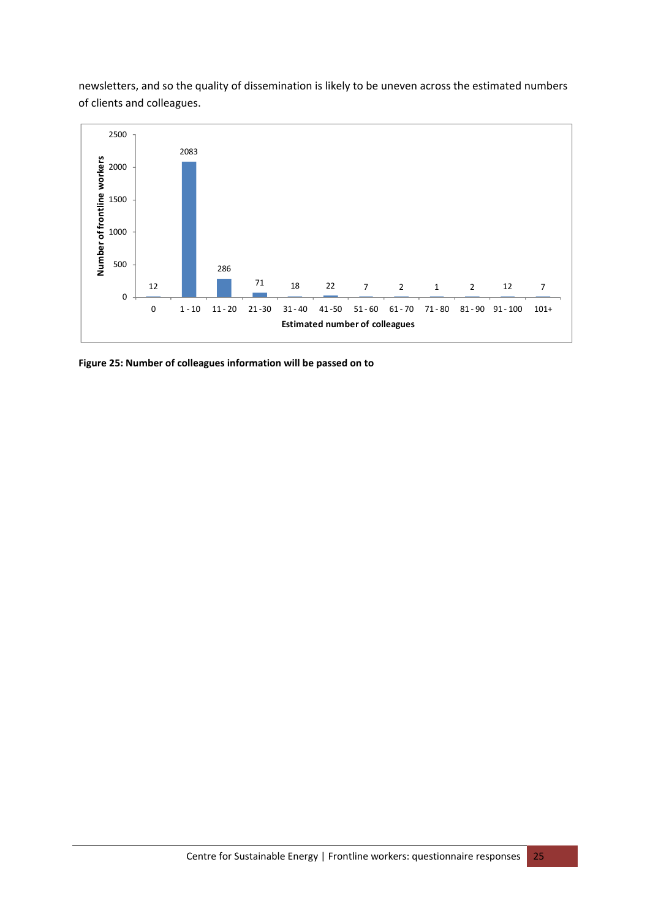newsletters, and so the quality of dissemination is likely to be uneven across the estimated numbers of clients and colleagues.

| Estimated number of colleagues | Number of frontline workers |
| --- | --- |
| 0 | 12 |
| 1 - 10 | 2083 |
| 11 - 20 | 286 |
| 21 -30 | 71 |
| 31 - 40 | 18 |
| 41 -50 | 22 |
| 51 - 60 | 7 |
| 61 - 70 | 2 |
| 71 - 80 | 1 |
| 81 - 90 | 2 |
| 91 - 100 | 12 |
| 101+ | 7 |

**Figure 25: Number of colleagues information will be passed on to**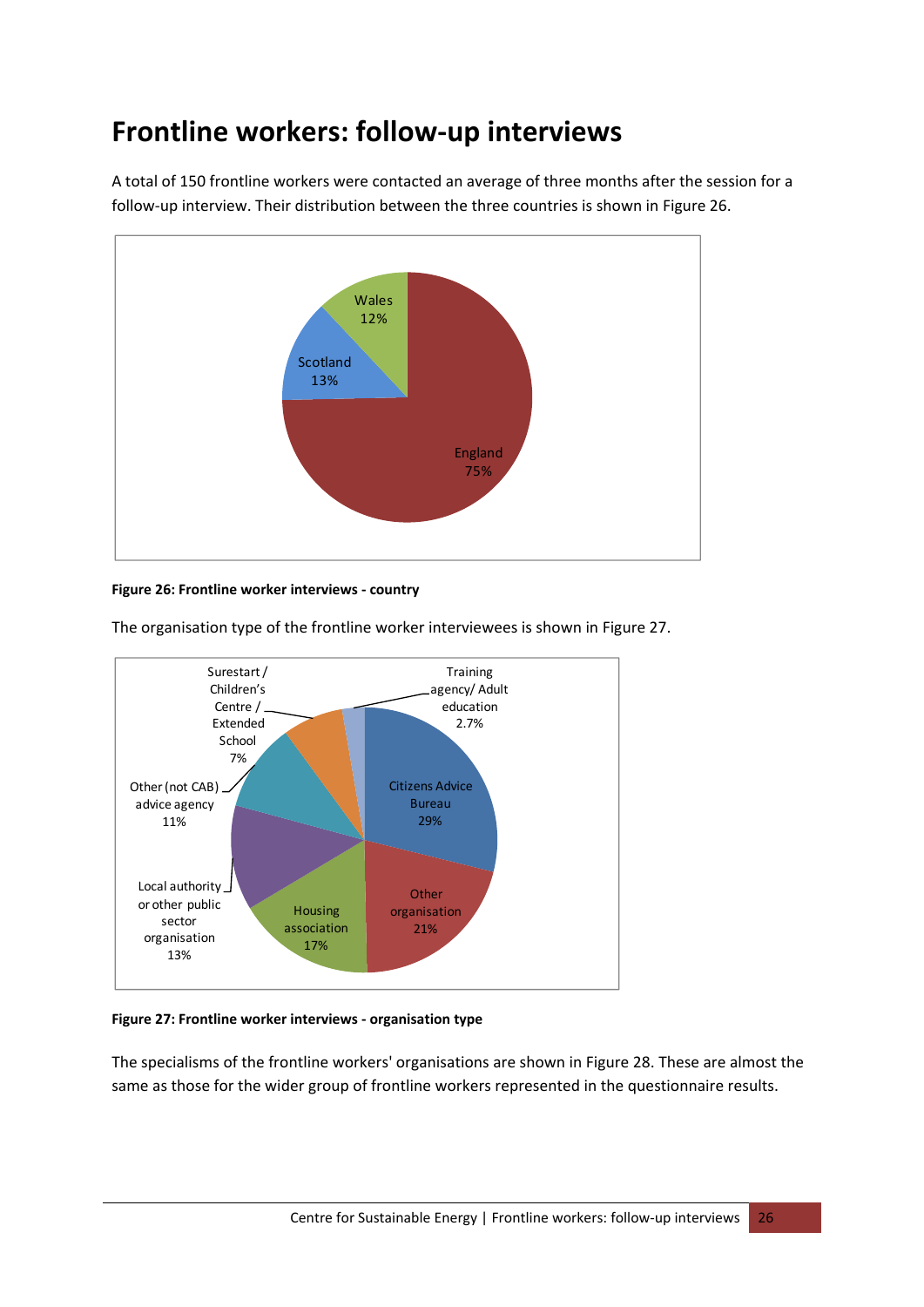# Frontline workers: follow-up interviews

A total of 150 frontline workers were contacted an average of three months after the session for a follow-up interview. Their distribution between the three countries is shown in Figure 26.

**Figure 26: Frontline worker interviews - country**

The organisation type of the frontline worker interviewees is shown in Figure 27.

**Figure 27: Frontline worker interviews - organisation type**

The specialisms of the frontline workers' organisations are shown in Figure 28. These are almost the same as those for the wider group of frontline workers represented in the questionnaire results.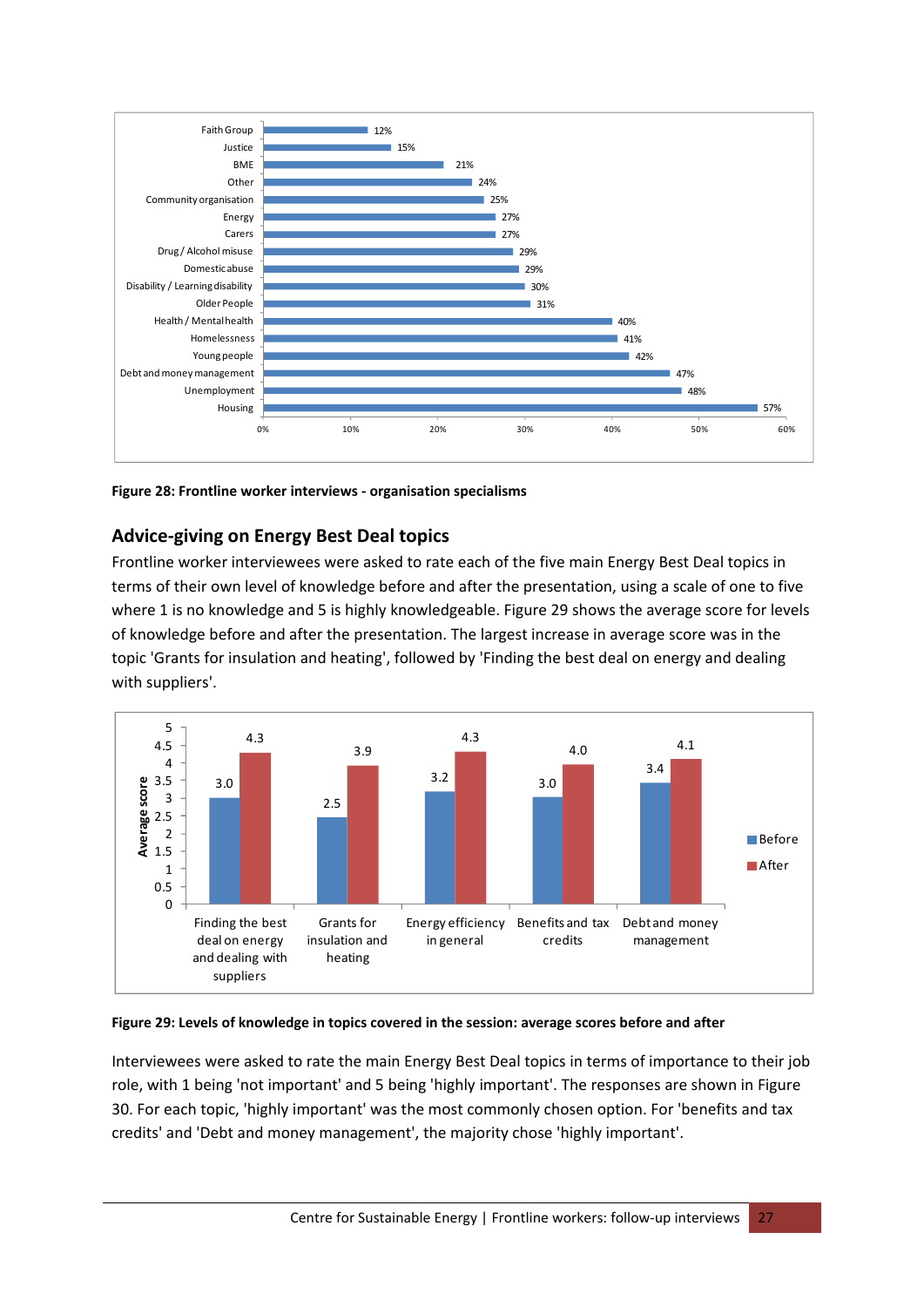| Organisation specialism | Percentage |
|---|---|
| Faith Group | 12% |
| Justice | 15% |
| BME | 21% |
| Other | 24% |
| Community organisation | 25% |
| Energy | 27% |
| Carers | 27% |
| Drug / Alcohol misuse | 29% |
| Domestic abuse | 29% |
| Disability / Learning disability | 30% |
| Older People | 31% |
| Health / Mental health | 40% |
| Homelessness | 41% |
| Young people | 42% |
| Debt and money management | 47% |
| Unemployment | 48% |
| Housing | 57% |

**Figure 28: Frontline worker interviews - organisation specialisms**

## Advice-giving on Energy Best Deal topics

Frontline worker interviewees were asked to rate each of the five main Energy Best Deal topics in terms of their own level of knowledge before and after the presentation, using a scale of one to five where 1 is no knowledge and 5 is highly knowledgeable. Figure 29 shows the average score for levels of knowledge before and after the presentation. The largest increase in average score was in the topic 'Grants for insulation and heating', followed by 'Finding the best deal on energy and dealing with suppliers'.

| Topic | Before | After |
|---|---|---|
| Finding the best deal on energy and dealing with suppliers | 3.0 | 4.3 |
| Grants for insulation and heating | 2.5 | 3.9 |
| Energy efficiency in general | 3.2 | 4.3 |
| Benefits and tax credits | 3.0 | 4.0 |
| Debt and money management | 3.4 | 4.1 |

**Figure 29: Levels of knowledge in topics covered in the session: average scores before and after**

Interviewees were asked to rate the main Energy Best Deal topics in terms of importance to their job role, with 1 being 'not important' and 5 being 'highly important'. The responses are shown in Figure 30. For each topic, 'highly important' was the most commonly chosen option. For 'benefits and tax credits' and 'Debt and money management', the majority chose 'highly important'.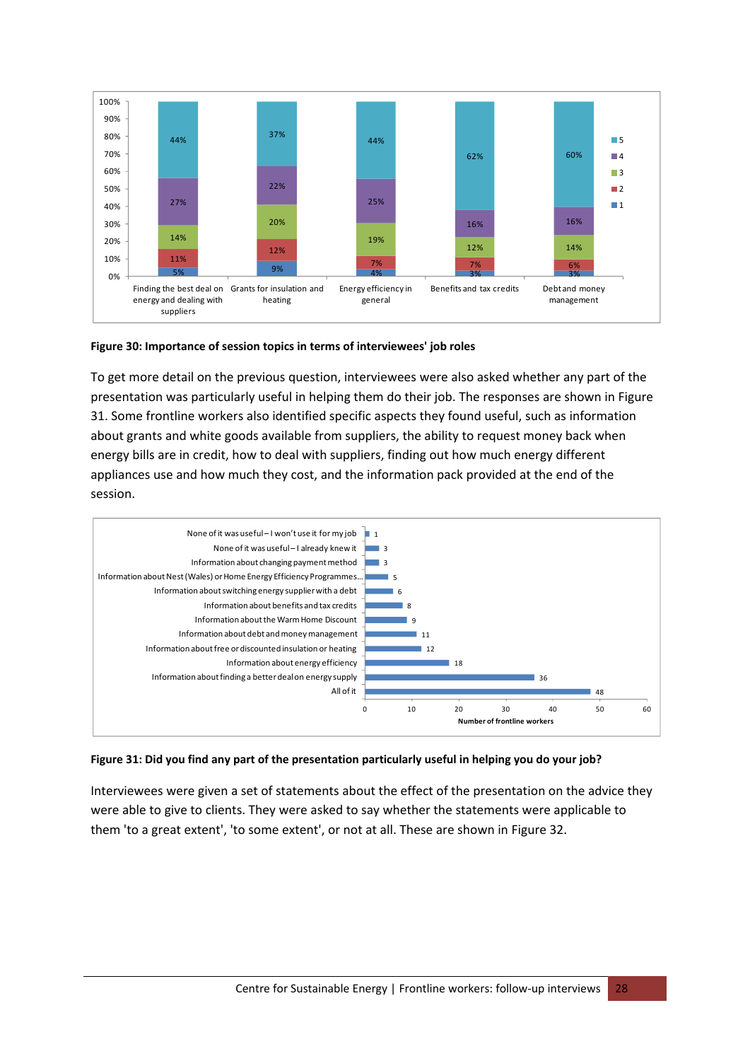| | Finding the best deal on energy and dealing with suppliers | Grants for insulation and heating | Energy efficiency in general | Benefits and tax credits | Debt and money management |
|---|---|---|---|---|---|
| 5 | 44% | 37% | 44% | 62% | 60% |
| 4 | 27% | 22% | 25% | 16% | 16% |
| 3 | 14% | 20% | 19% | 12% | 14% |
| 2 | 11% | 12% | 7% | 7% | 6% |
| 1 | 5% | 9% | 4% | 3% | 3% |

**Figure 30: Importance of session topics in terms of interviewees' job roles**

To get more detail on the previous question, interviewees were also asked whether any part of the presentation was particularly useful in helping them do their job. The responses are shown in Figure 31. Some frontline workers also identified specific aspects they found useful, such as information about grants and white goods available from suppliers, the ability to request money back when energy bills are in credit, how to deal with suppliers, finding out how much energy different appliances use and how much they cost, and the information pack provided at the end of the session.

| Response | Number of frontline workers |
|---|---|
| None of it was useful – I won't use it for my job | 1 |
| None of it was useful – I already knew it | 3 |
| Information about changing payment method | 3 |
| Information about Nest (Wales) or Home Energy Efficiency Programmes... | 5 |
| Information about switching energy supplier with a debt | 6 |
| Information about benefits and tax credits | 8 |
| Information about the Warm Home Discount | 9 |
| Information about debt and money management | 11 |
| Information about free or discounted insulation or heating | 12 |
| Information about energy efficiency | 18 |
| Information about finding a better deal on energy supply | 36 |
| All of it | 48 |

**Figure 31: Did you find any part of the presentation particularly useful in helping you do your job?**

Interviewees were given a set of statements about the effect of the presentation on the advice they were able to give to clients. They were asked to say whether the statements were applicable to them 'to a great extent', 'to some extent', or not at all. These are shown in Figure 32.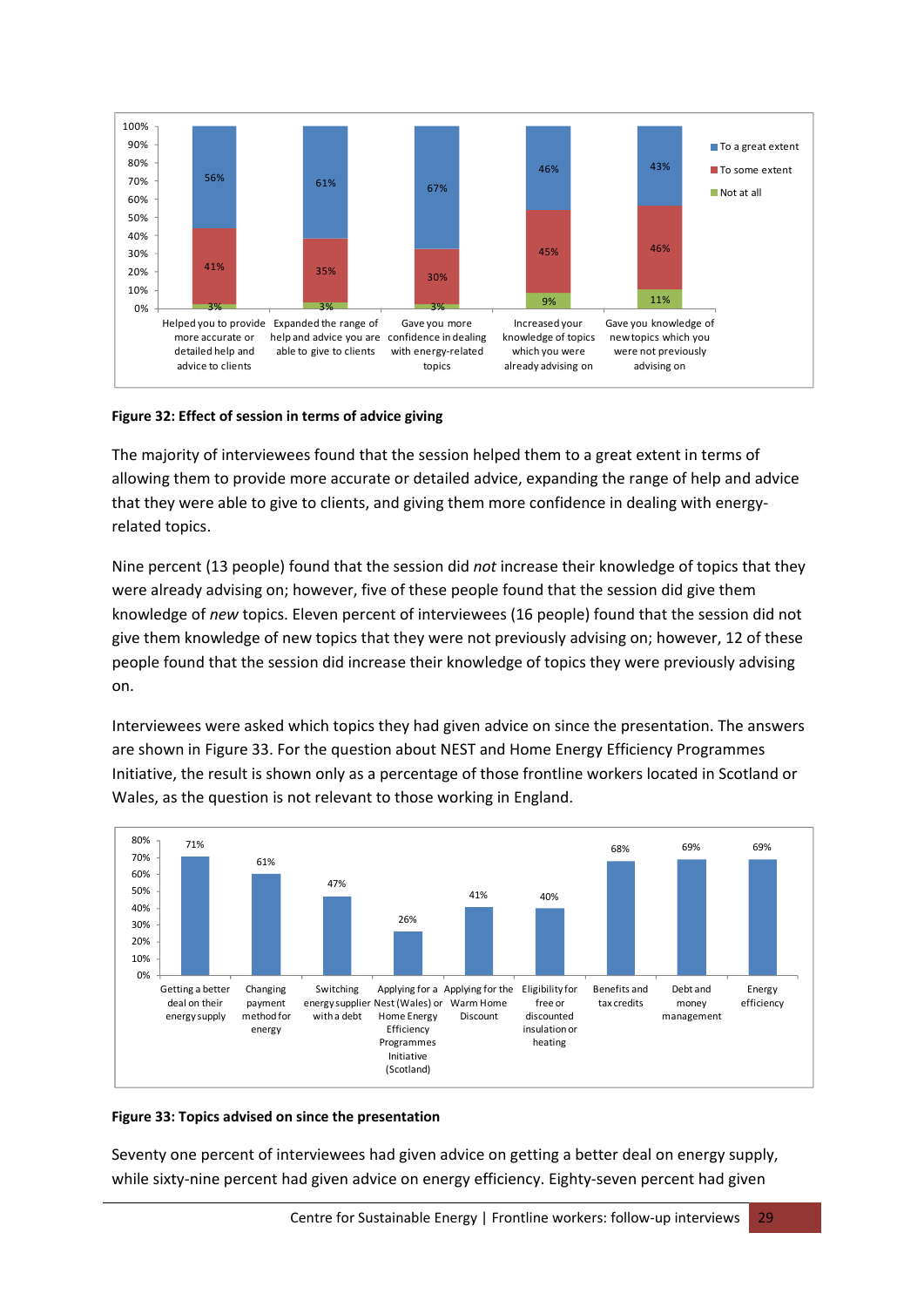| | To a great extent | To some extent | Not at all |
|---|---|---|---|
| Helped you to provide more accurate or detailed help and advice to clients | 56% | 41% | 3% |
| Expanded the range of help and advice you are able to give to clients | 61% | 35% | 3% |
| Gave you more confidence in dealing with energy-related topics | 67% | 30% | 3% |
| Increased your knowledge of topics which you were already advising on | 46% | 45% | 9% |
| Gave you knowledge of new topics which you were not previously advising on | 43% | 46% | 11% |

**Figure 32: Effect of session in terms of advice giving**

The majority of interviewees found that the session helped them to a great extent in terms of allowing them to provide more accurate or detailed advice, expanding the range of help and advice that they were able to give to clients, and giving them more confidence in dealing with energy-related topics.

Nine percent (13 people) found that the session did *not* increase their knowledge of topics that they were already advising on; however, five of these people found that the session did give them knowledge of *new* topics. Eleven percent of interviewees (16 people) found that the session did not give them knowledge of new topics that they were not previously advising on; however, 12 of these people found that the session did increase their knowledge of topics they were previously advising on.

Interviewees were asked which topics they had given advice on since the presentation. The answers are shown in Figure 33. For the question about NEST and Home Energy Efficiency Programmes Initiative, the result is shown only as a percentage of those frontline workers located in Scotland or Wales, as the question is not relevant to those working in England.

| Topic | % |
|---|---|
| Getting a better deal on their energy supply | 71% |
| Changing payment method for energy | 61% |
| Switching energy supplier with a debt | 47% |
| Applying for a Nest (Wales) or Home Energy Efficiency Programmes Initiative (Scotland) | 26% |
| Applying for the Warm Home Discount | 41% |
| Eligibility for free or discounted insulation or heating | 40% |
| Benefits and tax credits | 68% |
| Debt and money management | 69% |
| Energy efficiency | 69% |

**Figure 33: Topics advised on since the presentation**

Seventy one percent of interviewees had given advice on getting a better deal on energy supply, while sixty-nine percent had given advice on energy efficiency. Eighty-seven percent had given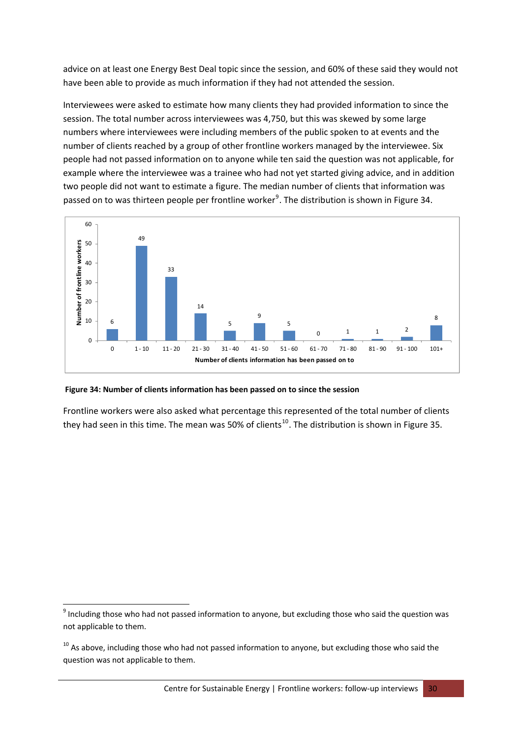advice on at least one Energy Best Deal topic since the session, and 60% of these said they would not have been able to provide as much information if they had not attended the session.

Interviewees were asked to estimate how many clients they had provided information to since the session. The total number across interviewees was 4,750, but this was skewed by some large numbers where interviewees were including members of the public spoken to at events and the number of clients reached by a group of other frontline workers managed by the interviewee. Six people had not passed information on to anyone while ten said the question was not applicable, for example where the interviewee was a trainee who had not yet started giving advice, and in addition two people did not want to estimate a figure. The median number of clients that information was passed on to was thirteen people per frontline worker[9]. The distribution is shown in Figure 34.

| Number of clients information has been passed on to | Number of frontline workers |
|---|---|
| 0 | 6 |
| 1 - 10 | 49 |
| 11 - 20 | 33 |
| 21 - 30 | 14 |
| 31 - 40 | 5 |
| 41 - 50 | 9 |
| 51 - 60 | 5 |
| 61 - 70 | 0 |
| 71 - 80 | 1 |
| 81 - 90 | 1 |
| 91 - 100 | 2 |
| 101+ | 8 |

**Figure 34: Number of clients information has been passed on to since the session**

Frontline workers were also asked what percentage this represented of the total number of clients they had seen in this time. The mean was 50% of clients[10]. The distribution is shown in Figure 35.

---

[9] Including those who had not passed information to anyone, but excluding those who said the question was not applicable to them.

[10] As above, including those who had not passed information to anyone, but excluding those who said the question was not applicable to them.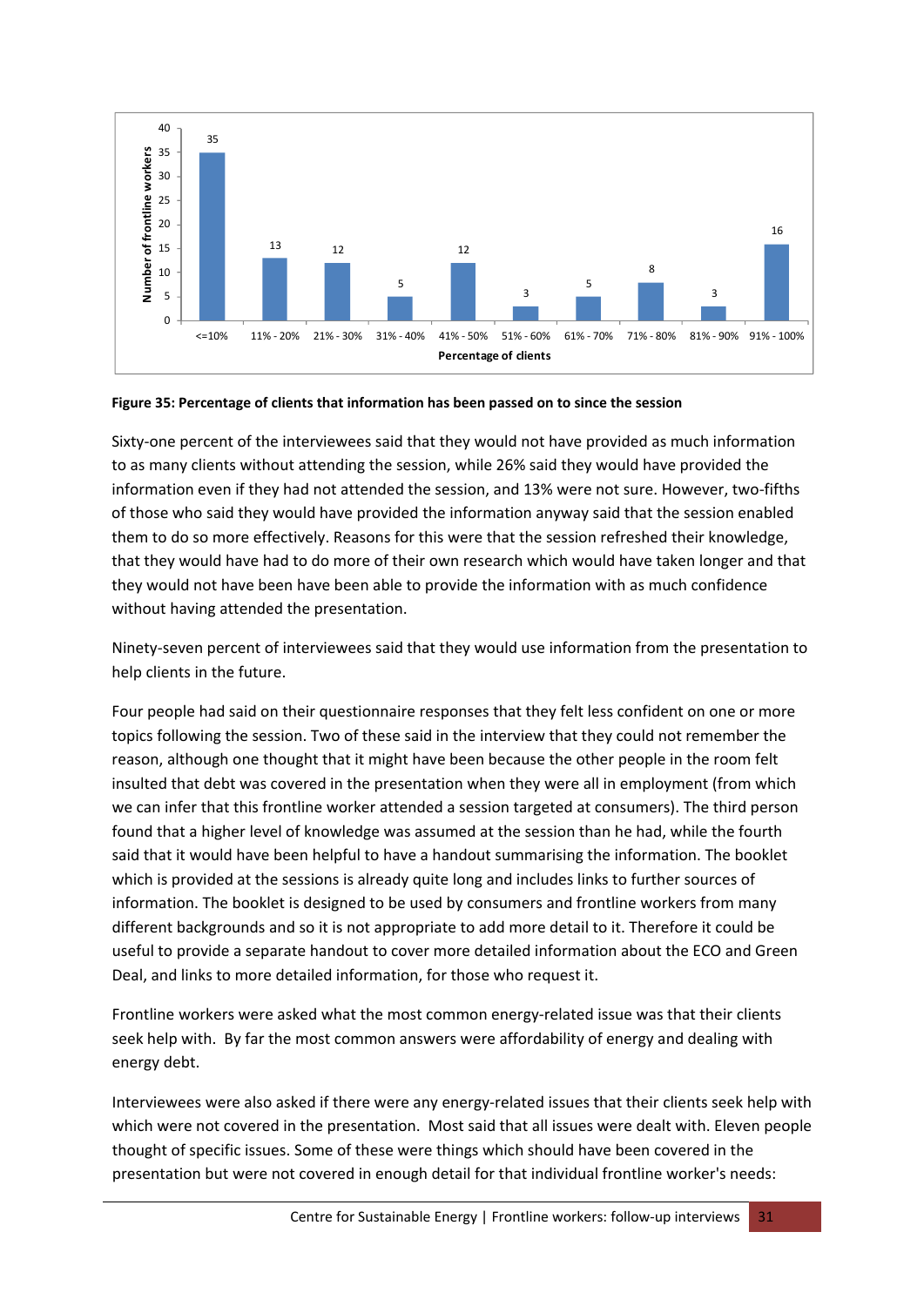| Percentage of clients | <=10% | 11% - 20% | 21% - 30% | 31% - 40% | 41% - 50% | 51% - 60% | 61% - 70% | 71% - 80% | 81% - 90% | 91% - 100% |
|---|---|---|---|---|---|---|---|---|---|---|
| Number of frontline workers | 35 | 13 | 12 | 5 | 12 | 3 | 5 | 8 | 3 | 16 |

**Figure 35: Percentage of clients that information has been passed on to since the session**

Sixty-one percent of the interviewees said that they would not have provided as much information to as many clients without attending the session, while 26% said they would have provided the information even if they had not attended the session, and 13% were not sure. However, two-fifths of those who said they would have provided the information anyway said that the session enabled them to do so more effectively. Reasons for this were that the session refreshed their knowledge, that they would have had to do more of their own research which would have taken longer and that they would not have been have been able to provide the information with as much confidence without having attended the presentation.

Ninety-seven percent of interviewees said that they would use information from the presentation to help clients in the future.

Four people had said on their questionnaire responses that they felt less confident on one or more topics following the session. Two of these said in the interview that they could not remember the reason, although one thought that it might have been because the other people in the room felt insulted that debt was covered in the presentation when they were all in employment (from which we can infer that this frontline worker attended a session targeted at consumers). The third person found that a higher level of knowledge was assumed at the session than he had, while the fourth said that it would have been helpful to have a handout summarising the information. The booklet which is provided at the sessions is already quite long and includes links to further sources of information. The booklet is designed to be used by consumers and frontline workers from many different backgrounds and so it is not appropriate to add more detail to it. Therefore it could be useful to provide a separate handout to cover more detailed information about the ECO and Green Deal, and links to more detailed information, for those who request it.

Frontline workers were asked what the most common energy-related issue was that their clients seek help with. By far the most common answers were affordability of energy and dealing with energy debt.

Interviewees were also asked if there were any energy-related issues that their clients seek help with which were not covered in the presentation. Most said that all issues were dealt with. Eleven people thought of specific issues. Some of these were things which should have been covered in the presentation but were not covered in enough detail for that individual frontline worker's needs: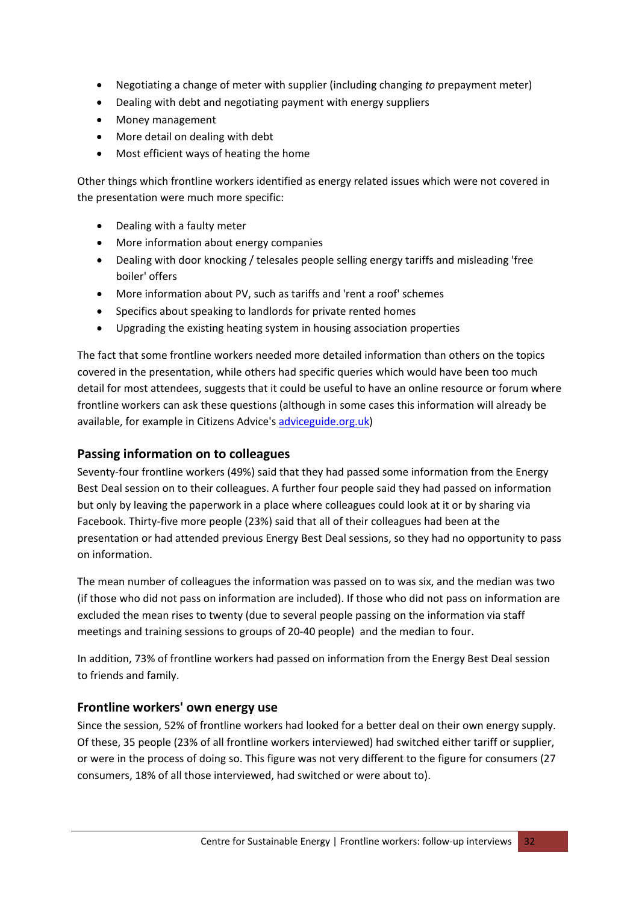- Negotiating a change of meter with supplier (including changing *to* prepayment meter)
- Dealing with debt and negotiating payment with energy suppliers
- Money management
- More detail on dealing with debt
- Most efficient ways of heating the home

Other things which frontline workers identified as energy related issues which were not covered in the presentation were much more specific:

- Dealing with a faulty meter
- More information about energy companies
- Dealing with door knocking / telesales people selling energy tariffs and misleading 'free boiler' offers
- More information about PV, such as tariffs and 'rent a roof' schemes
- Specifics about speaking to landlords for private rented homes
- Upgrading the existing heating system in housing association properties

The fact that some frontline workers needed more detailed information than others on the topics covered in the presentation, while others had specific queries which would have been too much detail for most attendees, suggests that it could be useful to have an online resource or forum where frontline workers can ask these questions (although in some cases this information will already be available, for example in Citizens Advice's [adviceguide.org.uk](adviceguide.org.uk))

## Passing information on to colleagues

Seventy-four frontline workers (49%) said that they had passed some information from the Energy Best Deal session on to their colleagues. A further four people said they had passed on information but only by leaving the paperwork in a place where colleagues could look at it or by sharing via Facebook. Thirty-five more people (23%) said that all of their colleagues had been at the presentation or had attended previous Energy Best Deal sessions, so they had no opportunity to pass on information.

The mean number of colleagues the information was passed on to was six, and the median was two (if those who did not pass on information are included). If those who did not pass on information are excluded the mean rises to twenty (due to several people passing on the information via staff meetings and training sessions to groups of 20-40 people) and the median to four.

In addition, 73% of frontline workers had passed on information from the Energy Best Deal session to friends and family.

## Frontline workers' own energy use

Since the session, 52% of frontline workers had looked for a better deal on their own energy supply. Of these, 35 people (23% of all frontline workers interviewed) had switched either tariff or supplier, or were in the process of doing so. This figure was not very different to the figure for consumers (27 consumers, 18% of all those interviewed, had switched or were about to).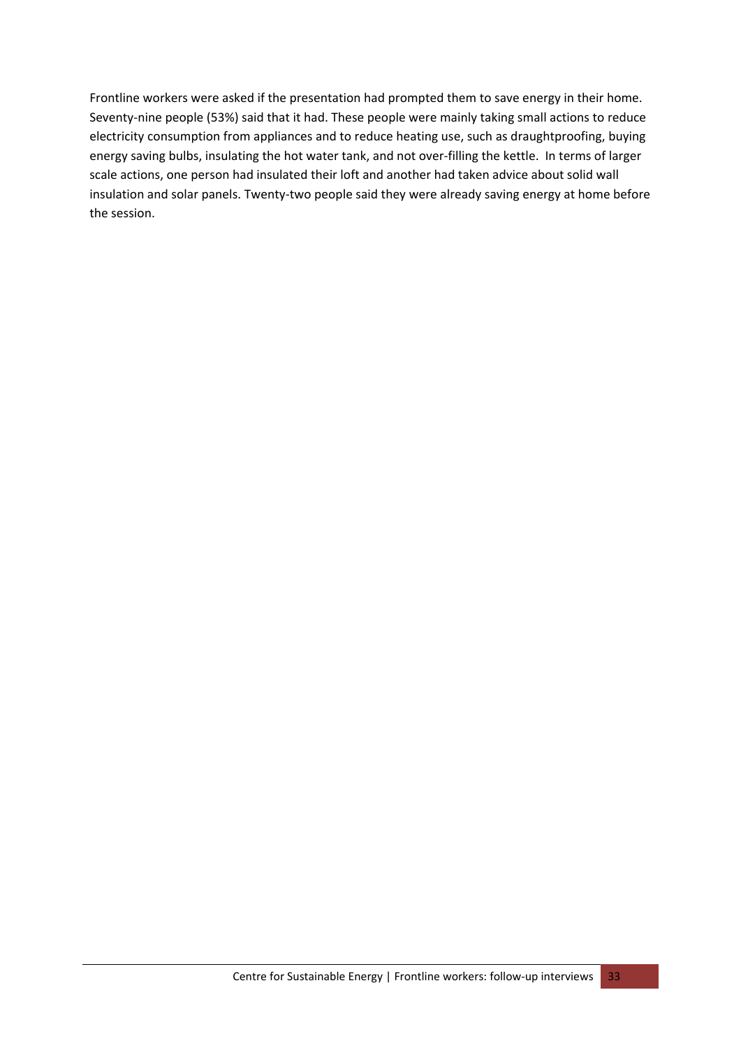Frontline workers were asked if the presentation had prompted them to save energy in their home. Seventy-nine people (53%) said that it had. These people were mainly taking small actions to reduce electricity consumption from appliances and to reduce heating use, such as draughtproofing, buying energy saving bulbs, insulating the hot water tank, and not over-filling the kettle. In terms of larger scale actions, one person had insulated their loft and another had taken advice about solid wall insulation and solar panels. Twenty-two people said they were already saving energy at home before the session.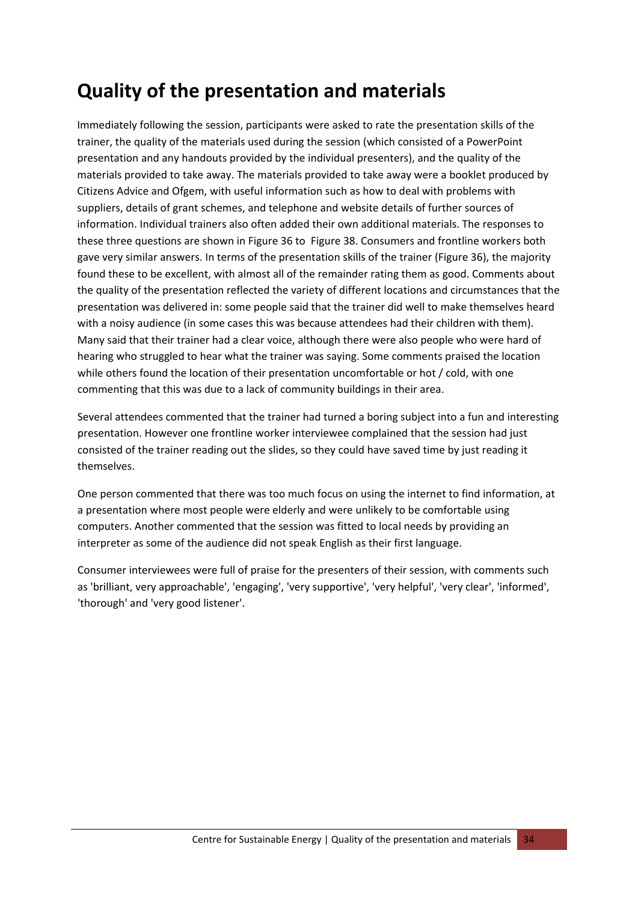# Quality of the presentation and materials

Immediately following the session, participants were asked to rate the presentation skills of the trainer, the quality of the materials used during the session (which consisted of a PowerPoint presentation and any handouts provided by the individual presenters), and the quality of the materials provided to take away. The materials provided to take away were a booklet produced by Citizens Advice and Ofgem, with useful information such as how to deal with problems with suppliers, details of grant schemes, and telephone and website details of further sources of information. Individual trainers also often added their own additional materials. The responses to these three questions are shown in Figure 36 to Figure 38. Consumers and frontline workers both gave very similar answers. In terms of the presentation skills of the trainer (Figure 36), the majority found these to be excellent, with almost all of the remainder rating them as good. Comments about the quality of the presentation reflected the variety of different locations and circumstances that the presentation was delivered in: some people said that the trainer did well to make themselves heard with a noisy audience (in some cases this was because attendees had their children with them). Many said that their trainer had a clear voice, although there were also people who were hard of hearing who struggled to hear what the trainer was saying. Some comments praised the location while others found the location of their presentation uncomfortable or hot / cold, with one commenting that this was due to a lack of community buildings in their area.

Several attendees commented that the trainer had turned a boring subject into a fun and interesting presentation. However one frontline worker interviewee complained that the session had just consisted of the trainer reading out the slides, so they could have saved time by just reading it themselves.

One person commented that there was too much focus on using the internet to find information, at a presentation where most people were elderly and were unlikely to be comfortable using computers. Another commented that the session was fitted to local needs by providing an interpreter as some of the audience did not speak English as their first language.

Consumer interviewees were full of praise for the presenters of their session, with comments such as 'brilliant, very approachable', 'engaging', 'very supportive', 'very helpful', 'very clear', 'informed', 'thorough' and 'very good listener'.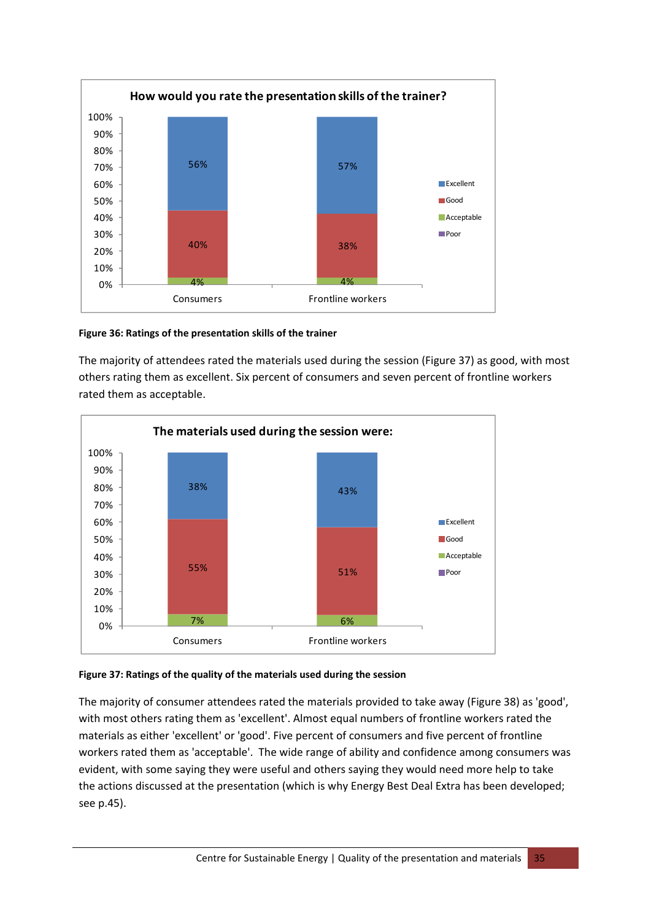**Figure 36: Ratings of the presentation skills of the trainer**

The majority of attendees rated the materials used during the session (Figure 37) as good, with most others rating them as excellent. Six percent of consumers and seven percent of frontline workers rated them as acceptable.

**Figure 37: Ratings of the quality of the materials used during the session**

The majority of consumer attendees rated the materials provided to take away (Figure 38) as 'good', with most others rating them as 'excellent'. Almost equal numbers of frontline workers rated the materials as either 'excellent' or 'good'. Five percent of consumers and five percent of frontline workers rated them as 'acceptable'. The wide range of ability and confidence among consumers was evident, with some saying they were useful and others saying they would need more help to take the actions discussed at the presentation (which is why Energy Best Deal Extra has been developed; see p.45).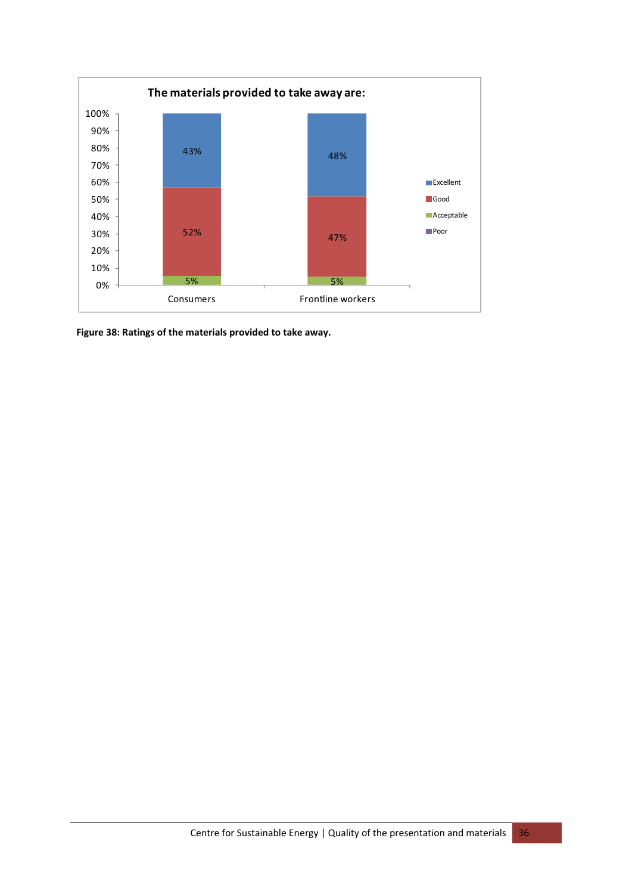**The materials provided to take away are:**

| | Excellent | Good | Acceptable | Poor |
|---|---|---|---|---|
| Consumers | 43% | 52% | 5% | |
| Frontline workers | 48% | 47% | 5% | |

**Figure 38: Ratings of the materials provided to take away.**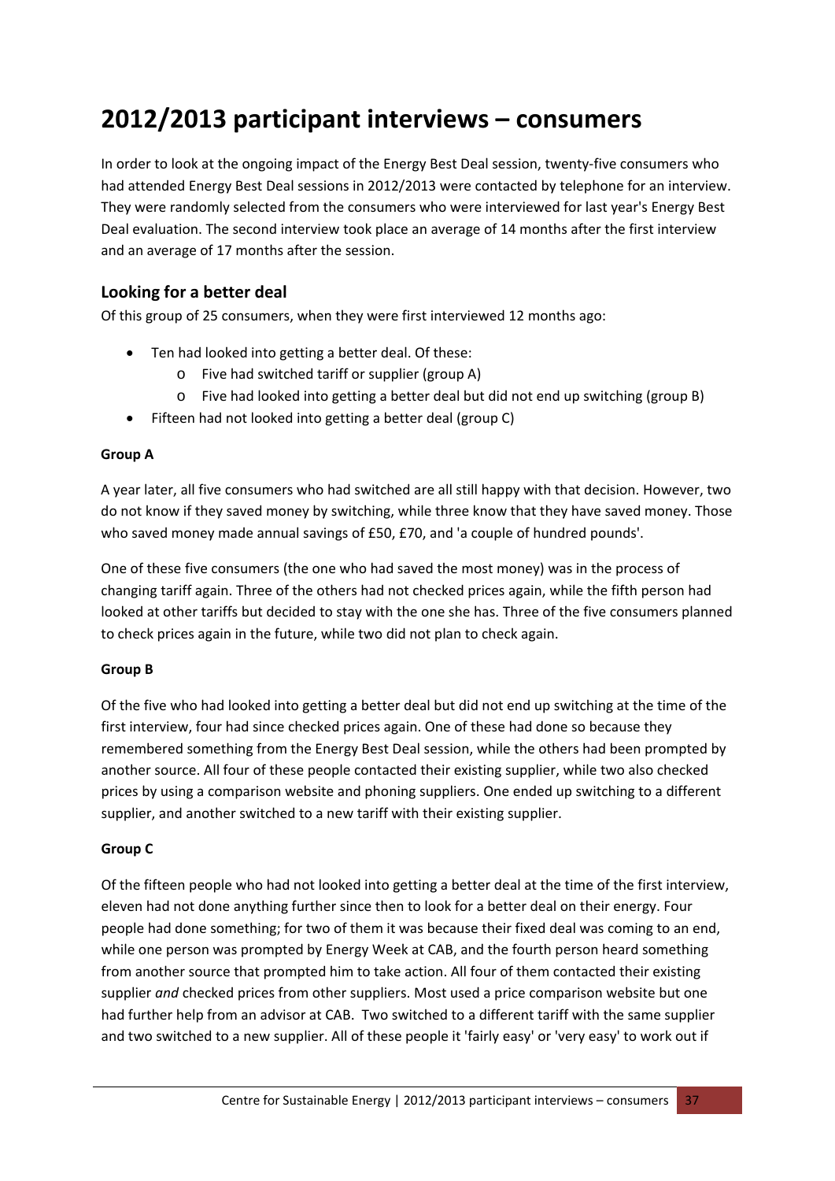# 2012/2013 participant interviews – consumers

In order to look at the ongoing impact of the Energy Best Deal session, twenty-five consumers who had attended Energy Best Deal sessions in 2012/2013 were contacted by telephone for an interview. They were randomly selected from the consumers who were interviewed for last year's Energy Best Deal evaluation. The second interview took place an average of 14 months after the first interview and an average of 17 months after the session.

## Looking for a better deal

Of this group of 25 consumers, when they were first interviewed 12 months ago:

- Ten had looked into getting a better deal. Of these:
  - Five had switched tariff or supplier (group A)
  - Five had looked into getting a better deal but did not end up switching (group B)
- Fifteen had not looked into getting a better deal (group C)

**Group A**

A year later, all five consumers who had switched are all still happy with that decision. However, two do not know if they saved money by switching, while three know that they have saved money. Those who saved money made annual savings of £50, £70, and 'a couple of hundred pounds'.

One of these five consumers (the one who had saved the most money) was in the process of changing tariff again. Three of the others had not checked prices again, while the fifth person had looked at other tariffs but decided to stay with the one she has. Three of the five consumers planned to check prices again in the future, while two did not plan to check again.

**Group B**

Of the five who had looked into getting a better deal but did not end up switching at the time of the first interview, four had since checked prices again. One of these had done so because they remembered something from the Energy Best Deal session, while the others had been prompted by another source. All four of these people contacted their existing supplier, while two also checked prices by using a comparison website and phoning suppliers. One ended up switching to a different supplier, and another switched to a new tariff with their existing supplier.

**Group C**

Of the fifteen people who had not looked into getting a better deal at the time of the first interview, eleven had not done anything further since then to look for a better deal on their energy. Four people had done something; for two of them it was because their fixed deal was coming to an end, while one person was prompted by Energy Week at CAB, and the fourth person heard something from another source that prompted him to take action. All four of them contacted their existing supplier *and* checked prices from other suppliers. Most used a price comparison website but one had further help from an advisor at CAB. Two switched to a different tariff with the same supplier and two switched to a new supplier. All of these people it 'fairly easy' or 'very easy' to work out if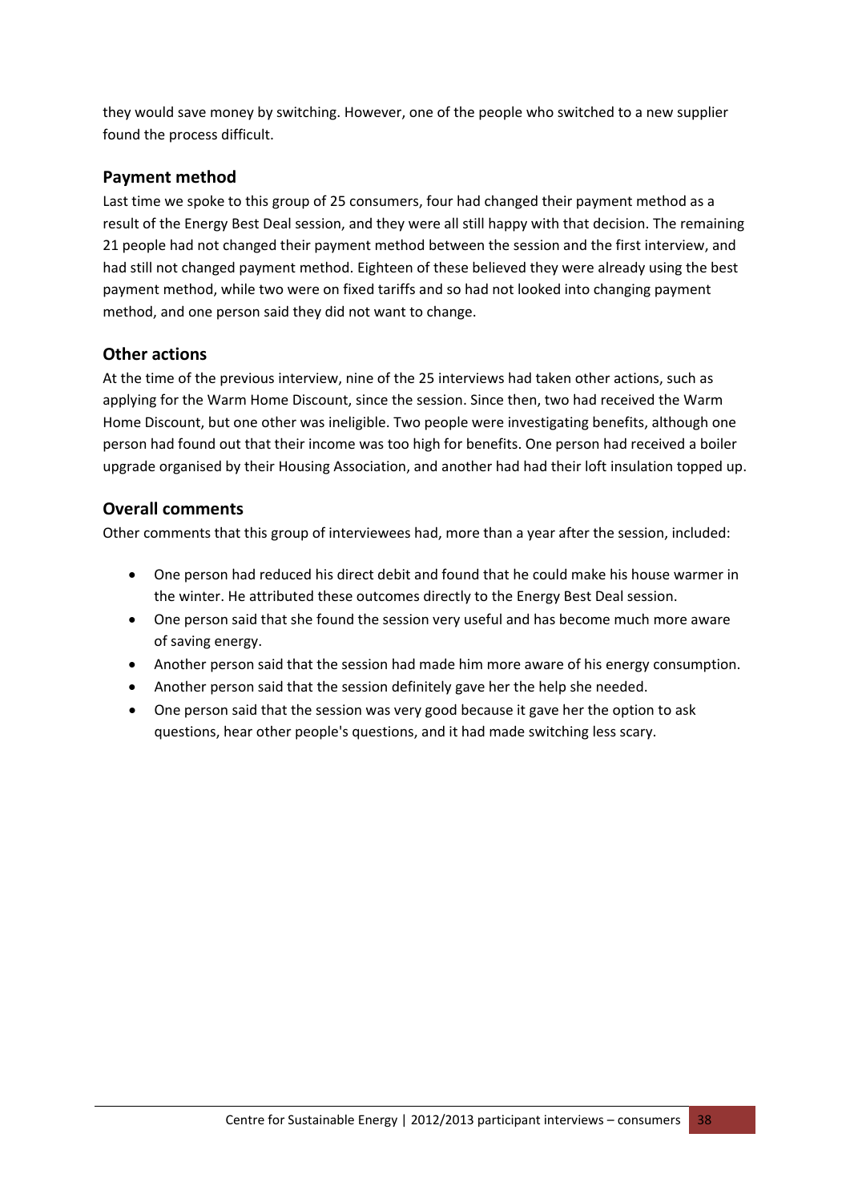they would save money by switching. However, one of the people who switched to a new supplier found the process difficult.

## Payment method

Last time we spoke to this group of 25 consumers, four had changed their payment method as a result of the Energy Best Deal session, and they were all still happy with that decision. The remaining 21 people had not changed their payment method between the session and the first interview, and had still not changed payment method. Eighteen of these believed they were already using the best payment method, while two were on fixed tariffs and so had not looked into changing payment method, and one person said they did not want to change.

## Other actions

At the time of the previous interview, nine of the 25 interviews had taken other actions, such as applying for the Warm Home Discount, since the session. Since then, two had received the Warm Home Discount, but one other was ineligible. Two people were investigating benefits, although one person had found out that their income was too high for benefits. One person had received a boiler upgrade organised by their Housing Association, and another had had their loft insulation topped up.

## Overall comments

Other comments that this group of interviewees had, more than a year after the session, included:

- One person had reduced his direct debit and found that he could make his house warmer in the winter. He attributed these outcomes directly to the Energy Best Deal session.
- One person said that she found the session very useful and has become much more aware of saving energy.
- Another person said that the session had made him more aware of his energy consumption.
- Another person said that the session definitely gave her the help she needed.
- One person said that the session was very good because it gave her the option to ask questions, hear other people's questions, and it had made switching less scary.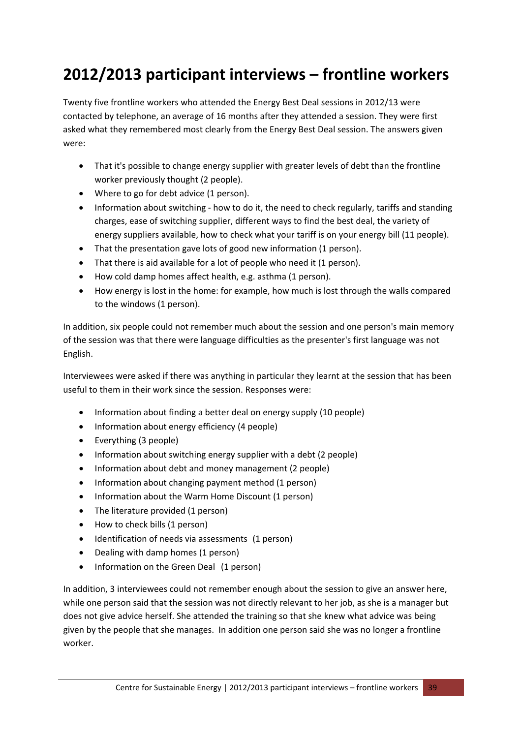# 2012/2013 participant interviews – frontline workers

Twenty five frontline workers who attended the Energy Best Deal sessions in 2012/13 were contacted by telephone, an average of 16 months after they attended a session. They were first asked what they remembered most clearly from the Energy Best Deal session. The answers given were:

- That it's possible to change energy supplier with greater levels of debt than the frontline worker previously thought (2 people).
- Where to go for debt advice (1 person).
- Information about switching - how to do it, the need to check regularly, tariffs and standing charges, ease of switching supplier, different ways to find the best deal, the variety of energy suppliers available, how to check what your tariff is on your energy bill (11 people).
- That the presentation gave lots of good new information (1 person).
- That there is aid available for a lot of people who need it (1 person).
- How cold damp homes affect health, e.g. asthma (1 person).
- How energy is lost in the home: for example, how much is lost through the walls compared to the windows (1 person).

In addition, six people could not remember much about the session and one person's main memory of the session was that there were language difficulties as the presenter's first language was not English.

Interviewees were asked if there was anything in particular they learnt at the session that has been useful to them in their work since the session. Responses were:

- Information about finding a better deal on energy supply (10 people)
- Information about energy efficiency (4 people)
- Everything (3 people)
- Information about switching energy supplier with a debt (2 people)
- Information about debt and money management (2 people)
- Information about changing payment method (1 person)
- Information about the Warm Home Discount (1 person)
- The literature provided (1 person)
- How to check bills (1 person)
- Identification of needs via assessments (1 person)
- Dealing with damp homes (1 person)
- Information on the Green Deal (1 person)

In addition, 3 interviewees could not remember enough about the session to give an answer here, while one person said that the session was not directly relevant to her job, as she is a manager but does not give advice herself. She attended the training so that she knew what advice was being given by the people that she manages. In addition one person said she was no longer a frontline worker.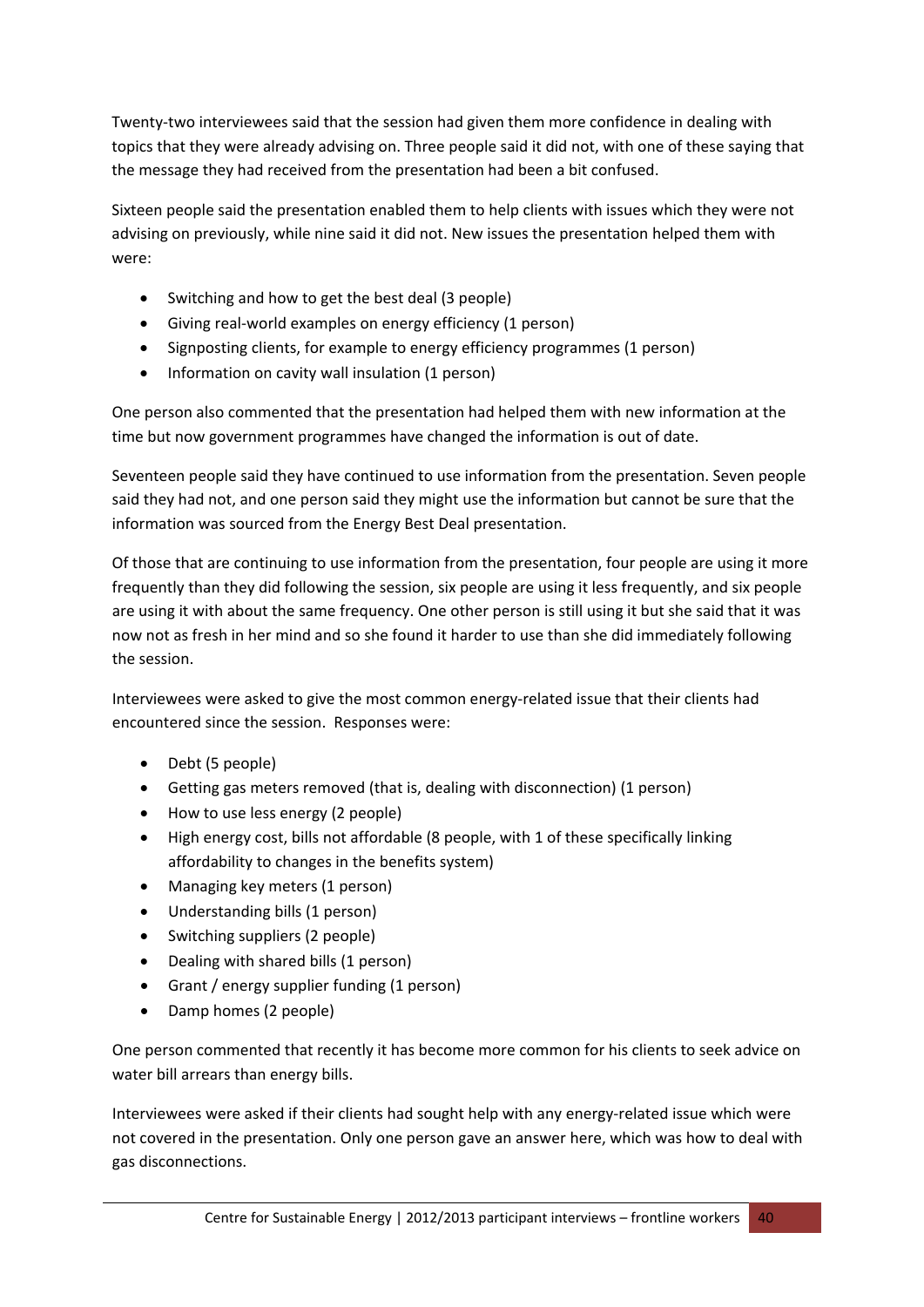Twenty-two interviewees said that the session had given them more confidence in dealing with topics that they were already advising on. Three people said it did not, with one of these saying that the message they had received from the presentation had been a bit confused.

Sixteen people said the presentation enabled them to help clients with issues which they were not advising on previously, while nine said it did not. New issues the presentation helped them with were:

- Switching and how to get the best deal (3 people)
- Giving real-world examples on energy efficiency (1 person)
- Signposting clients, for example to energy efficiency programmes (1 person)
- Information on cavity wall insulation (1 person)

One person also commented that the presentation had helped them with new information at the time but now government programmes have changed the information is out of date.

Seventeen people said they have continued to use information from the presentation. Seven people said they had not, and one person said they might use the information but cannot be sure that the information was sourced from the Energy Best Deal presentation.

Of those that are continuing to use information from the presentation, four people are using it more frequently than they did following the session, six people are using it less frequently, and six people are using it with about the same frequency. One other person is still using it but she said that it was now not as fresh in her mind and so she found it harder to use than she did immediately following the session.

Interviewees were asked to give the most common energy-related issue that their clients had encountered since the session. Responses were:

- Debt (5 people)
- Getting gas meters removed (that is, dealing with disconnection) (1 person)
- How to use less energy (2 people)
- High energy cost, bills not affordable (8 people, with 1 of these specifically linking affordability to changes in the benefits system)
- Managing key meters (1 person)
- Understanding bills (1 person)
- Switching suppliers (2 people)
- Dealing with shared bills (1 person)
- Grant / energy supplier funding (1 person)
- Damp homes (2 people)

One person commented that recently it has become more common for his clients to seek advice on water bill arrears than energy bills.

Interviewees were asked if their clients had sought help with any energy-related issue which were not covered in the presentation. Only one person gave an answer here, which was how to deal with gas disconnections.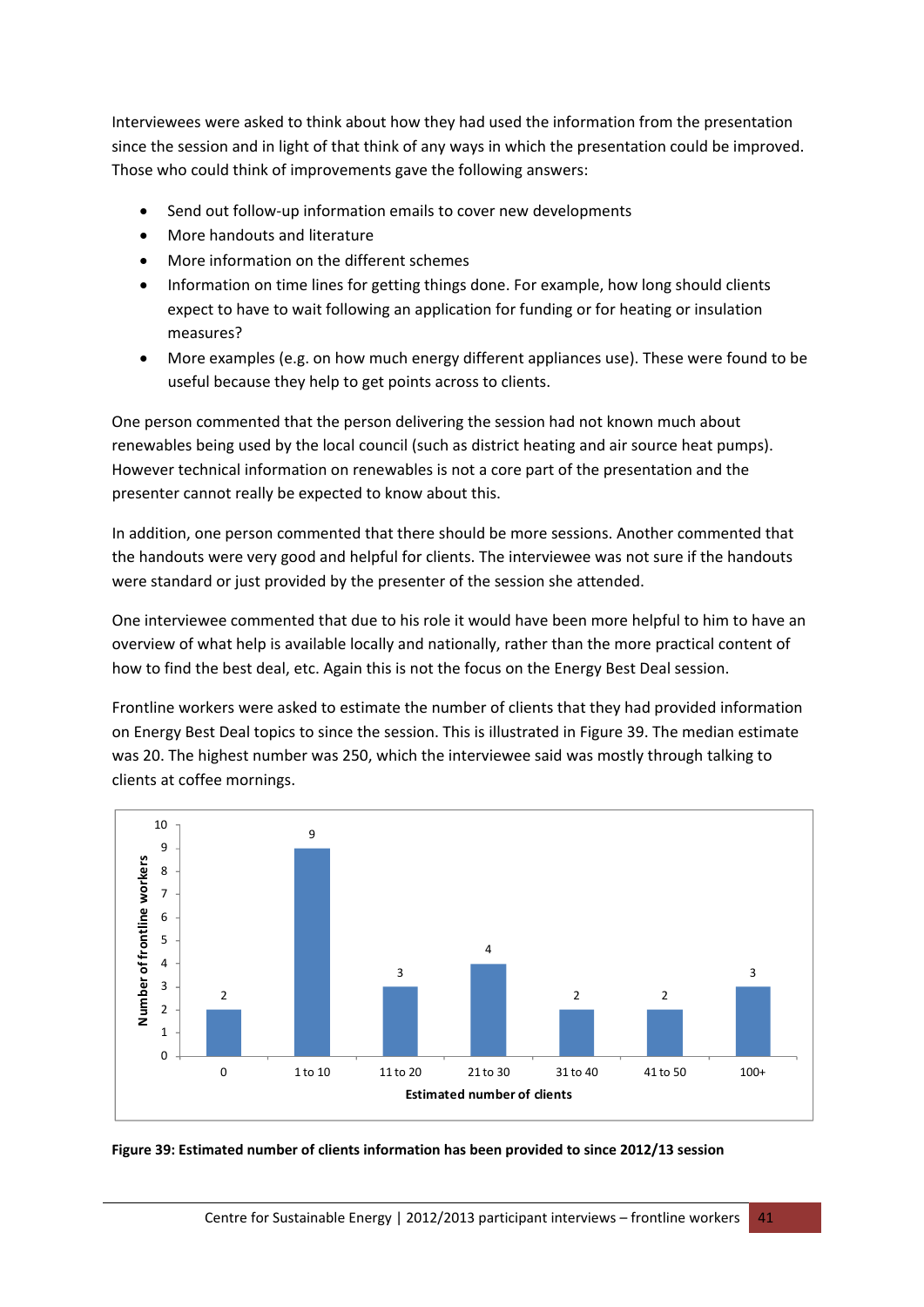Interviewees were asked to think about how they had used the information from the presentation since the session and in light of that think of any ways in which the presentation could be improved. Those who could think of improvements gave the following answers:

- Send out follow-up information emails to cover new developments
- More handouts and literature
- More information on the different schemes
- Information on time lines for getting things done. For example, how long should clients expect to have to wait following an application for funding or for heating or insulation measures?
- More examples (e.g. on how much energy different appliances use). These were found to be useful because they help to get points across to clients.

One person commented that the person delivering the session had not known much about renewables being used by the local council (such as district heating and air source heat pumps). However technical information on renewables is not a core part of the presentation and the presenter cannot really be expected to know about this.

In addition, one person commented that there should be more sessions. Another commented that the handouts were very good and helpful for clients. The interviewee was not sure if the handouts were standard or just provided by the presenter of the session she attended.

One interviewee commented that due to his role it would have been more helpful to him to have an overview of what help is available locally and nationally, rather than the more practical content of how to find the best deal, etc. Again this is not the focus on the Energy Best Deal session.

Frontline workers were asked to estimate the number of clients that they had provided information on Energy Best Deal topics to since the session. This is illustrated in Figure 39. The median estimate was 20. The highest number was 250, which the interviewee said was mostly through talking to clients at coffee mornings.

| Estimated number of clients | Number of frontline workers |
|---|---|
| 0 | 2 |
| 1 to 10 | 9 |
| 11 to 20 | 3 |
| 21 to 30 | 4 |
| 31 to 40 | 2 |
| 41 to 50 | 2 |
| 100+ | 3 |

**Figure 39: Estimated number of clients information has been provided to since 2012/13 session**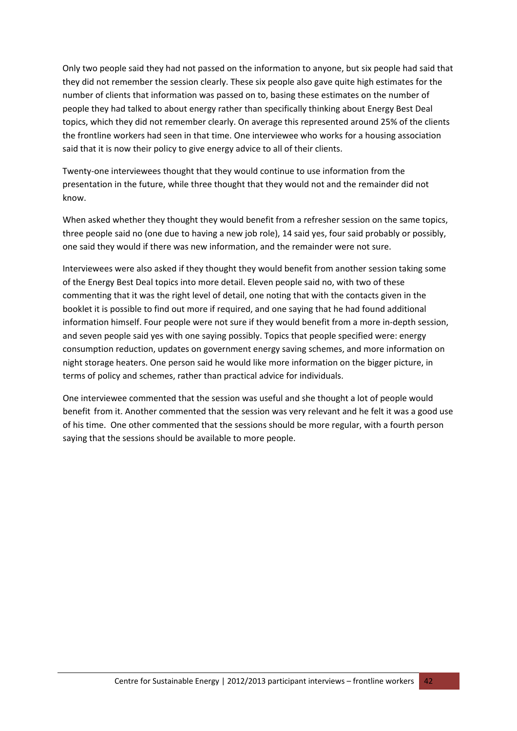Only two people said they had not passed on the information to anyone, but six people had said that they did not remember the session clearly. These six people also gave quite high estimates for the number of clients that information was passed on to, basing these estimates on the number of people they had talked to about energy rather than specifically thinking about Energy Best Deal topics, which they did not remember clearly. On average this represented around 25% of the clients the frontline workers had seen in that time. One interviewee who works for a housing association said that it is now their policy to give energy advice to all of their clients.

Twenty-one interviewees thought that they would continue to use information from the presentation in the future, while three thought that they would not and the remainder did not know.

When asked whether they thought they would benefit from a refresher session on the same topics, three people said no (one due to having a new job role), 14 said yes, four said probably or possibly, one said they would if there was new information, and the remainder were not sure.

Interviewees were also asked if they thought they would benefit from another session taking some of the Energy Best Deal topics into more detail. Eleven people said no, with two of these commenting that it was the right level of detail, one noting that with the contacts given in the booklet it is possible to find out more if required, and one saying that he had found additional information himself. Four people were not sure if they would benefit from a more in-depth session, and seven people said yes with one saying possibly. Topics that people specified were: energy consumption reduction, updates on government energy saving schemes, and more information on night storage heaters. One person said he would like more information on the bigger picture, in terms of policy and schemes, rather than practical advice for individuals.

One interviewee commented that the session was useful and she thought a lot of people would benefit from it. Another commented that the session was very relevant and he felt it was a good use of his time. One other commented that the sessions should be more regular, with a fourth person saying that the sessions should be available to more people.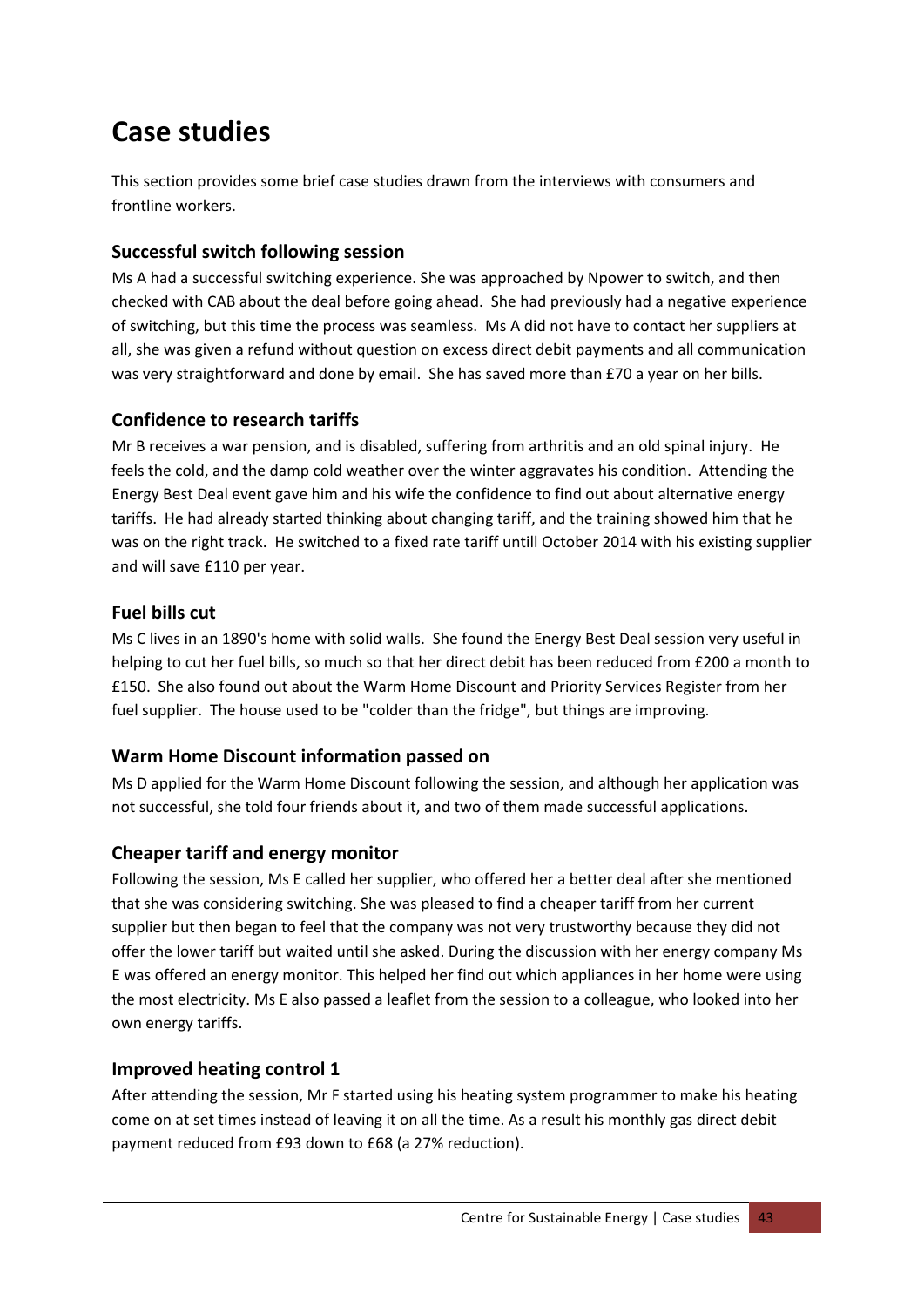# Case studies

This section provides some brief case studies drawn from the interviews with consumers and frontline workers.

## Successful switch following session

Ms A had a successful switching experience. She was approached by Npower to switch, and then checked with CAB about the deal before going ahead. She had previously had a negative experience of switching, but this time the process was seamless. Ms A did not have to contact her suppliers at all, she was given a refund without question on excess direct debit payments and all communication was very straightforward and done by email. She has saved more than £70 a year on her bills.

## Confidence to research tariffs

Mr B receives a war pension, and is disabled, suffering from arthritis and an old spinal injury. He feels the cold, and the damp cold weather over the winter aggravates his condition. Attending the Energy Best Deal event gave him and his wife the confidence to find out about alternative energy tariffs. He had already started thinking about changing tariff, and the training showed him that he was on the right track. He switched to a fixed rate tariff untill October 2014 with his existing supplier and will save £110 per year.

## Fuel bills cut

Ms C lives in an 1890's home with solid walls. She found the Energy Best Deal session very useful in helping to cut her fuel bills, so much so that her direct debit has been reduced from £200 a month to £150. She also found out about the Warm Home Discount and Priority Services Register from her fuel supplier. The house used to be "colder than the fridge", but things are improving.

## Warm Home Discount information passed on

Ms D applied for the Warm Home Discount following the session, and although her application was not successful, she told four friends about it, and two of them made successful applications.

## Cheaper tariff and energy monitor

Following the session, Ms E called her supplier, who offered her a better deal after she mentioned that she was considering switching. She was pleased to find a cheaper tariff from her current supplier but then began to feel that the company was not very trustworthy because they did not offer the lower tariff but waited until she asked. During the discussion with her energy company Ms E was offered an energy monitor. This helped her find out which appliances in her home were using the most electricity. Ms E also passed a leaflet from the session to a colleague, who looked into her own energy tariffs.

## Improved heating control 1

After attending the session, Mr F started using his heating system programmer to make his heating come on at set times instead of leaving it on all the time. As a result his monthly gas direct debit payment reduced from £93 down to £68 (a 27% reduction).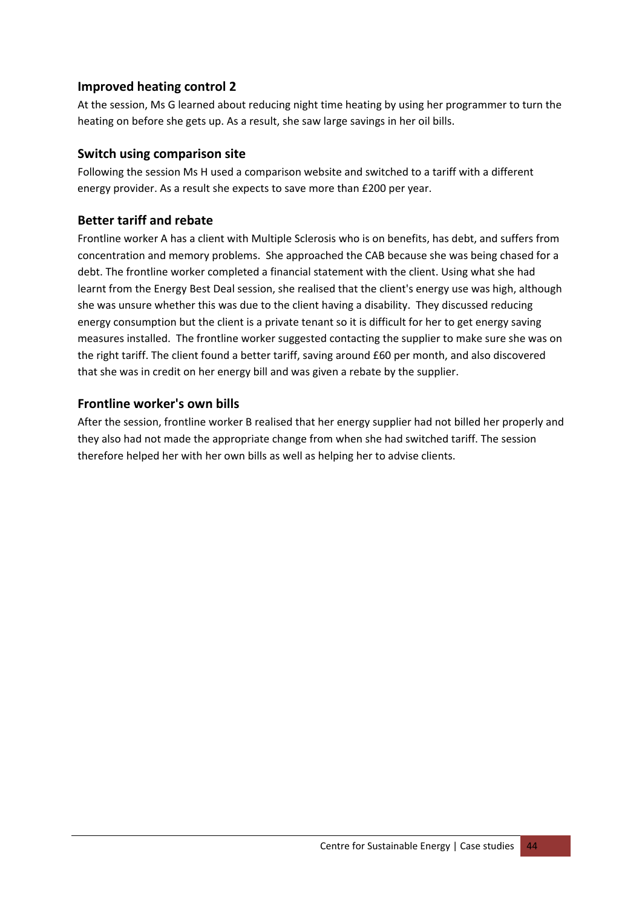## Improved heating control 2

At the session, Ms G learned about reducing night time heating by using her programmer to turn the heating on before she gets up. As a result, she saw large savings in her oil bills.

## Switch using comparison site

Following the session Ms H used a comparison website and switched to a tariff with a different energy provider. As a result she expects to save more than £200 per year.

## Better tariff and rebate

Frontline worker A has a client with Multiple Sclerosis who is on benefits, has debt, and suffers from concentration and memory problems. She approached the CAB because she was being chased for a debt. The frontline worker completed a financial statement with the client. Using what she had learnt from the Energy Best Deal session, she realised that the client's energy use was high, although she was unsure whether this was due to the client having a disability. They discussed reducing energy consumption but the client is a private tenant so it is difficult for her to get energy saving measures installed. The frontline worker suggested contacting the supplier to make sure she was on the right tariff. The client found a better tariff, saving around £60 per month, and also discovered that she was in credit on her energy bill and was given a rebate by the supplier.

## Frontline worker's own bills

After the session, frontline worker B realised that her energy supplier had not billed her properly and they also had not made the appropriate change from when she had switched tariff. The session therefore helped her with her own bills as well as helping her to advise clients.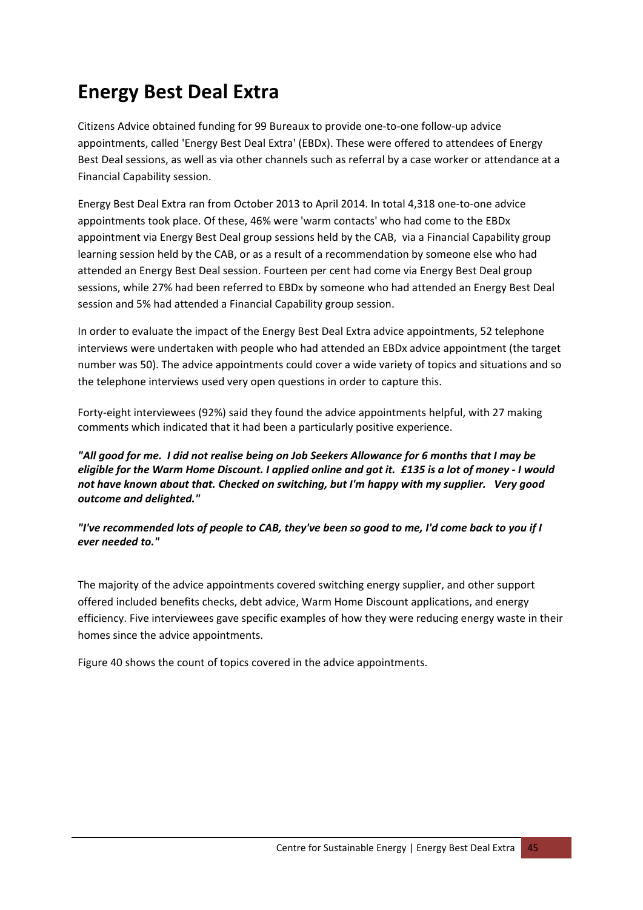# Energy Best Deal Extra

Citizens Advice obtained funding for 99 Bureaux to provide one-to-one follow-up advice appointments, called 'Energy Best Deal Extra' (EBDx). These were offered to attendees of Energy Best Deal sessions, as well as via other channels such as referral by a case worker or attendance at a Financial Capability session.

Energy Best Deal Extra ran from October 2013 to April 2014. In total 4,318 one-to-one advice appointments took place. Of these, 46% were 'warm contacts' who had come to the EBDx appointment via Energy Best Deal group sessions held by the CAB, via a Financial Capability group learning session held by the CAB, or as a result of a recommendation by someone else who had attended an Energy Best Deal session. Fourteen per cent had come via Energy Best Deal group sessions, while 27% had been referred to EBDx by someone who had attended an Energy Best Deal session and 5% had attended a Financial Capability group session.

In order to evaluate the impact of the Energy Best Deal Extra advice appointments, 52 telephone interviews were undertaken with people who had attended an EBDx advice appointment (the target number was 50). The advice appointments could cover a wide variety of topics and situations and so the telephone interviews used very open questions in order to capture this.

Forty-eight interviewees (92%) said they found the advice appointments helpful, with 27 making comments which indicated that it had been a particularly positive experience.

***"All good for me. I did not realise being on Job Seekers Allowance for 6 months that I may be eligible for the Warm Home Discount. I applied online and got it. £135 is a lot of money - I would not have known about that. Checked on switching, but I'm happy with my supplier. Very good outcome and delighted."***

***"I've recommended lots of people to CAB, they've been so good to me, I'd come back to you if I ever needed to."***

The majority of the advice appointments covered switching energy supplier, and other support offered included benefits checks, debt advice, Warm Home Discount applications, and energy efficiency. Five interviewees gave specific examples of how they were reducing energy waste in their homes since the advice appointments.

Figure 40 shows the count of topics covered in the advice appointments.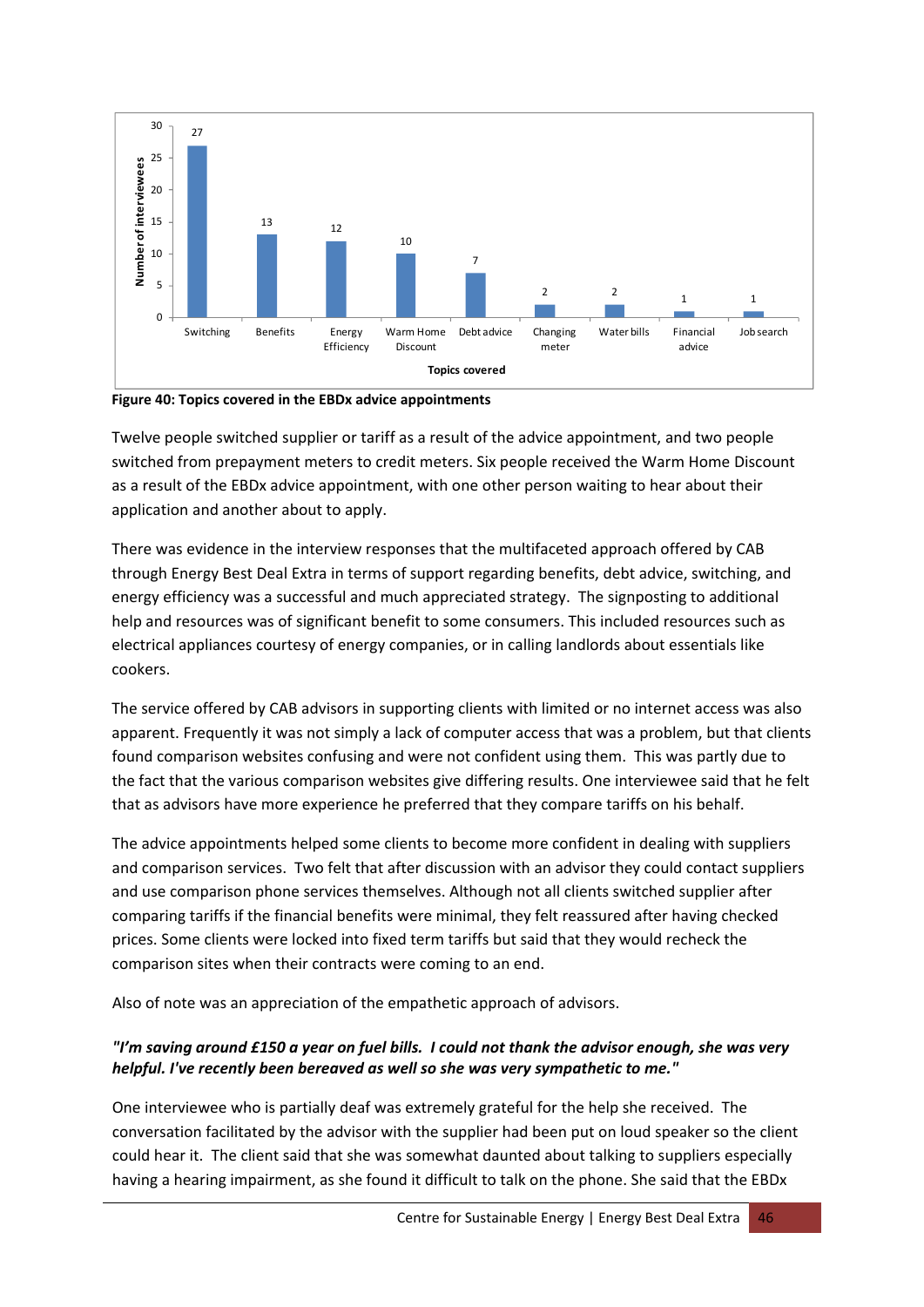| Topics covered | Number of interviewees |
|---|---|
| Switching | 27 |
| Benefits | 13 |
| Energy Efficiency | 12 |
| Warm Home Discount | 10 |
| Debt advice | 7 |
| Changing meter | 2 |
| Water bills | 2 |
| Financial advice | 1 |
| Job search | 1 |

**Figure 40: Topics covered in the EBDx advice appointments**

Twelve people switched supplier or tariff as a result of the advice appointment, and two people switched from prepayment meters to credit meters. Six people received the Warm Home Discount as a result of the EBDx advice appointment, with one other person waiting to hear about their application and another about to apply.

There was evidence in the interview responses that the multifaceted approach offered by CAB through Energy Best Deal Extra in terms of support regarding benefits, debt advice, switching, and energy efficiency was a successful and much appreciated strategy. The signposting to additional help and resources was of significant benefit to some consumers. This included resources such as electrical appliances courtesy of energy companies, or in calling landlords about essentials like cookers.

The service offered by CAB advisors in supporting clients with limited or no internet access was also apparent. Frequently it was not simply a lack of computer access that was a problem, but that clients found comparison websites confusing and were not confident using them. This was partly due to the fact that the various comparison websites give differing results. One interviewee said that he felt that as advisors have more experience he preferred that they compare tariffs on his behalf.

The advice appointments helped some clients to become more confident in dealing with suppliers and comparison services. Two felt that after discussion with an advisor they could contact suppliers and use comparison phone services themselves. Although not all clients switched supplier after comparing tariffs if the financial benefits were minimal, they felt reassured after having checked prices. Some clients were locked into fixed term tariffs but said that they would recheck the comparison sites when their contracts were coming to an end.

Also of note was an appreciation of the empathetic approach of advisors.

***"I'm saving around £150 a year on fuel bills. I could not thank the advisor enough, she was very helpful. I've recently been bereaved as well so she was very sympathetic to me."***

One interviewee who is partially deaf was extremely grateful for the help she received. The conversation facilitated by the advisor with the supplier had been put on loud speaker so the client could hear it. The client said that she was somewhat daunted about talking to suppliers especially having a hearing impairment, as she found it difficult to talk on the phone. She said that the EBDx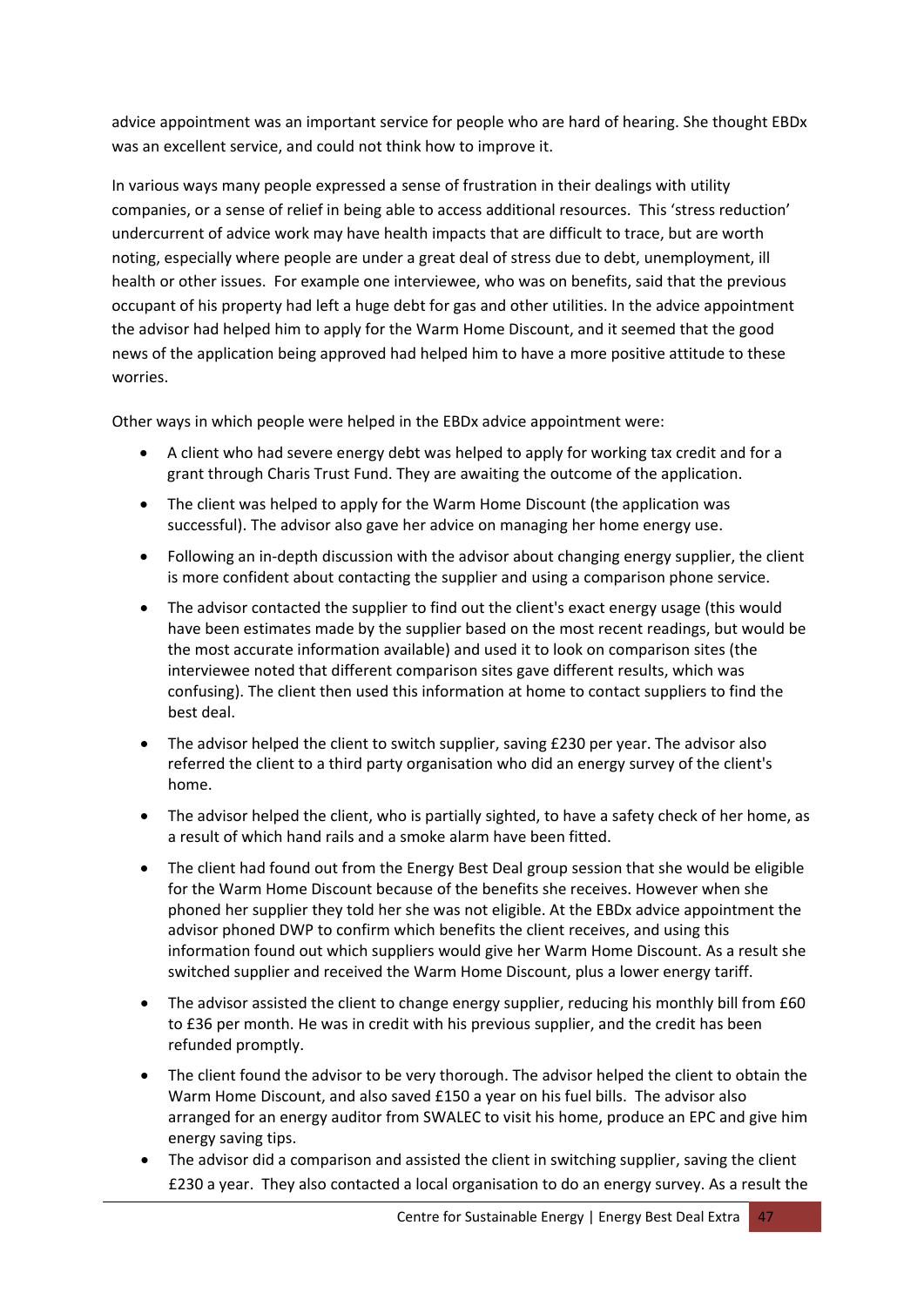advice appointment was an important service for people who are hard of hearing. She thought EBDx was an excellent service, and could not think how to improve it.

In various ways many people expressed a sense of frustration in their dealings with utility companies, or a sense of relief in being able to access additional resources. This 'stress reduction' undercurrent of advice work may have health impacts that are difficult to trace, but are worth noting, especially where people are under a great deal of stress due to debt, unemployment, ill health or other issues. For example one interviewee, who was on benefits, said that the previous occupant of his property had left a huge debt for gas and other utilities. In the advice appointment the advisor had helped him to apply for the Warm Home Discount, and it seemed that the good news of the application being approved had helped him to have a more positive attitude to these worries.

Other ways in which people were helped in the EBDx advice appointment were:

- A client who had severe energy debt was helped to apply for working tax credit and for a grant through Charis Trust Fund. They are awaiting the outcome of the application.
- The client was helped to apply for the Warm Home Discount (the application was successful). The advisor also gave her advice on managing her home energy use.
- Following an in-depth discussion with the advisor about changing energy supplier, the client is more confident about contacting the supplier and using a comparison phone service.
- The advisor contacted the supplier to find out the client's exact energy usage (this would have been estimates made by the supplier based on the most recent readings, but would be the most accurate information available) and used it to look on comparison sites (the interviewee noted that different comparison sites gave different results, which was confusing). The client then used this information at home to contact suppliers to find the best deal.
- The advisor helped the client to switch supplier, saving £230 per year. The advisor also referred the client to a third party organisation who did an energy survey of the client's home.
- The advisor helped the client, who is partially sighted, to have a safety check of her home, as a result of which hand rails and a smoke alarm have been fitted.
- The client had found out from the Energy Best Deal group session that she would be eligible for the Warm Home Discount because of the benefits she receives. However when she phoned her supplier they told her she was not eligible. At the EBDx advice appointment the advisor phoned DWP to confirm which benefits the client receives, and using this information found out which suppliers would give her Warm Home Discount. As a result she switched supplier and received the Warm Home Discount, plus a lower energy tariff.
- The advisor assisted the client to change energy supplier, reducing his monthly bill from £60 to £36 per month. He was in credit with his previous supplier, and the credit has been refunded promptly.
- The client found the advisor to be very thorough. The advisor helped the client to obtain the Warm Home Discount, and also saved £150 a year on his fuel bills. The advisor also arranged for an energy auditor from SWALEC to visit his home, produce an EPC and give him energy saving tips.
- The advisor did a comparison and assisted the client in switching supplier, saving the client £230 a year. They also contacted a local organisation to do an energy survey. As a result the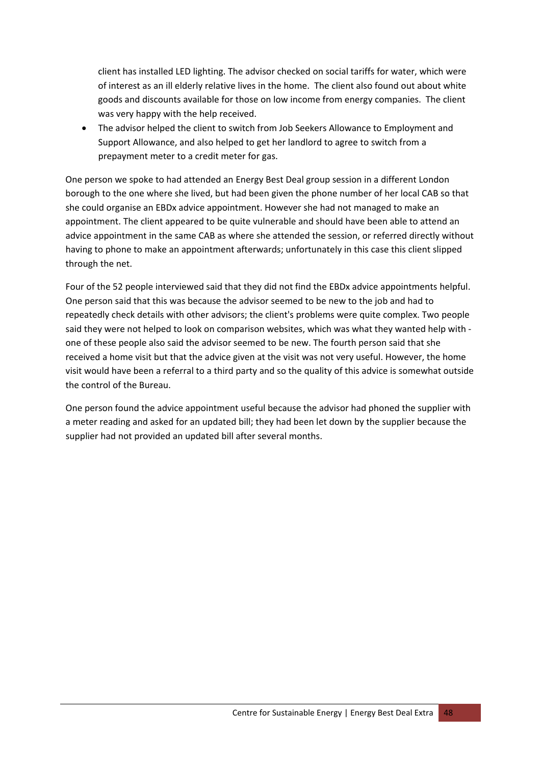client has installed LED lighting. The advisor checked on social tariffs for water, which were of interest as an ill elderly relative lives in the home. The client also found out about white goods and discounts available for those on low income from energy companies. The client was very happy with the help received.

- The advisor helped the client to switch from Job Seekers Allowance to Employment and Support Allowance, and also helped to get her landlord to agree to switch from a prepayment meter to a credit meter for gas.

One person we spoke to had attended an Energy Best Deal group session in a different London borough to the one where she lived, but had been given the phone number of her local CAB so that she could organise an EBDx advice appointment. However she had not managed to make an appointment. The client appeared to be quite vulnerable and should have been able to attend an advice appointment in the same CAB as where she attended the session, or referred directly without having to phone to make an appointment afterwards; unfortunately in this case this client slipped through the net.

Four of the 52 people interviewed said that they did not find the EBDx advice appointments helpful. One person said that this was because the advisor seemed to be new to the job and had to repeatedly check details with other advisors; the client's problems were quite complex. Two people said they were not helped to look on comparison websites, which was what they wanted help with - one of these people also said the advisor seemed to be new. The fourth person said that she received a home visit but that the advice given at the visit was not very useful. However, the home visit would have been a referral to a third party and so the quality of this advice is somewhat outside the control of the Bureau.

One person found the advice appointment useful because the advisor had phoned the supplier with a meter reading and asked for an updated bill; they had been let down by the supplier because the supplier had not provided an updated bill after several months.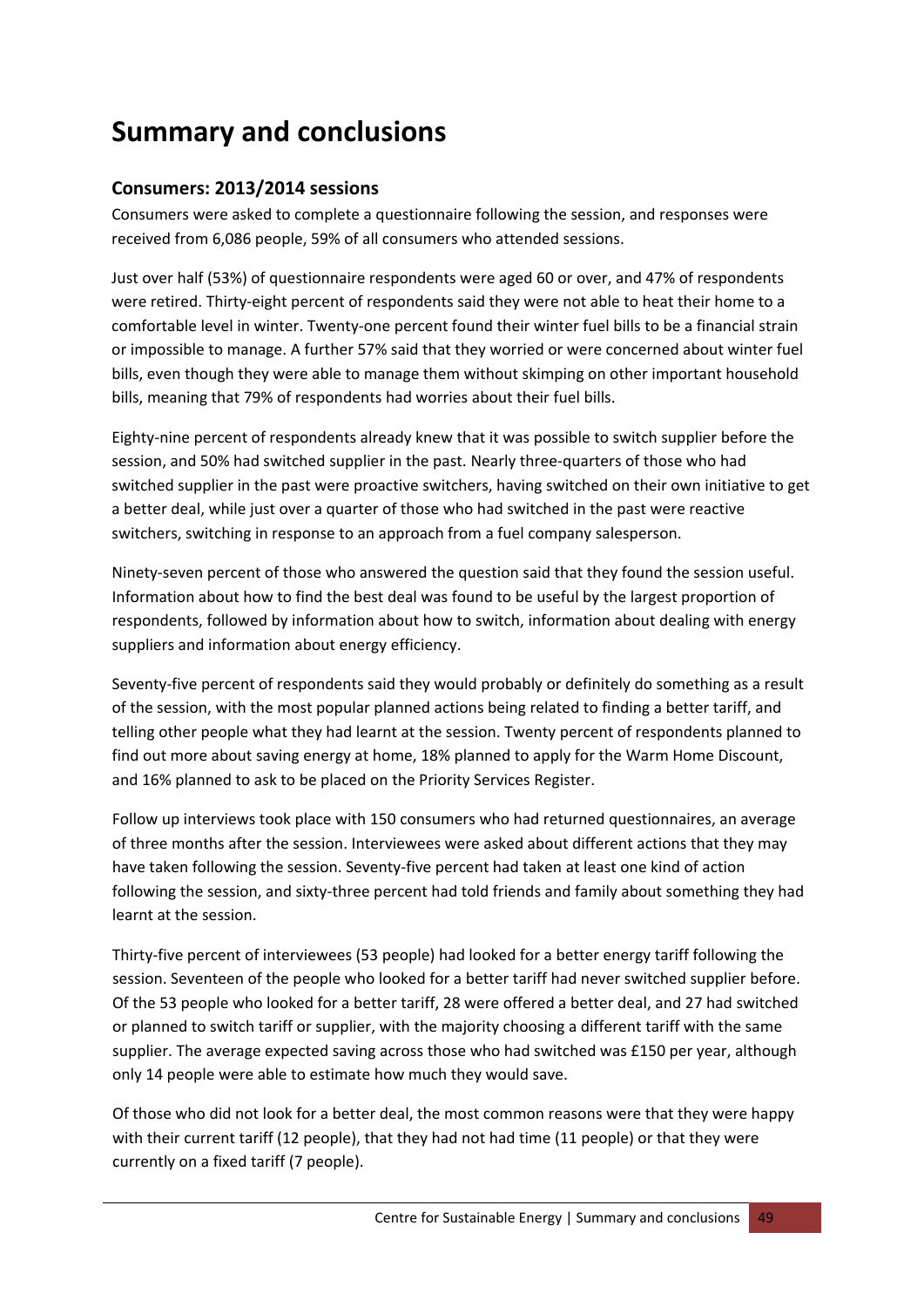# Summary and conclusions

## Consumers: 2013/2014 sessions

Consumers were asked to complete a questionnaire following the session, and responses were received from 6,086 people, 59% of all consumers who attended sessions.

Just over half (53%) of questionnaire respondents were aged 60 or over, and 47% of respondents were retired. Thirty-eight percent of respondents said they were not able to heat their home to a comfortable level in winter. Twenty-one percent found their winter fuel bills to be a financial strain or impossible to manage. A further 57% said that they worried or were concerned about winter fuel bills, even though they were able to manage them without skimping on other important household bills, meaning that 79% of respondents had worries about their fuel bills.

Eighty-nine percent of respondents already knew that it was possible to switch supplier before the session, and 50% had switched supplier in the past. Nearly three-quarters of those who had switched supplier in the past were proactive switchers, having switched on their own initiative to get a better deal, while just over a quarter of those who had switched in the past were reactive switchers, switching in response to an approach from a fuel company salesperson.

Ninety-seven percent of those who answered the question said that they found the session useful. Information about how to find the best deal was found to be useful by the largest proportion of respondents, followed by information about how to switch, information about dealing with energy suppliers and information about energy efficiency.

Seventy-five percent of respondents said they would probably or definitely do something as a result of the session, with the most popular planned actions being related to finding a better tariff, and telling other people what they had learnt at the session. Twenty percent of respondents planned to find out more about saving energy at home, 18% planned to apply for the Warm Home Discount, and 16% planned to ask to be placed on the Priority Services Register.

Follow up interviews took place with 150 consumers who had returned questionnaires, an average of three months after the session. Interviewees were asked about different actions that they may have taken following the session. Seventy-five percent had taken at least one kind of action following the session, and sixty-three percent had told friends and family about something they had learnt at the session.

Thirty-five percent of interviewees (53 people) had looked for a better energy tariff following the session. Seventeen of the people who looked for a better tariff had never switched supplier before. Of the 53 people who looked for a better tariff, 28 were offered a better deal, and 27 had switched or planned to switch tariff or supplier, with the majority choosing a different tariff with the same supplier. The average expected saving across those who had switched was £150 per year, although only 14 people were able to estimate how much they would save.

Of those who did not look for a better deal, the most common reasons were that they were happy with their current tariff (12 people), that they had not had time (11 people) or that they were currently on a fixed tariff (7 people).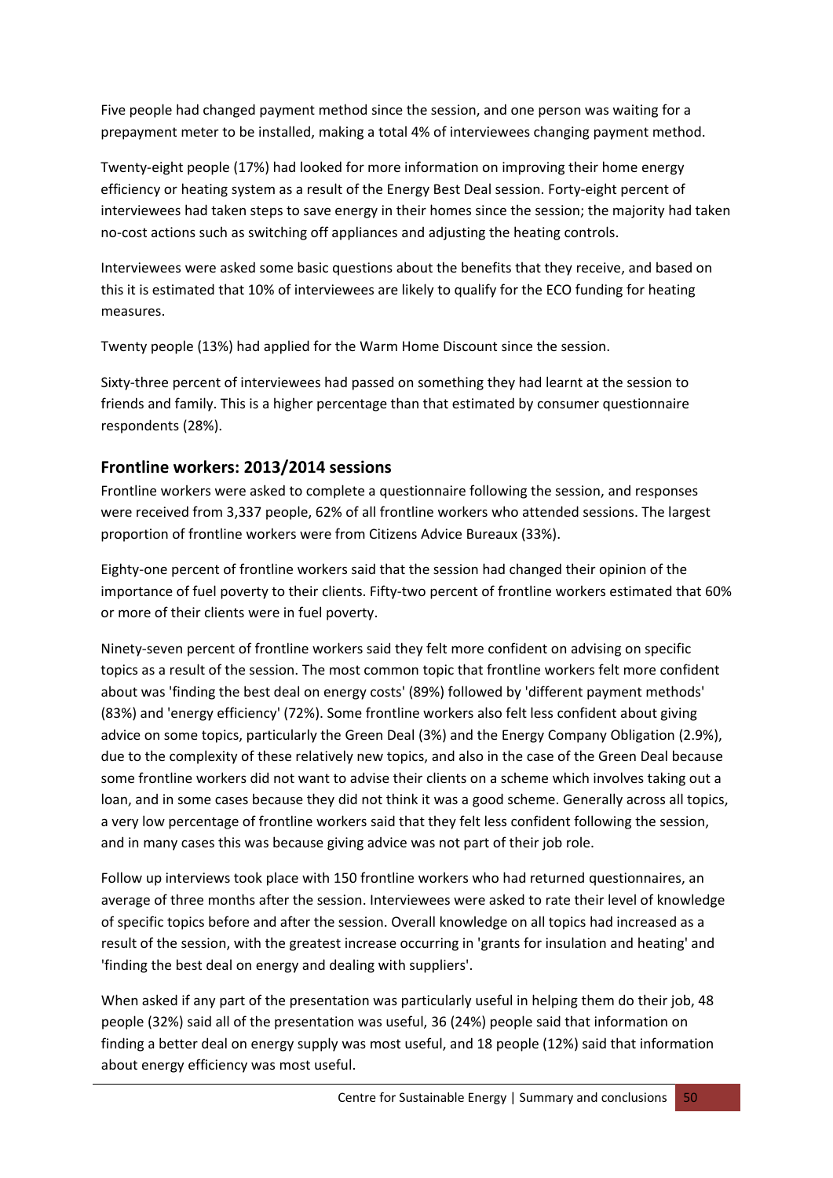Five people had changed payment method since the session, and one person was waiting for a prepayment meter to be installed, making a total 4% of interviewees changing payment method.

Twenty-eight people (17%) had looked for more information on improving their home energy efficiency or heating system as a result of the Energy Best Deal session. Forty-eight percent of interviewees had taken steps to save energy in their homes since the session; the majority had taken no-cost actions such as switching off appliances and adjusting the heating controls.

Interviewees were asked some basic questions about the benefits that they receive, and based on this it is estimated that 10% of interviewees are likely to qualify for the ECO funding for heating measures.

Twenty people (13%) had applied for the Warm Home Discount since the session.

Sixty-three percent of interviewees had passed on something they had learnt at the session to friends and family. This is a higher percentage than that estimated by consumer questionnaire respondents (28%).

## Frontline workers: 2013/2014 sessions

Frontline workers were asked to complete a questionnaire following the session, and responses were received from 3,337 people, 62% of all frontline workers who attended sessions. The largest proportion of frontline workers were from Citizens Advice Bureaux (33%).

Eighty-one percent of frontline workers said that the session had changed their opinion of the importance of fuel poverty to their clients. Fifty-two percent of frontline workers estimated that 60% or more of their clients were in fuel poverty.

Ninety-seven percent of frontline workers said they felt more confident on advising on specific topics as a result of the session. The most common topic that frontline workers felt more confident about was 'finding the best deal on energy costs' (89%) followed by 'different payment methods' (83%) and 'energy efficiency' (72%). Some frontline workers also felt less confident about giving advice on some topics, particularly the Green Deal (3%) and the Energy Company Obligation (2.9%), due to the complexity of these relatively new topics, and also in the case of the Green Deal because some frontline workers did not want to advise their clients on a scheme which involves taking out a loan, and in some cases because they did not think it was a good scheme. Generally across all topics, a very low percentage of frontline workers said that they felt less confident following the session, and in many cases this was because giving advice was not part of their job role.

Follow up interviews took place with 150 frontline workers who had returned questionnaires, an average of three months after the session. Interviewees were asked to rate their level of knowledge of specific topics before and after the session. Overall knowledge on all topics had increased as a result of the session, with the greatest increase occurring in 'grants for insulation and heating' and 'finding the best deal on energy and dealing with suppliers'.

When asked if any part of the presentation was particularly useful in helping them do their job, 48 people (32%) said all of the presentation was useful, 36 (24%) people said that information on finding a better deal on energy supply was most useful, and 18 people (12%) said that information about energy efficiency was most useful.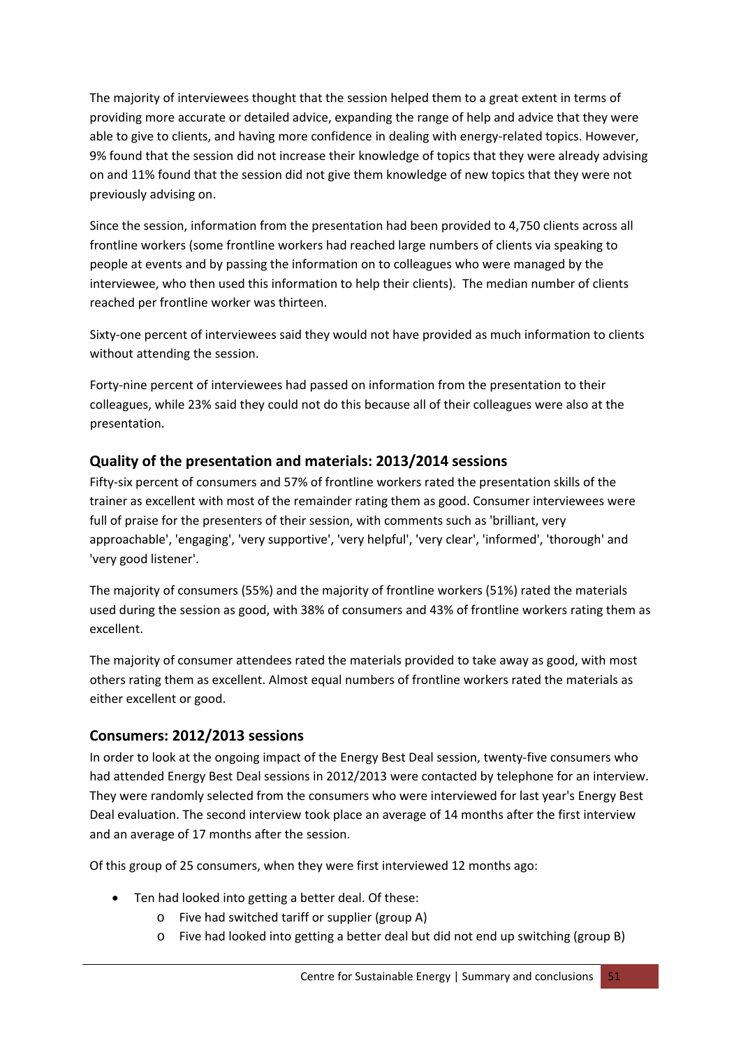The majority of interviewees thought that the session helped them to a great extent in terms of providing more accurate or detailed advice, expanding the range of help and advice that they were able to give to clients, and having more confidence in dealing with energy-related topics. However, 9% found that the session did not increase their knowledge of topics that they were already advising on and 11% found that the session did not give them knowledge of new topics that they were not previously advising on.

Since the session, information from the presentation had been provided to 4,750 clients across all frontline workers (some frontline workers had reached large numbers of clients via speaking to people at events and by passing the information on to colleagues who were managed by the interviewee, who then used this information to help their clients). The median number of clients reached per frontline worker was thirteen.

Sixty-one percent of interviewees said they would not have provided as much information to clients without attending the session.

Forty-nine percent of interviewees had passed on information from the presentation to their colleagues, while 23% said they could not do this because all of their colleagues were also at the presentation.

## Quality of the presentation and materials: 2013/2014 sessions

Fifty-six percent of consumers and 57% of frontline workers rated the presentation skills of the trainer as excellent with most of the remainder rating them as good. Consumer interviewees were full of praise for the presenters of their session, with comments such as 'brilliant, very approachable', 'engaging', 'very supportive', 'very helpful', 'very clear', 'informed', 'thorough' and 'very good listener'.

The majority of consumers (55%) and the majority of frontline workers (51%) rated the materials used during the session as good, with 38% of consumers and 43% of frontline workers rating them as excellent.

The majority of consumer attendees rated the materials provided to take away as good, with most others rating them as excellent. Almost equal numbers of frontline workers rated the materials as either excellent or good.

## Consumers: 2012/2013 sessions

In order to look at the ongoing impact of the Energy Best Deal session, twenty-five consumers who had attended Energy Best Deal sessions in 2012/2013 were contacted by telephone for an interview. They were randomly selected from the consumers who were interviewed for last year's Energy Best Deal evaluation. The second interview took place an average of 14 months after the first interview and an average of 17 months after the session.

Of this group of 25 consumers, when they were first interviewed 12 months ago:

- Ten had looked into getting a better deal. Of these:
  - Five had switched tariff or supplier (group A)
  - Five had looked into getting a better deal but did not end up switching (group B)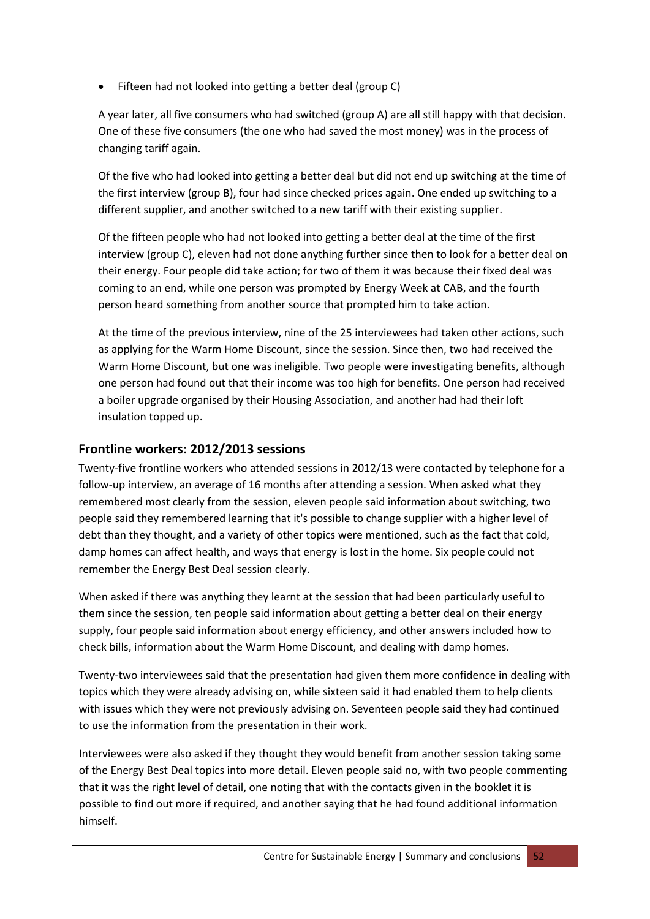- Fifteen had not looked into getting a better deal (group C)

A year later, all five consumers who had switched (group A) are all still happy with that decision. One of these five consumers (the one who had saved the most money) was in the process of changing tariff again.

Of the five who had looked into getting a better deal but did not end up switching at the time of the first interview (group B), four had since checked prices again. One ended up switching to a different supplier, and another switched to a new tariff with their existing supplier.

Of the fifteen people who had not looked into getting a better deal at the time of the first interview (group C), eleven had not done anything further since then to look for a better deal on their energy. Four people did take action; for two of them it was because their fixed deal was coming to an end, while one person was prompted by Energy Week at CAB, and the fourth person heard something from another source that prompted him to take action.

At the time of the previous interview, nine of the 25 interviewees had taken other actions, such as applying for the Warm Home Discount, since the session. Since then, two had received the Warm Home Discount, but one was ineligible. Two people were investigating benefits, although one person had found out that their income was too high for benefits. One person had received a boiler upgrade organised by their Housing Association, and another had had their loft insulation topped up.

## Frontline workers: 2012/2013 sessions

Twenty-five frontline workers who attended sessions in 2012/13 were contacted by telephone for a follow-up interview, an average of 16 months after attending a session. When asked what they remembered most clearly from the session, eleven people said information about switching, two people said they remembered learning that it's possible to change supplier with a higher level of debt than they thought, and a variety of other topics were mentioned, such as the fact that cold, damp homes can affect health, and ways that energy is lost in the home. Six people could not remember the Energy Best Deal session clearly.

When asked if there was anything they learnt at the session that had been particularly useful to them since the session, ten people said information about getting a better deal on their energy supply, four people said information about energy efficiency, and other answers included how to check bills, information about the Warm Home Discount, and dealing with damp homes.

Twenty-two interviewees said that the presentation had given them more confidence in dealing with topics which they were already advising on, while sixteen said it had enabled them to help clients with issues which they were not previously advising on. Seventeen people said they had continued to use the information from the presentation in their work.

Interviewees were also asked if they thought they would benefit from another session taking some of the Energy Best Deal topics into more detail. Eleven people said no, with two people commenting that it was the right level of detail, one noting that with the contacts given in the booklet it is possible to find out more if required, and another saying that he had found additional information himself.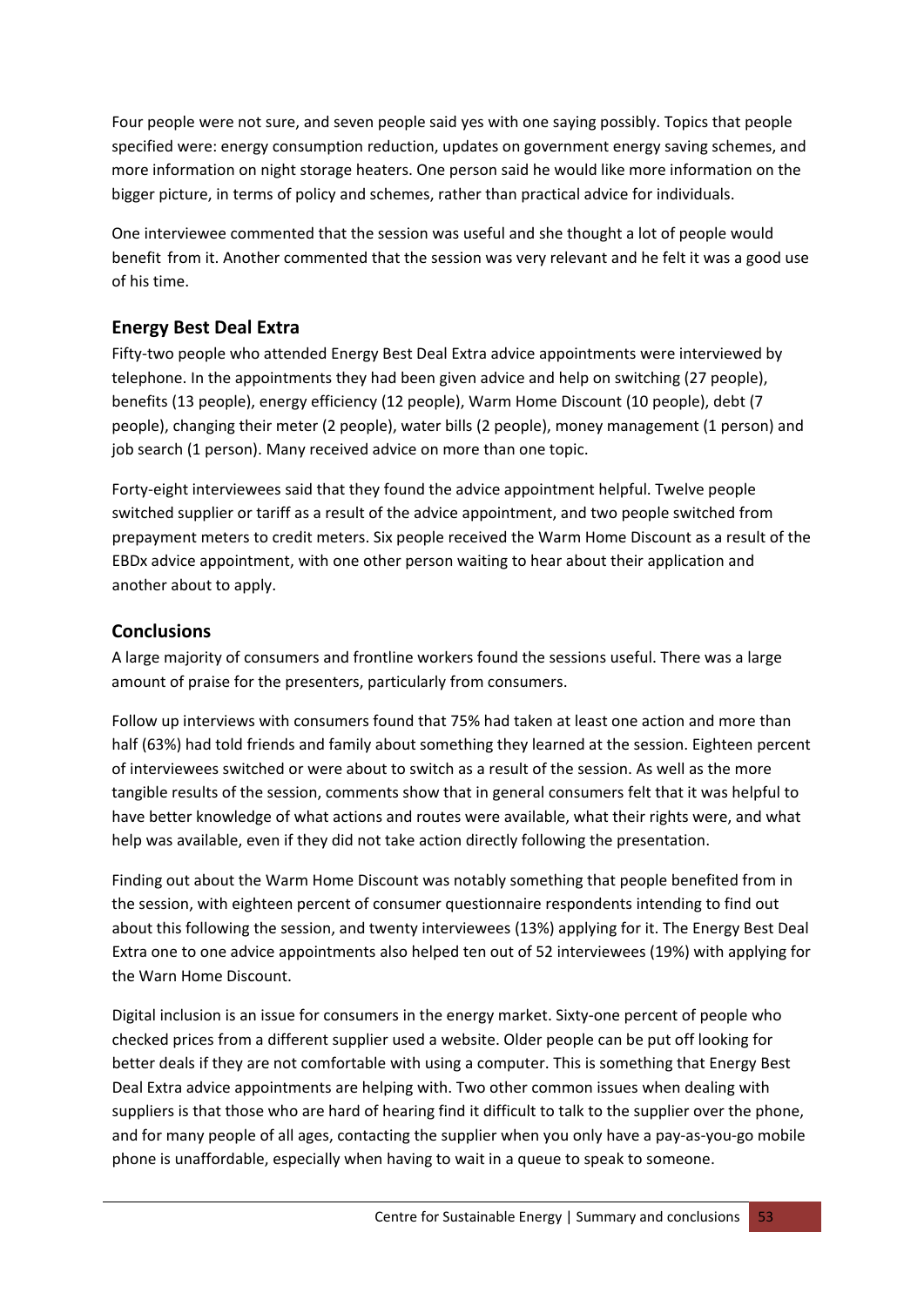Four people were not sure, and seven people said yes with one saying possibly. Topics that people specified were: energy consumption reduction, updates on government energy saving schemes, and more information on night storage heaters. One person said he would like more information on the bigger picture, in terms of policy and schemes, rather than practical advice for individuals.

One interviewee commented that the session was useful and she thought a lot of people would benefit from it. Another commented that the session was very relevant and he felt it was a good use of his time.

## Energy Best Deal Extra

Fifty-two people who attended Energy Best Deal Extra advice appointments were interviewed by telephone. In the appointments they had been given advice and help on switching (27 people), benefits (13 people), energy efficiency (12 people), Warm Home Discount (10 people), debt (7 people), changing their meter (2 people), water bills (2 people), money management (1 person) and job search (1 person). Many received advice on more than one topic.

Forty-eight interviewees said that they found the advice appointment helpful. Twelve people switched supplier or tariff as a result of the advice appointment, and two people switched from prepayment meters to credit meters. Six people received the Warm Home Discount as a result of the EBDx advice appointment, with one other person waiting to hear about their application and another about to apply.

## Conclusions

A large majority of consumers and frontline workers found the sessions useful. There was a large amount of praise for the presenters, particularly from consumers.

Follow up interviews with consumers found that 75% had taken at least one action and more than half (63%) had told friends and family about something they learned at the session. Eighteen percent of interviewees switched or were about to switch as a result of the session. As well as the more tangible results of the session, comments show that in general consumers felt that it was helpful to have better knowledge of what actions and routes were available, what their rights were, and what help was available, even if they did not take action directly following the presentation.

Finding out about the Warm Home Discount was notably something that people benefited from in the session, with eighteen percent of consumer questionnaire respondents intending to find out about this following the session, and twenty interviewees (13%) applying for it. The Energy Best Deal Extra one to one advice appointments also helped ten out of 52 interviewees (19%) with applying for the Warn Home Discount.

Digital inclusion is an issue for consumers in the energy market. Sixty-one percent of people who checked prices from a different supplier used a website. Older people can be put off looking for better deals if they are not comfortable with using a computer. This is something that Energy Best Deal Extra advice appointments are helping with. Two other common issues when dealing with suppliers is that those who are hard of hearing find it difficult to talk to the supplier over the phone, and for many people of all ages, contacting the supplier when you only have a pay-as-you-go mobile phone is unaffordable, especially when having to wait in a queue to speak to someone.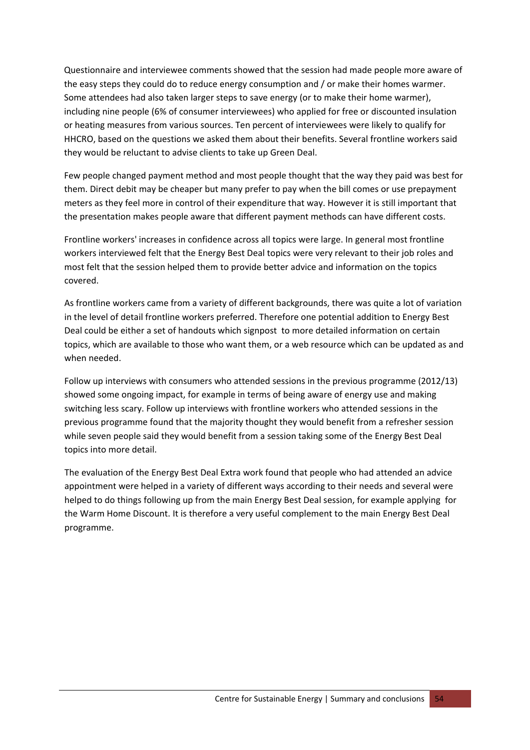Questionnaire and interviewee comments showed that the session had made people more aware of the easy steps they could do to reduce energy consumption and / or make their homes warmer. Some attendees had also taken larger steps to save energy (or to make their home warmer), including nine people (6% of consumer interviewees) who applied for free or discounted insulation or heating measures from various sources. Ten percent of interviewees were likely to qualify for HHCRO, based on the questions we asked them about their benefits. Several frontline workers said they would be reluctant to advise clients to take up Green Deal.

Few people changed payment method and most people thought that the way they paid was best for them. Direct debit may be cheaper but many prefer to pay when the bill comes or use prepayment meters as they feel more in control of their expenditure that way. However it is still important that the presentation makes people aware that different payment methods can have different costs.

Frontline workers' increases in confidence across all topics were large. In general most frontline workers interviewed felt that the Energy Best Deal topics were very relevant to their job roles and most felt that the session helped them to provide better advice and information on the topics covered.

As frontline workers came from a variety of different backgrounds, there was quite a lot of variation in the level of detail frontline workers preferred. Therefore one potential addition to Energy Best Deal could be either a set of handouts which signpost to more detailed information on certain topics, which are available to those who want them, or a web resource which can be updated as and when needed.

Follow up interviews with consumers who attended sessions in the previous programme (2012/13) showed some ongoing impact, for example in terms of being aware of energy use and making switching less scary. Follow up interviews with frontline workers who attended sessions in the previous programme found that the majority thought they would benefit from a refresher session while seven people said they would benefit from a session taking some of the Energy Best Deal topics into more detail.

The evaluation of the Energy Best Deal Extra work found that people who had attended an advice appointment were helped in a variety of different ways according to their needs and several were helped to do things following up from the main Energy Best Deal session, for example applying for the Warm Home Discount. It is therefore a very useful complement to the main Energy Best Deal programme.